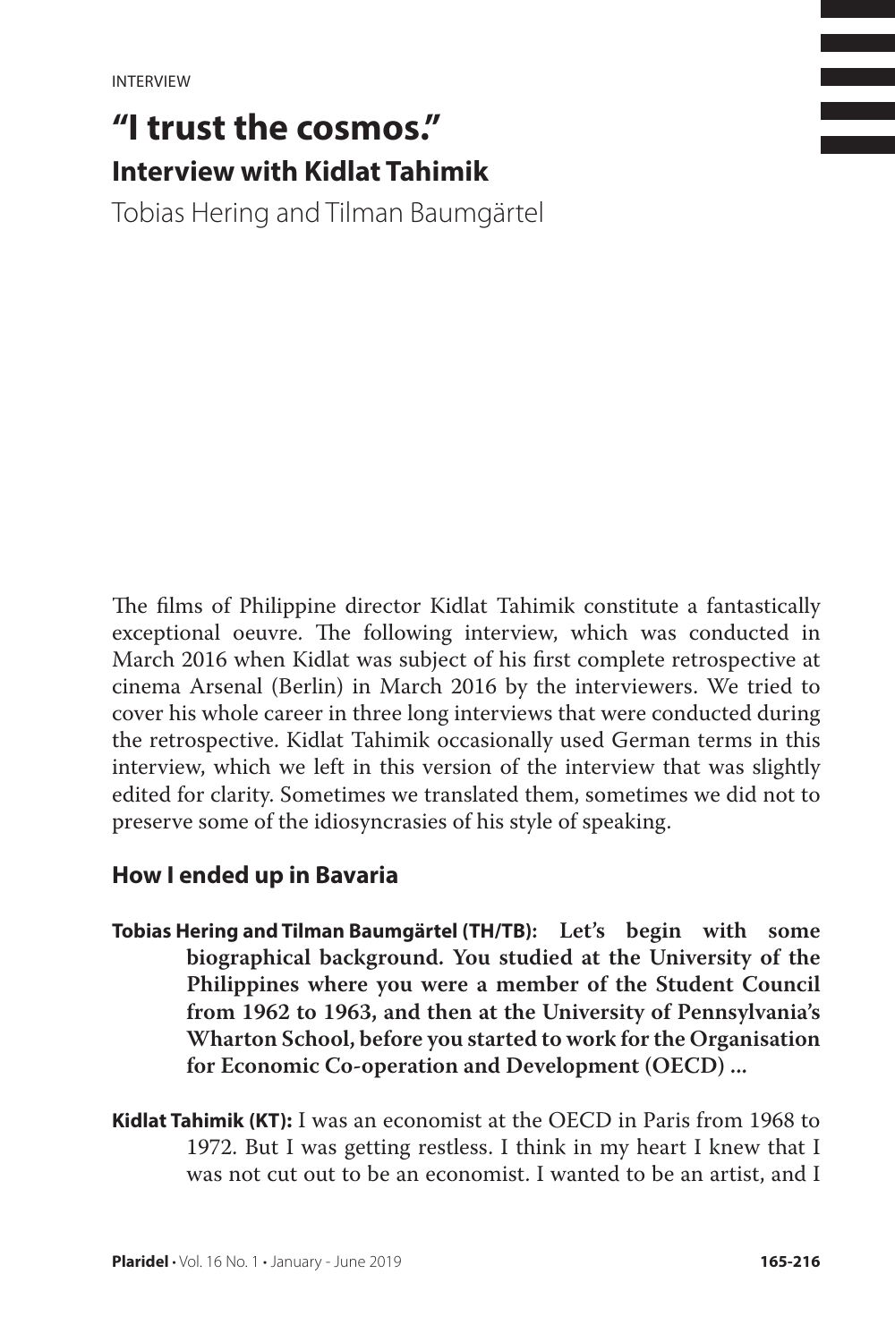INTERVIEW

# "I trust the cosmos."

## Interview with Kidlat Tahimik

Tobias Hering and Tilman Baumgärtel

The films of Philippine director Kidlat Tahimik constitute a fantastically exceptional oeuvre. The following interview, which was conducted in March 2016 when Kidlat was subject of his first complete retrospective at cinema Arsenal (Berlin) in March 2016 by the interviewers. We tried to cover his whole career in three long interviews that were conducted during the retrospective. Kidlat Tahimik occasionally used German terms in this interview, which we left in this version of the interview that was slightly edited for clarity. Sometimes we translated them, sometimes we did not to preserve some of the idiosyncrasies of his style of speaking.

### How I ended up in Bavaria

**Tobias Hering and Tilman Baumgärtel (TH/TB):** **Let's begin with some biographical background. You studied at the University of the Philippines where you were a member of the Student Council from 1962 to 1963, and then at the University of Pennsylvania's Wharton School, before you started to work for the Organisation for Economic Co-operation and Development (OECD) ...**

**Kidlat Tahimik (KT):** I was an economist at the OECD in Paris from 1968 to 1972. But I was getting restless. I think in my heart I knew that I was not cut out to be an economist. I wanted to be an artist, and I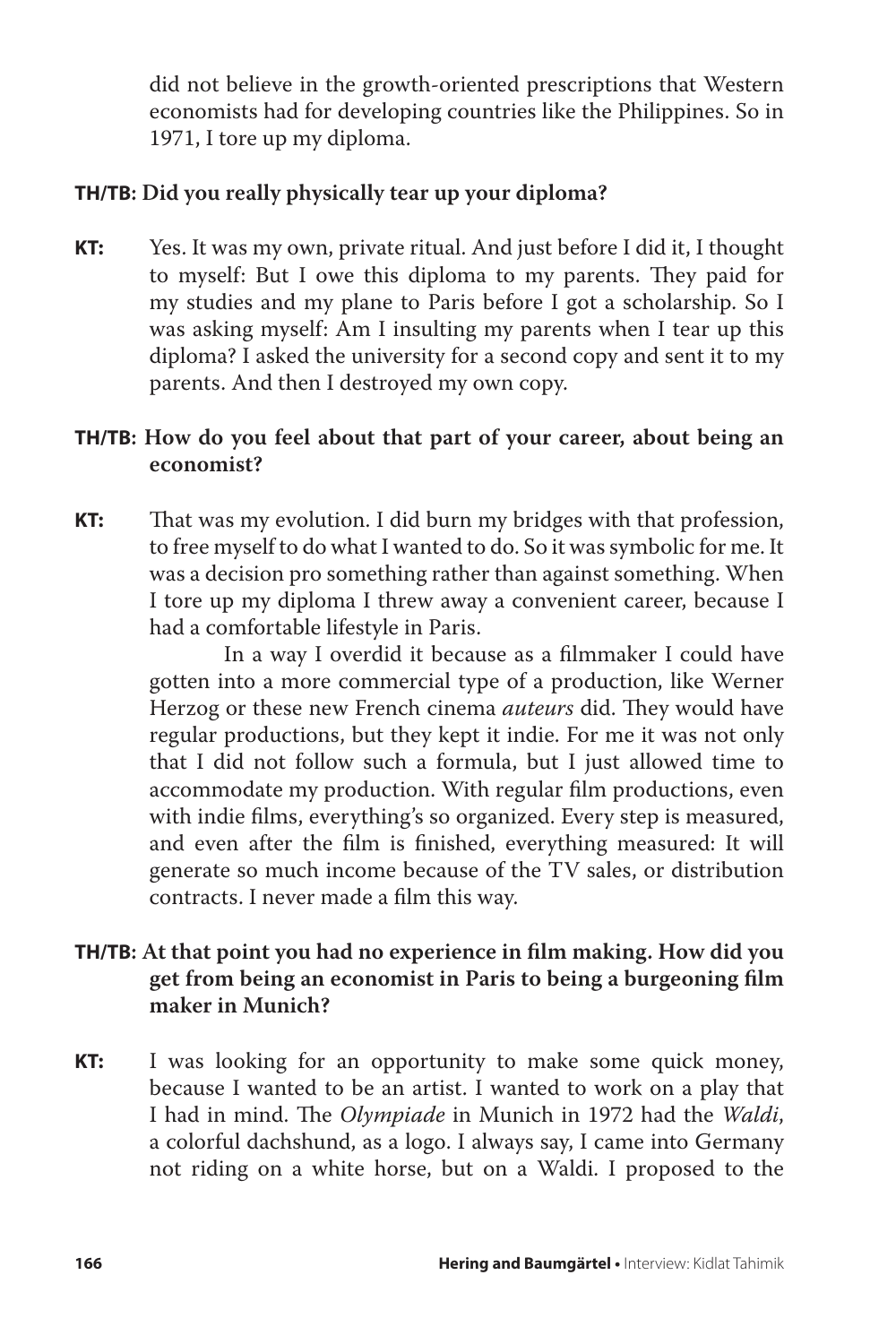did not believe in the growth-oriented prescriptions that Western economists had for developing countries like the Philippines. So in 1971, I tore up my diploma.

**TH/TB: Did you really physically tear up your diploma?**

**KT:** Yes. It was my own, private ritual. And just before I did it, I thought to myself: But I owe this diploma to my parents. They paid for my studies and my plane to Paris before I got a scholarship. So I was asking myself: Am I insulting my parents when I tear up this diploma? I asked the university for a second copy and sent it to my parents. And then I destroyed my own copy.

**TH/TB: How do you feel about that part of your career, about being an economist?**

**KT:** That was my evolution. I did burn my bridges with that profession, to free myself to do what I wanted to do. So it was symbolic for me. It was a decision pro something rather than against something. When I tore up my diploma I threw away a convenient career, because I had a comfortable lifestyle in Paris.

In a way I overdid it because as a filmmaker I could have gotten into a more commercial type of a production, like Werner Herzog or these new French cinema *auteurs* did. They would have regular productions, but they kept it indie. For me it was not only that I did not follow such a formula, but I just allowed time to accommodate my production. With regular film productions, even with indie films, everything's so organized. Every step is measured, and even after the film is finished, everything measured: It will generate so much income because of the TV sales, or distribution contracts. I never made a film this way.

**TH/TB: At that point you had no experience in film making. How did you get from being an economist in Paris to being a burgeoning film maker in Munich?**

**KT:** I was looking for an opportunity to make some quick money, because I wanted to be an artist. I wanted to work on a play that I had in mind. The *Olympiade* in Munich in 1972 had the *Waldi*, a colorful dachshund, as a logo. I always say, I came into Germany not riding on a white horse, but on a Waldi. I proposed to the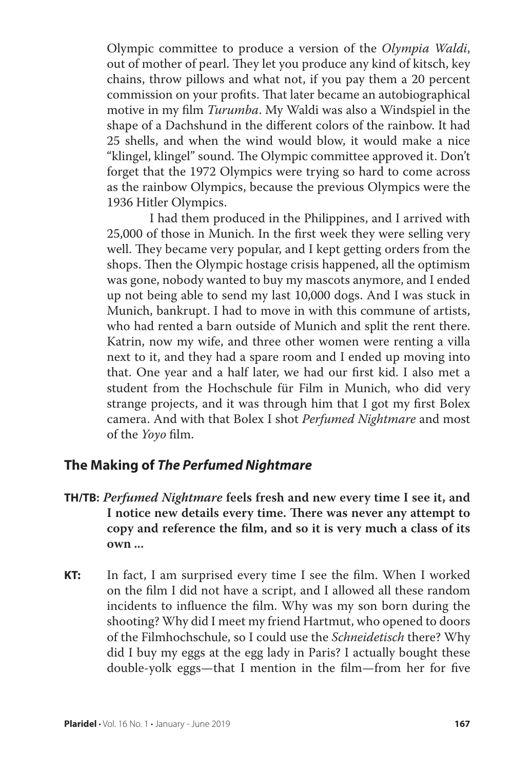Olympic committee to produce a version of the *Olympia Waldi*, out of mother of pearl. They let you produce any kind of kitsch, key chains, throw pillows and what not, if you pay them a 20 percent commission on your profits. That later became an autobiographical motive in my film *Turumba*. My Waldi was also a Windspiel in the shape of a Dachshund in the different colors of the rainbow. It had 25 shells, and when the wind would blow, it would make a nice "klingel, klingel" sound. The Olympic committee approved it. Don't forget that the 1972 Olympics were trying so hard to come across as the rainbow Olympics, because the previous Olympics were the 1936 Hitler Olympics.

I had them produced in the Philippines, and I arrived with 25,000 of those in Munich. In the first week they were selling very well. They became very popular, and I kept getting orders from the shops. Then the Olympic hostage crisis happened, all the optimism was gone, nobody wanted to buy my mascots anymore, and I ended up not being able to send my last 10,000 dogs. And I was stuck in Munich, bankrupt. I had to move in with this commune of artists, who had rented a barn outside of Munich and split the rent there. Katrin, now my wife, and three other women were renting a villa next to it, and they had a spare room and I ended up moving into that. One year and a half later, we had our first kid. I also met a student from the Hochschule für Film in Munich, who did very strange projects, and it was through him that I got my first Bolex camera. And with that Bolex I shot *Perfumed Nightmare* and most of the *Yoyo* film.

## The Making of *The Perfumed Nightmare*

**TH/TB: *Perfumed Nightmare* feels fresh and new every time I see it, and I notice new details every time. There was never any attempt to copy and reference the film, and so it is very much a class of its own ...**

**KT:** In fact, I am surprised every time I see the film. When I worked on the film I did not have a script, and I allowed all these random incidents to influence the film. Why was my son born during the shooting? Why did I meet my friend Hartmut, who opened to doors of the Filmhochschule, so I could use the *Schneidetisch* there? Why did I buy my eggs at the egg lady in Paris? I actually bought these double-yolk eggs—that I mention in the film—from her for five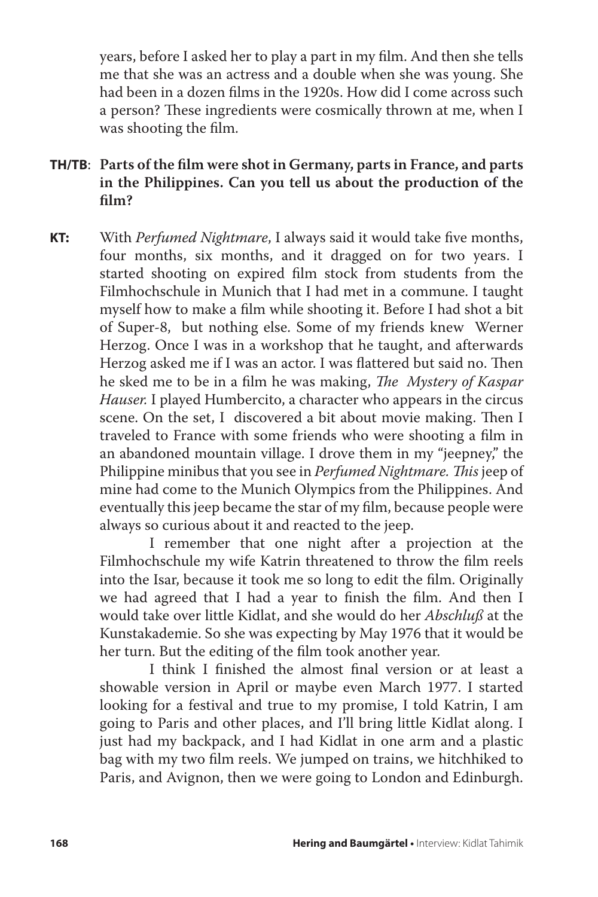years, before I asked her to play a part in my film. And then she tells me that she was an actress and a double when she was young. She had been in a dozen films in the 1920s. How did I come across such a person? These ingredients were cosmically thrown at me, when I was shooting the film.

**TH/TB**: **Parts of the film were shot in Germany, parts in France, and parts in the Philippines. Can you tell us about the production of the film?**

**KT:** With *Perfumed Nightmare*, I always said it would take five months, four months, six months, and it dragged on for two years. I started shooting on expired film stock from students from the Filmhochschule in Munich that I had met in a commune. I taught myself how to make a film while shooting it. Before I had shot a bit of Super-8, but nothing else. Some of my friends knew Werner Herzog. Once I was in a workshop that he taught, and afterwards Herzog asked me if I was an actor. I was flattered but said no. Then he sked me to be in a film he was making, *The Mystery of Kaspar Hauser.* I played Humbercito, a character who appears in the circus scene. On the set, I discovered a bit about movie making. Then I traveled to France with some friends who were shooting a film in an abandoned mountain village. I drove them in my "jeepney," the Philippine minibus that you see in *Perfumed Nightmare. This* jeep of mine had come to the Munich Olympics from the Philippines. And eventually this jeep became the star of my film, because people were always so curious about it and reacted to the jeep.

I remember that one night after a projection at the Filmhochschule my wife Katrin threatened to throw the film reels into the Isar, because it took me so long to edit the film. Originally we had agreed that I had a year to finish the film. And then I would take over little Kidlat, and she would do her *Abschluß* at the Kunstakademie. So she was expecting by May 1976 that it would be her turn. But the editing of the film took another year.

I think I finished the almost final version or at least a showable version in April or maybe even March 1977. I started looking for a festival and true to my promise, I told Katrin, I am going to Paris and other places, and I'll bring little Kidlat along. I just had my backpack, and I had Kidlat in one arm and a plastic bag with my two film reels. We jumped on trains, we hitchhiked to Paris, and Avignon, then we were going to London and Edinburgh.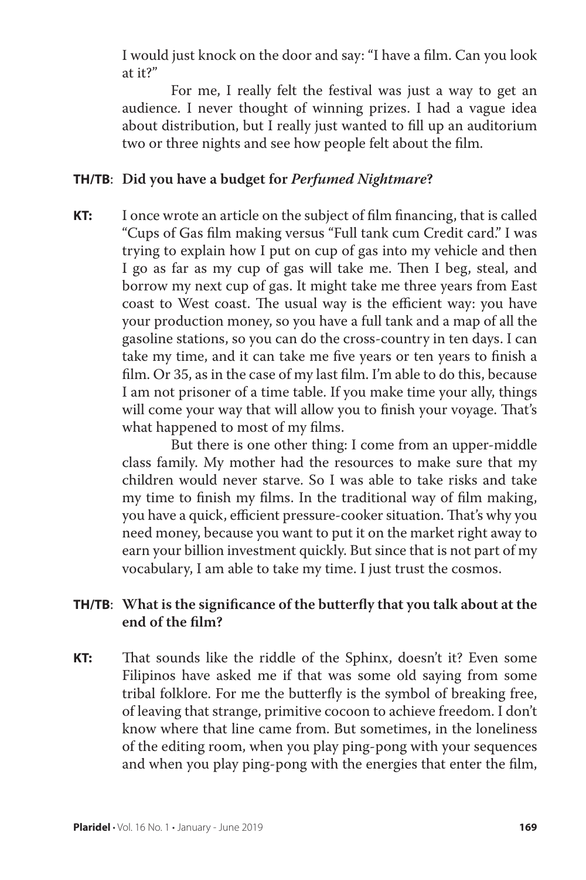I would just knock on the door and say: "I have a film. Can you look at it?"

For me, I really felt the festival was just a way to get an audience. I never thought of winning prizes. I had a vague idea about distribution, but I really just wanted to fill up an auditorium two or three nights and see how people felt about the film.

**TH/TB**: **Did you have a budget for *Perfumed Nightmare*?**

**KT:** I once wrote an article on the subject of film financing, that is called "Cups of Gas film making versus "Full tank cum Credit card." I was trying to explain how I put on cup of gas into my vehicle and then I go as far as my cup of gas will take me. Then I beg, steal, and borrow my next cup of gas. It might take me three years from East coast to West coast. The usual way is the efficient way: you have your production money, so you have a full tank and a map of all the gasoline stations, so you can do the cross-country in ten days. I can take my time, and it can take me five years or ten years to finish a film. Or 35, as in the case of my last film. I'm able to do this, because I am not prisoner of a time table. If you make time your ally, things will come your way that will allow you to finish your voyage. That's what happened to most of my films.

But there is one other thing: I come from an upper-middle class family. My mother had the resources to make sure that my children would never starve. So I was able to take risks and take my time to finish my films. In the traditional way of film making, you have a quick, efficient pressure-cooker situation. That's why you need money, because you want to put it on the market right away to earn your billion investment quickly. But since that is not part of my vocabulary, I am able to take my time. I just trust the cosmos.

**TH/TB**: **What is the significance of the butterfly that you talk about at the end of the film?**

**KT:** That sounds like the riddle of the Sphinx, doesn't it? Even some Filipinos have asked me if that was some old saying from some tribal folklore. For me the butterfly is the symbol of breaking free, of leaving that strange, primitive cocoon to achieve freedom. I don't know where that line came from. But sometimes, in the loneliness of the editing room, when you play ping-pong with your sequences and when you play ping-pong with the energies that enter the film,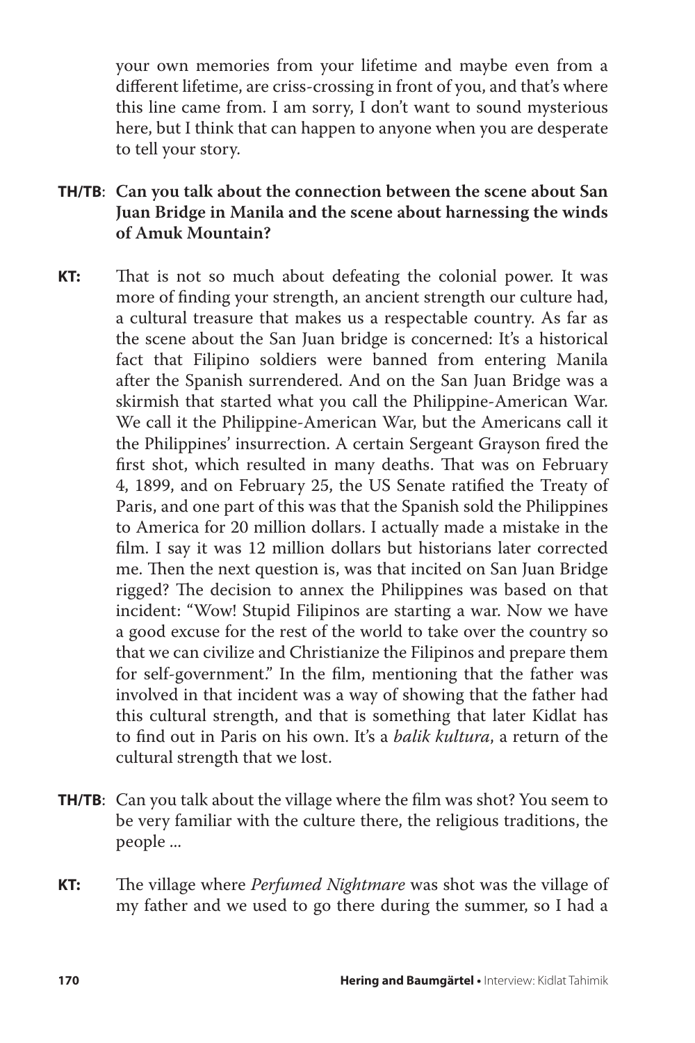your own memories from your lifetime and maybe even from a different lifetime, are criss-crossing in front of you, and that's where this line came from. I am sorry, I don't want to sound mysterious here, but I think that can happen to anyone when you are desperate to tell your story.

**TH/TB**: **Can you talk about the connection between the scene about San Juan Bridge in Manila and the scene about harnessing the winds of Amuk Mountain?**

**KT:** That is not so much about defeating the colonial power. It was more of finding your strength, an ancient strength our culture had, a cultural treasure that makes us a respectable country. As far as the scene about the San Juan bridge is concerned: It's a historical fact that Filipino soldiers were banned from entering Manila after the Spanish surrendered. And on the San Juan Bridge was a skirmish that started what you call the Philippine-American War. We call it the Philippine-American War, but the Americans call it the Philippines' insurrection. A certain Sergeant Grayson fired the first shot, which resulted in many deaths. That was on February 4, 1899, and on February 25, the US Senate ratified the Treaty of Paris, and one part of this was that the Spanish sold the Philippines to America for 20 million dollars. I actually made a mistake in the film. I say it was 12 million dollars but historians later corrected me. Then the next question is, was that incited on San Juan Bridge rigged? The decision to annex the Philippines was based on that incident: "Wow! Stupid Filipinos are starting a war. Now we have a good excuse for the rest of the world to take over the country so that we can civilize and Christianize the Filipinos and prepare them for self-government." In the film, mentioning that the father was involved in that incident was a way of showing that the father had this cultural strength, and that is something that later Kidlat has to find out in Paris on his own. It's a *balik kultura*, a return of the cultural strength that we lost.

**TH/TB**: Can you talk about the village where the film was shot? You seem to be very familiar with the culture there, the religious traditions, the people ...

**KT:** The village where *Perfumed Nightmare* was shot was the village of my father and we used to go there during the summer, so I had a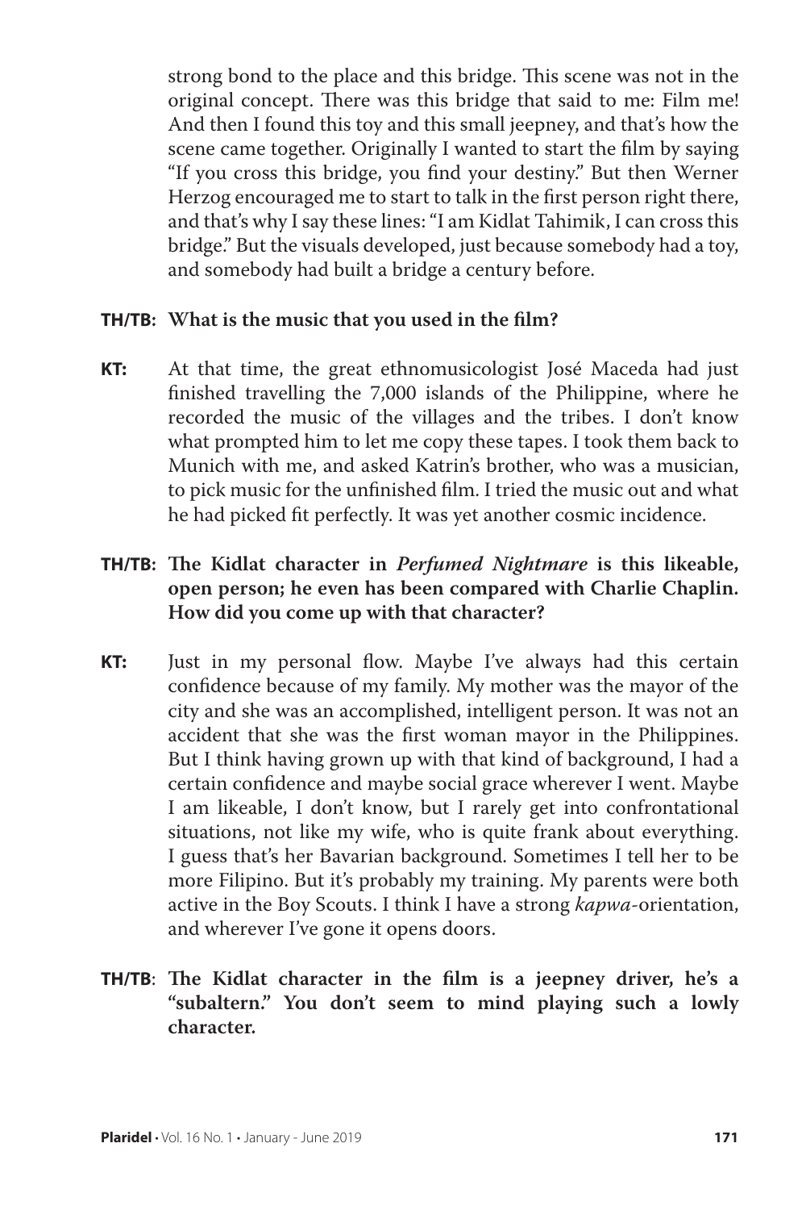strong bond to the place and this bridge. This scene was not in the original concept. There was this bridge that said to me: Film me! And then I found this toy and this small jeepney, and that's how the scene came together. Originally I wanted to start the film by saying "If you cross this bridge, you find your destiny." But then Werner Herzog encouraged me to start to talk in the first person right there, and that's why I say these lines: "I am Kidlat Tahimik, I can cross this bridge." But the visuals developed, just because somebody had a toy, and somebody had built a bridge a century before.

**TH/TB: What is the music that you used in the film?**

**KT:** At that time, the great ethnomusicologist José Maceda had just finished travelling the 7,000 islands of the Philippine, where he recorded the music of the villages and the tribes. I don't know what prompted him to let me copy these tapes. I took them back to Munich with me, and asked Katrin's brother, who was a musician, to pick music for the unfinished film. I tried the music out and what he had picked fit perfectly. It was yet another cosmic incidence.

**TH/TB: The Kidlat character in *Perfumed Nightmare* is this likeable, open person; he even has been compared with Charlie Chaplin. How did you come up with that character?**

**KT:** Just in my personal flow. Maybe I've always had this certain confidence because of my family. My mother was the mayor of the city and she was an accomplished, intelligent person. It was not an accident that she was the first woman mayor in the Philippines. But I think having grown up with that kind of background, I had a certain confidence and maybe social grace wherever I went. Maybe I am likeable, I don't know, but I rarely get into confrontational situations, not like my wife, who is quite frank about everything. I guess that's her Bavarian background. Sometimes I tell her to be more Filipino. But it's probably my training. My parents were both active in the Boy Scouts. I think I have a strong *kapwa*-orientation, and wherever I've gone it opens doors.

**TH/TB**: **The Kidlat character in the film is a jeepney driver, he's a "subaltern." You don't seem to mind playing such a lowly character.**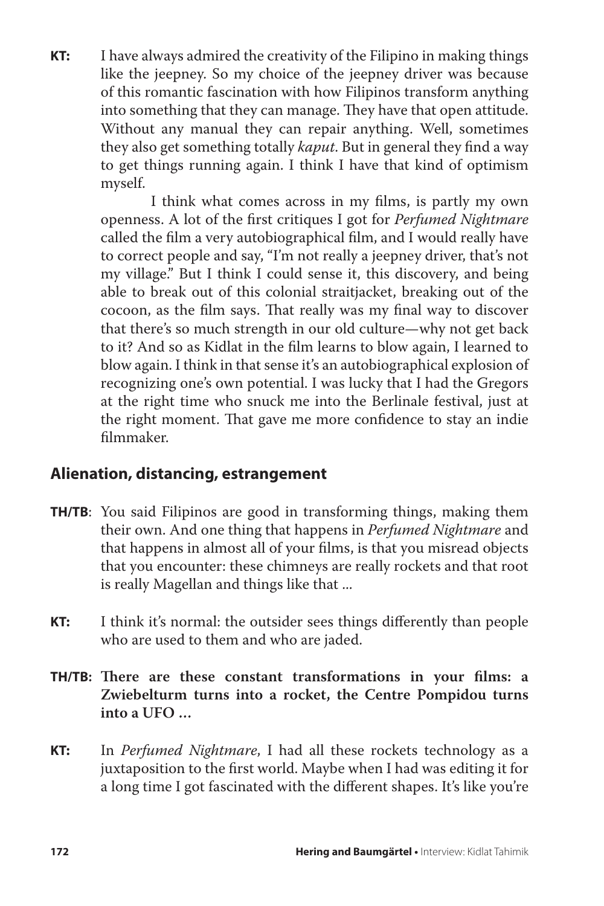**KT:** I have always admired the creativity of the Filipino in making things like the jeepney. So my choice of the jeepney driver was because of this romantic fascination with how Filipinos transform anything into something that they can manage. They have that open attitude. Without any manual they can repair anything. Well, sometimes they also get something totally *kaput*. But in general they find a way to get things running again. I think I have that kind of optimism myself.

I think what comes across in my films, is partly my own openness. A lot of the first critiques I got for *Perfumed Nightmare* called the film a very autobiographical film, and I would really have to correct people and say, "I'm not really a jeepney driver, that's not my village." But I think I could sense it, this discovery, and being able to break out of this colonial straitjacket, breaking out of the cocoon, as the film says. That really was my final way to discover that there's so much strength in our old culture—why not get back to it? And so as Kidlat in the film learns to blow again, I learned to blow again. I think in that sense it's an autobiographical explosion of recognizing one's own potential. I was lucky that I had the Gregors at the right time who snuck me into the Berlinale festival, just at the right moment. That gave me more confidence to stay an indie filmmaker.

## Alienation, distancing, estrangement

**TH/TB**: You said Filipinos are good in transforming things, making them their own. And one thing that happens in *Perfumed Nightmare* and that happens in almost all of your films, is that you misread objects that you encounter: these chimneys are really rockets and that root is really Magellan and things like that ...

**KT:** I think it's normal: the outsider sees things differently than people who are used to them and who are jaded.

**TH/TB: There are these constant transformations in your films: a Zwiebelturm turns into a rocket, the Centre Pompidou turns into a UFO …**

**KT:** In *Perfumed Nightmare*, I had all these rockets technology as a juxtaposition to the first world. Maybe when I had was editing it for a long time I got fascinated with the different shapes. It's like you're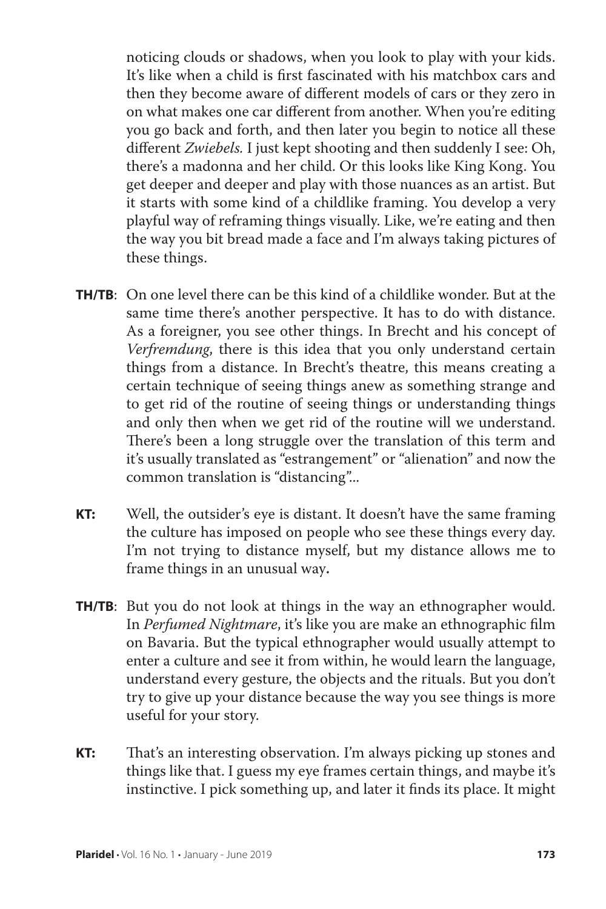noticing clouds or shadows, when you look to play with your kids. It's like when a child is first fascinated with his matchbox cars and then they become aware of different models of cars or they zero in on what makes one car different from another. When you're editing you go back and forth, and then later you begin to notice all these different *Zwiebels.* I just kept shooting and then suddenly I see: Oh, there's a madonna and her child. Or this looks like King Kong. You get deeper and deeper and play with those nuances as an artist. But it starts with some kind of a childlike framing. You develop a very playful way of reframing things visually. Like, we're eating and then the way you bit bread made a face and I'm always taking pictures of these things.

**TH/TB**: On one level there can be this kind of a childlike wonder. But at the same time there's another perspective. It has to do with distance. As a foreigner, you see other things. In Brecht and his concept of *Verfremdung*, there is this idea that you only understand certain things from a distance. In Brecht's theatre, this means creating a certain technique of seeing things anew as something strange and to get rid of the routine of seeing things or understanding things and only then when we get rid of the routine will we understand. There's been a long struggle over the translation of this term and it's usually translated as "estrangement" or "alienation" and now the common translation is "distancing"...

**KT:** Well, the outsider's eye is distant. It doesn't have the same framing the culture has imposed on people who see these things every day. I'm not trying to distance myself, but my distance allows me to frame things in an unusual way.

**TH/TB**: But you do not look at things in the way an ethnographer would. In *Perfumed Nightmare*, it's like you are make an ethnographic film on Bavaria. But the typical ethnographer would usually attempt to enter a culture and see it from within, he would learn the language, understand every gesture, the objects and the rituals. But you don't try to give up your distance because the way you see things is more useful for your story.

**KT:** That's an interesting observation. I'm always picking up stones and things like that. I guess my eye frames certain things, and maybe it's instinctive. I pick something up, and later it finds its place. It might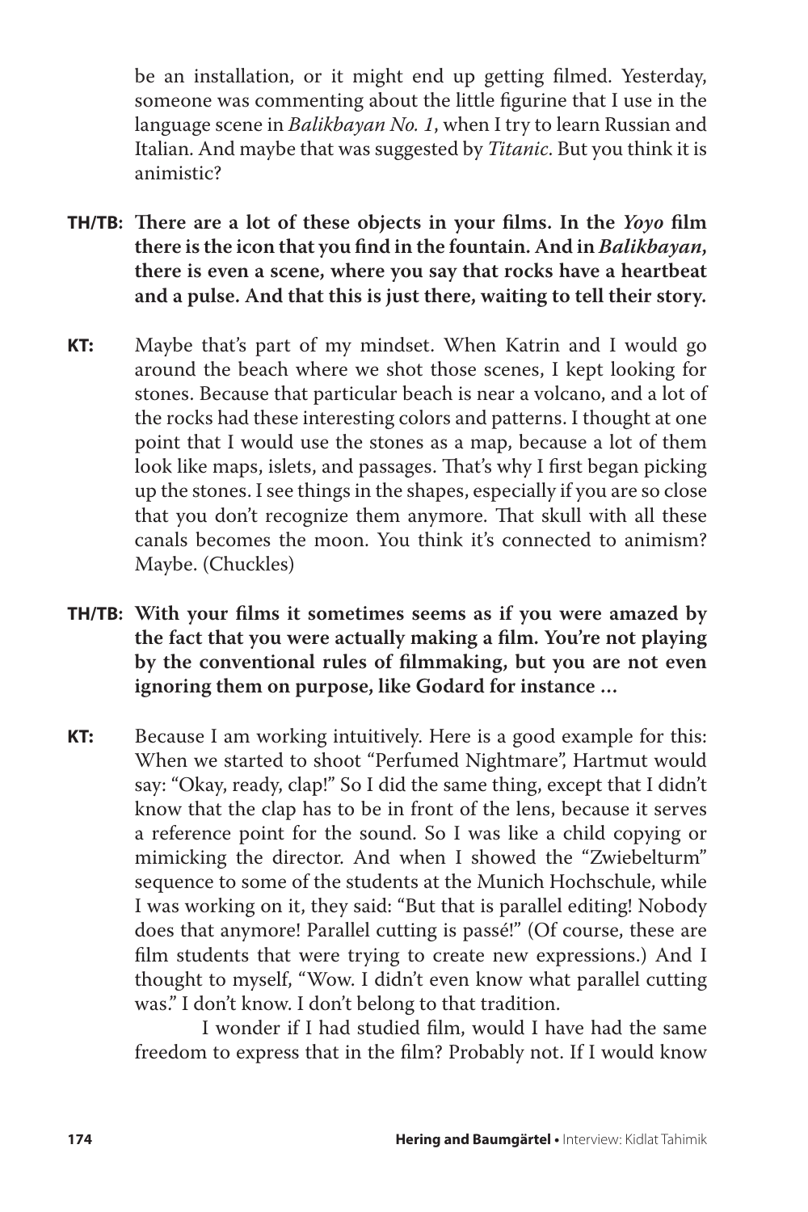be an installation, or it might end up getting filmed. Yesterday, someone was commenting about the little figurine that I use in the language scene in *Balikbayan No. 1*, when I try to learn Russian and Italian. And maybe that was suggested by *Titanic*. But you think it is animistic?

**TH/TB: There are a lot of these objects in your films. In the *Yoyo* film there is the icon that you find in the fountain. And in *Balikbayan*, there is even a scene, where you say that rocks have a heartbeat and a pulse. And that this is just there, waiting to tell their story.**

**KT:** Maybe that's part of my mindset. When Katrin and I would go around the beach where we shot those scenes, I kept looking for stones. Because that particular beach is near a volcano, and a lot of the rocks had these interesting colors and patterns. I thought at one point that I would use the stones as a map, because a lot of them look like maps, islets, and passages. That's why I first began picking up the stones. I see things in the shapes, especially if you are so close that you don't recognize them anymore. That skull with all these canals becomes the moon. You think it's connected to animism? Maybe. (Chuckles)

**TH/TB: With your films it sometimes seems as if you were amazed by the fact that you were actually making a film. You're not playing by the conventional rules of filmmaking, but you are not even ignoring them on purpose, like Godard for instance …**

**KT:** Because I am working intuitively. Here is a good example for this: When we started to shoot "Perfumed Nightmare", Hartmut would say: "Okay, ready, clap!" So I did the same thing, except that I didn't know that the clap has to be in front of the lens, because it serves a reference point for the sound. So I was like a child copying or mimicking the director. And when I showed the "Zwiebelturm" sequence to some of the students at the Munich Hochschule, while I was working on it, they said: "But that is parallel editing! Nobody does that anymore! Parallel cutting is passé!" (Of course, these are film students that were trying to create new expressions.) And I thought to myself, "Wow. I didn't even know what parallel cutting was." I don't know. I don't belong to that tradition.

I wonder if I had studied film, would I have had the same freedom to express that in the film? Probably not. If I would know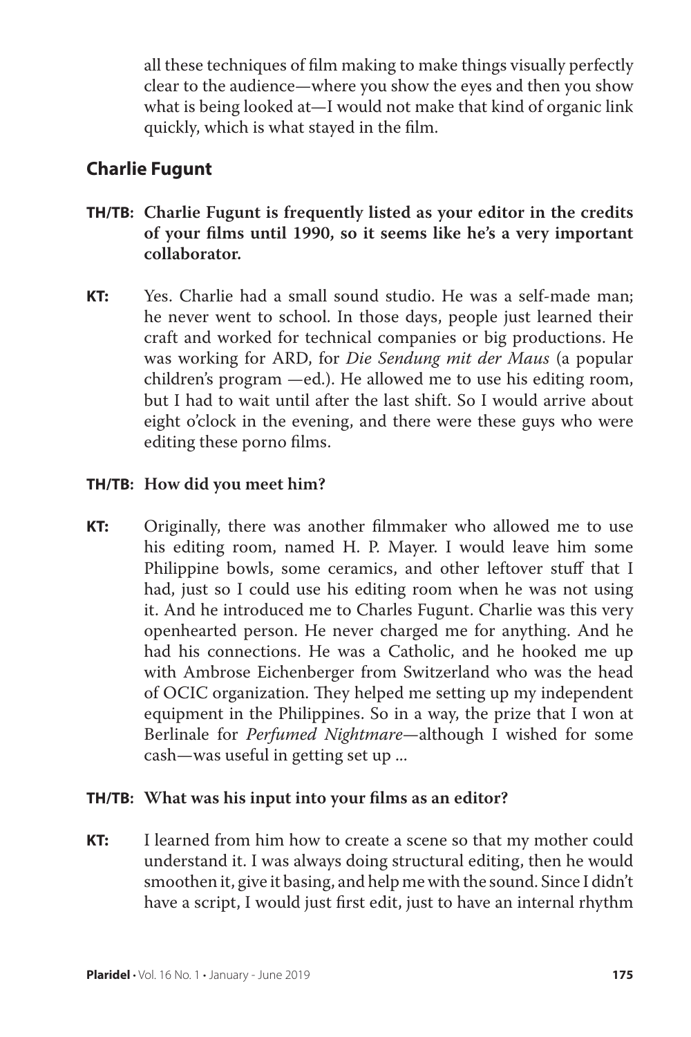all these techniques of film making to make things visually perfectly clear to the audience—where you show the eyes and then you show what is being looked at—I would not make that kind of organic link quickly, which is what stayed in the film.

## Charlie Fugunt

**TH/TB: Charlie Fugunt is frequently listed as your editor in the credits of your films until 1990, so it seems like he's a very important collaborator.**

**KT:** Yes. Charlie had a small sound studio. He was a self-made man; he never went to school. In those days, people just learned their craft and worked for technical companies or big productions. He was working for ARD, for *Die Sendung mit der Maus* (a popular children's program —ed.). He allowed me to use his editing room, but I had to wait until after the last shift. So I would arrive about eight o'clock in the evening, and there were these guys who were editing these porno films.

**TH/TB: How did you meet him?**

**KT:** Originally, there was another filmmaker who allowed me to use his editing room, named H. P. Mayer. I would leave him some Philippine bowls, some ceramics, and other leftover stuff that I had, just so I could use his editing room when he was not using it. And he introduced me to Charles Fugunt. Charlie was this very openhearted person. He never charged me for anything. And he had his connections. He was a Catholic, and he hooked me up with Ambrose Eichenberger from Switzerland who was the head of OCIC organization. They helped me setting up my independent equipment in the Philippines. So in a way, the prize that I won at Berlinale for *Perfumed Nightmare*—although I wished for some cash—was useful in getting set up ...

**TH/TB: What was his input into your films as an editor?**

**KT:** I learned from him how to create a scene so that my mother could understand it. I was always doing structural editing, then he would smoothen it, give it basing, and help me with the sound. Since I didn't have a script, I would just first edit, just to have an internal rhythm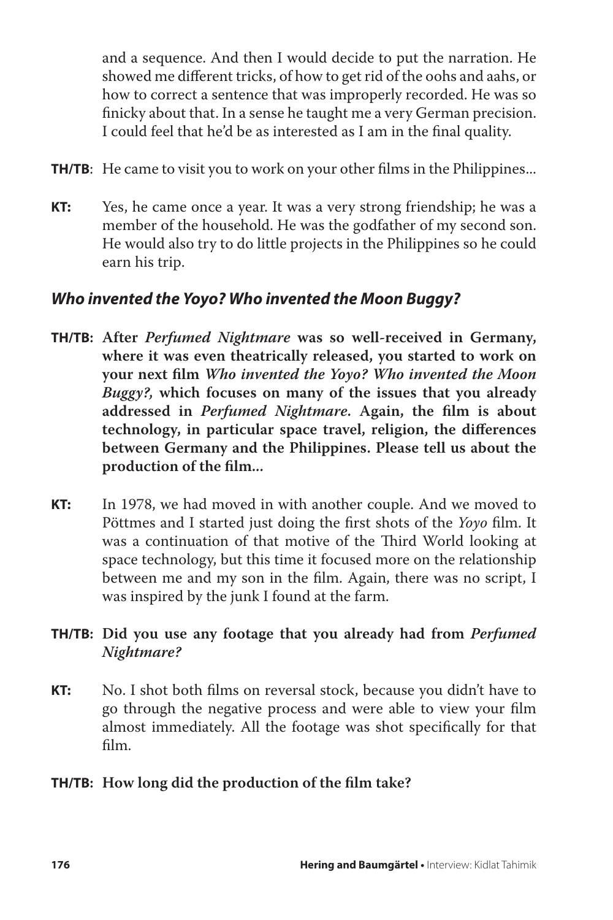and a sequence. And then I would decide to put the narration. He showed me different tricks, of how to get rid of the oohs and aahs, or how to correct a sentence that was improperly recorded. He was so finicky about that. In a sense he taught me a very German precision. I could feel that he'd be as interested as I am in the final quality.

**TH/TB**: He came to visit you to work on your other films in the Philippines...

**KT:** Yes, he came once a year. It was a very strong friendship; he was a member of the household. He was the godfather of my second son. He would also try to do little projects in the Philippines so he could earn his trip.

### *Who invented the Yoyo? Who invented the Moon Buggy?*

**TH/TB: After *Perfumed Nightmare* was so well-received in Germany, where it was even theatrically released, you started to work on your next film *Who invented the Yoyo? Who invented the Moon Buggy?,* which focuses on many of the issues that you already addressed in *Perfumed Nightmare*. Again, the film is about technology, in particular space travel, religion, the differences between Germany and the Philippines. Please tell us about the production of the film...**

**KT:** In 1978, we had moved in with another couple. And we moved to Pöttmes and I started just doing the first shots of the *Yoyo* film. It was a continuation of that motive of the Third World looking at space technology, but this time it focused more on the relationship between me and my son in the film. Again, there was no script, I was inspired by the junk I found at the farm.

**TH/TB: Did you use any footage that you already had from *Perfumed Nightmare?***

**KT:** No. I shot both films on reversal stock, because you didn't have to go through the negative process and were able to view your film almost immediately. All the footage was shot specifically for that film.

**TH/TB: How long did the production of the film take?**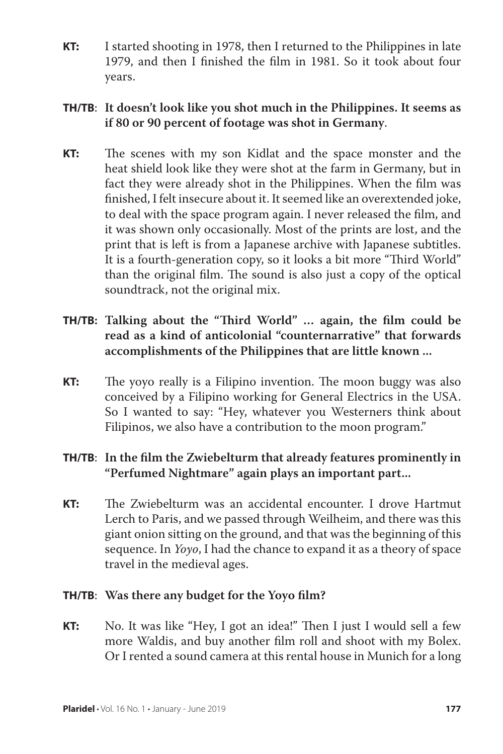**KT:** I started shooting in 1978, then I returned to the Philippines in late 1979, and then I finished the film in 1981. So it took about four years.

**TH/TB**: **It doesn't look like you shot much in the Philippines. It seems as if 80 or 90 percent of footage was shot in Germany**.

**KT:** The scenes with my son Kidlat and the space monster and the heat shield look like they were shot at the farm in Germany, but in fact they were already shot in the Philippines. When the film was finished, I felt insecure about it. It seemed like an overextended joke, to deal with the space program again. I never released the film, and it was shown only occasionally. Most of the prints are lost, and the print that is left is from a Japanese archive with Japanese subtitles. It is a fourth-generation copy, so it looks a bit more "Third World" than the original film. The sound is also just a copy of the optical soundtrack, not the original mix.

**TH/TB: Talking about the "Third World" ... again, the film could be read as a kind of anticolonial "counternarrative" that forwards accomplishments of the Philippines that are little known ...**

**KT:** The yoyo really is a Filipino invention. The moon buggy was also conceived by a Filipino working for General Electrics in the USA. So I wanted to say: "Hey, whatever you Westerners think about Filipinos, we also have a contribution to the moon program."

**TH/TB**: **In the film the Zwiebelturm that already features prominently in "Perfumed Nightmare" again plays an important part...**

**KT:** The Zwiebelturm was an accidental encounter. I drove Hartmut Lerch to Paris, and we passed through Weilheim, and there was this giant onion sitting on the ground, and that was the beginning of this sequence. In *Yoyo*, I had the chance to expand it as a theory of space travel in the medieval ages.

**TH/TB**: **Was there any budget for the Yoyo film?**

**KT:** No. It was like "Hey, I got an idea!" Then I just I would sell a few more Waldis, and buy another film roll and shoot with my Bolex. Or I rented a sound camera at this rental house in Munich for a long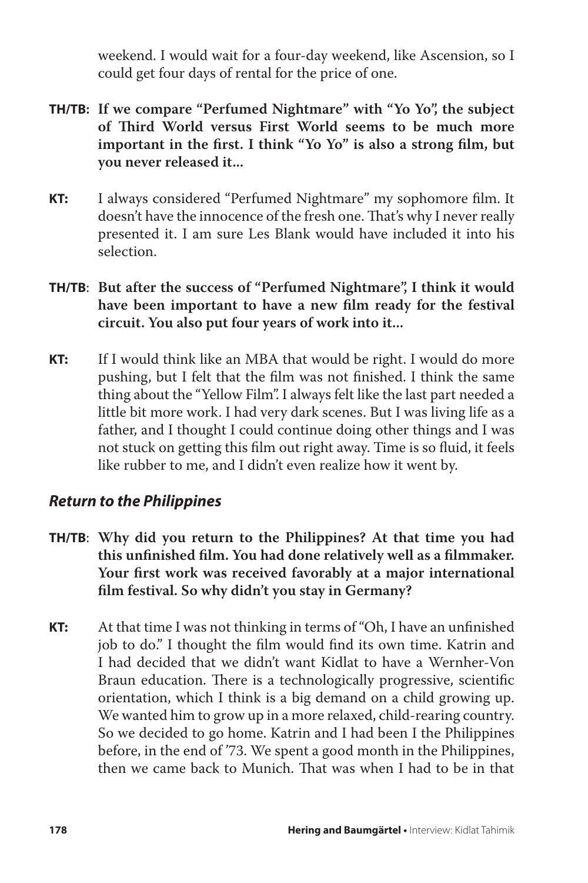weekend. I would wait for a four-day weekend, like Ascension, so I could get four days of rental for the price of one.

**TH/TB: If we compare "Perfumed Nightmare" with "Yo Yo", the subject of Third World versus First World seems to be much more important in the first. I think "Yo Yo" is also a strong film, but you never released it...**

**KT:** I always considered "Perfumed Nightmare" my sophomore film. It doesn't have the innocence of the fresh one. That's why I never really presented it. I am sure Les Blank would have included it into his selection.

**TH/TB: But after the success of "Perfumed Nightmare", I think it would have been important to have a new film ready for the festival circuit. You also put four years of work into it...**

**KT:** If I would think like an MBA that would be right. I would do more pushing, but I felt that the film was not finished. I think the same thing about the "Yellow Film". I always felt like the last part needed a little bit more work. I had very dark scenes. But I was living life as a father, and I thought I could continue doing other things and I was not stuck on getting this film out right away. Time is so fluid, it feels like rubber to me, and I didn't even realize how it went by.

## *Return to the Philippines*

**TH/TB: Why did you return to the Philippines? At that time you had this unfinished film. You had done relatively well as a filmmaker. Your first work was received favorably at a major international film festival. So why didn't you stay in Germany?**

**KT:** At that time I was not thinking in terms of "Oh, I have an unfinished job to do." I thought the film would find its own time. Katrin and I had decided that we didn't want Kidlat to have a Wernher-Von Braun education. There is a technologically progressive, scientific orientation, which I think is a big demand on a child growing up. We wanted him to grow up in a more relaxed, child-rearing country. So we decided to go home. Katrin and I had been I the Philippines before, in the end of '73. We spent a good month in the Philippines, then we came back to Munich. That was when I had to be in that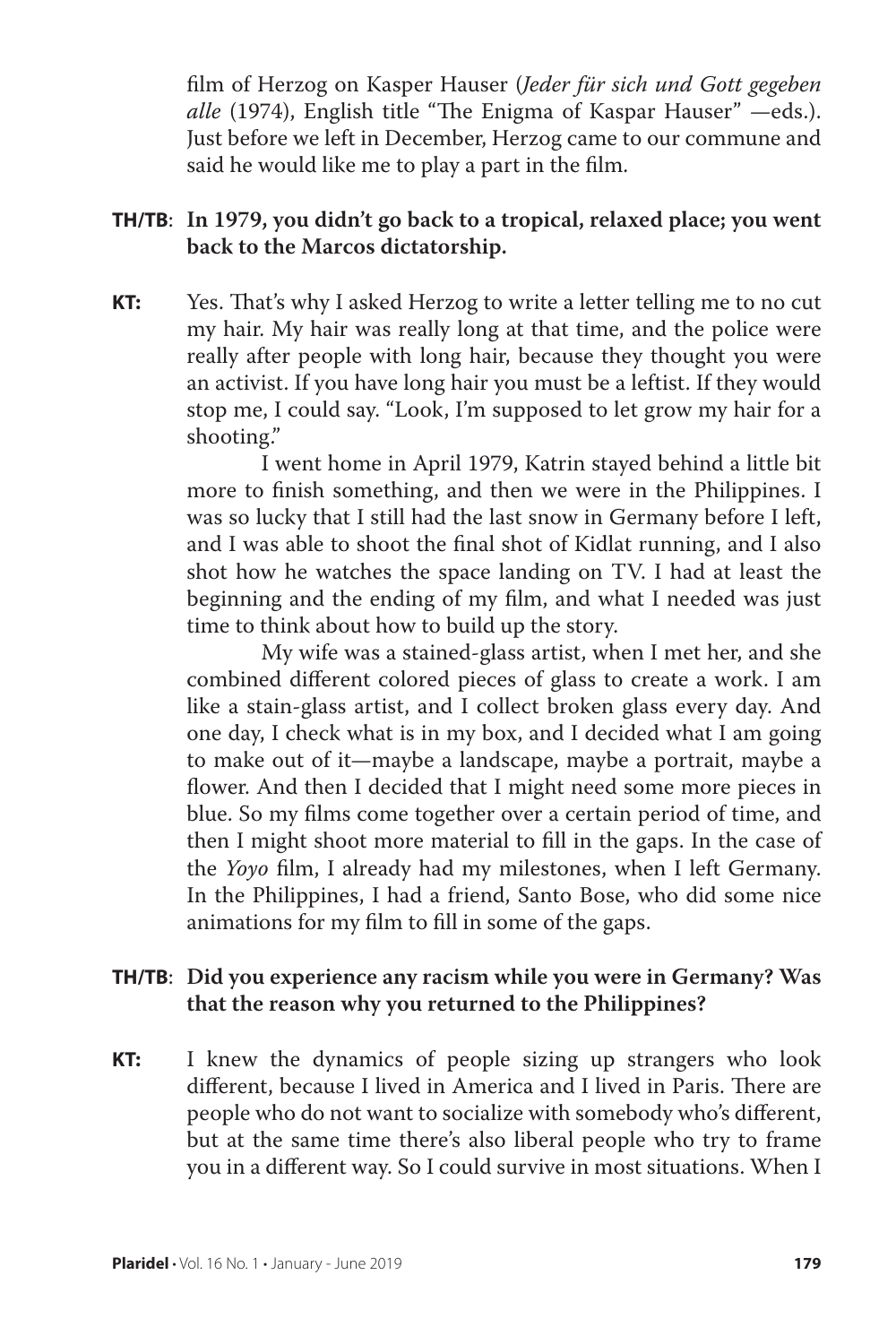film of Herzog on Kasper Hauser (*Jeder für sich und Gott gegeben alle* (1974), English title "The Enigma of Kaspar Hauser" —eds.). Just before we left in December, Herzog came to our commune and said he would like me to play a part in the film.

**TH/TB**: **In 1979, you didn't go back to a tropical, relaxed place; you went back to the Marcos dictatorship.**

**KT:** Yes. That's why I asked Herzog to write a letter telling me to no cut my hair. My hair was really long at that time, and the police were really after people with long hair, because they thought you were an activist. If you have long hair you must be a leftist. If they would stop me, I could say. "Look, I'm supposed to let grow my hair for a shooting."

I went home in April 1979, Katrin stayed behind a little bit more to finish something, and then we were in the Philippines. I was so lucky that I still had the last snow in Germany before I left, and I was able to shoot the final shot of Kidlat running, and I also shot how he watches the space landing on TV. I had at least the beginning and the ending of my film, and what I needed was just time to think about how to build up the story.

My wife was a stained-glass artist, when I met her, and she combined different colored pieces of glass to create a work. I am like a stain-glass artist, and I collect broken glass every day. And one day, I check what is in my box, and I decided what I am going to make out of it—maybe a landscape, maybe a portrait, maybe a flower. And then I decided that I might need some more pieces in blue. So my films come together over a certain period of time, and then I might shoot more material to fill in the gaps. In the case of the *Yoyo* film, I already had my milestones, when I left Germany. In the Philippines, I had a friend, Santo Bose, who did some nice animations for my film to fill in some of the gaps.

**TH/TB**: **Did you experience any racism while you were in Germany? Was that the reason why you returned to the Philippines?**

**KT:** I knew the dynamics of people sizing up strangers who look different, because I lived in America and I lived in Paris. There are people who do not want to socialize with somebody who's different, but at the same time there's also liberal people who try to frame you in a different way. So I could survive in most situations. When I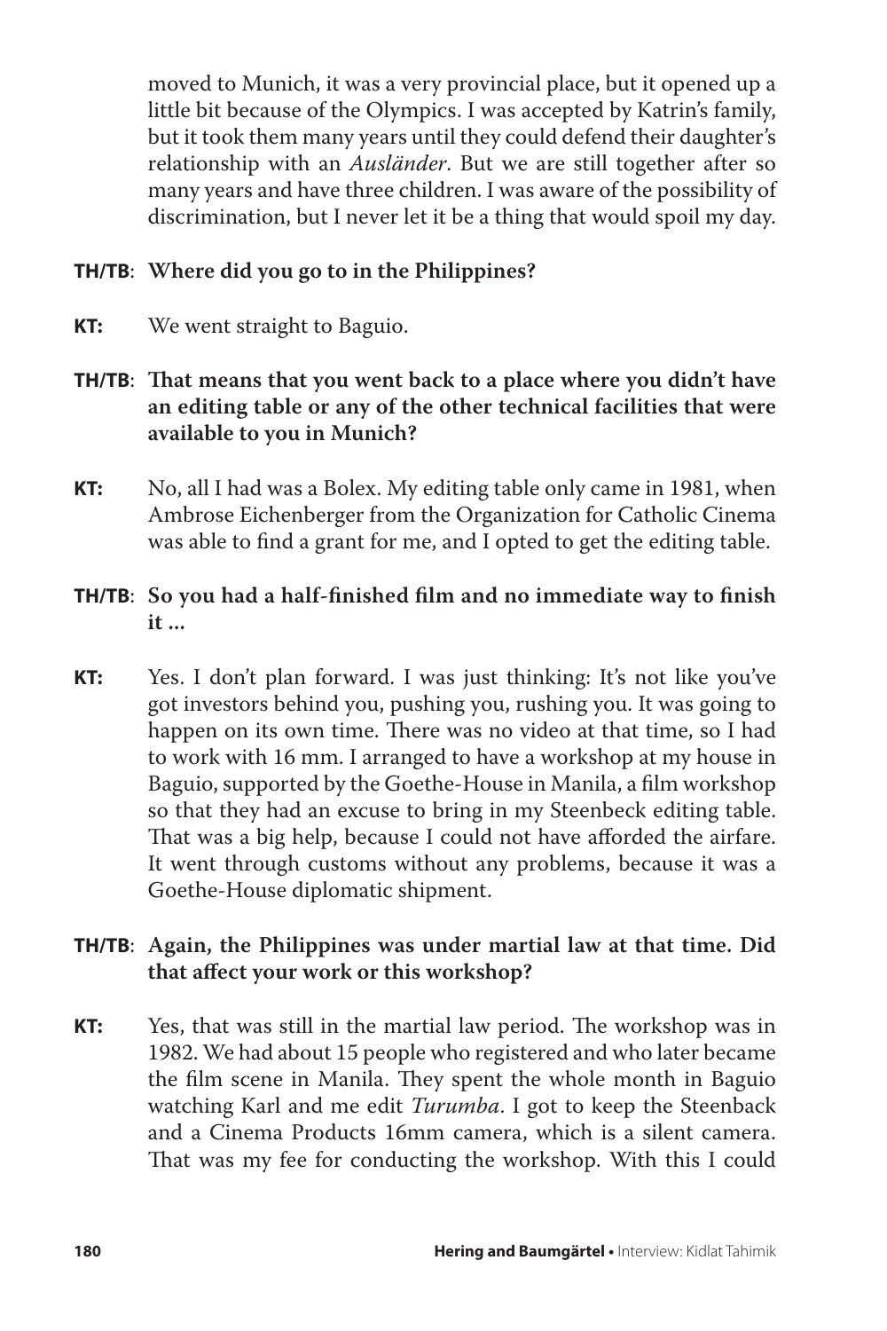moved to Munich, it was a very provincial place, but it opened up a little bit because of the Olympics. I was accepted by Katrin's family, but it took them many years until they could defend their daughter's relationship with an *Ausländer*. But we are still together after so many years and have three children. I was aware of the possibility of discrimination, but I never let it be a thing that would spoil my day.

**TH/TB**: **Where did you go to in the Philippines?**

**KT:** We went straight to Baguio.

**TH/TB**: **That means that you went back to a place where you didn't have an editing table or any of the other technical facilities that were available to you in Munich?**

**KT:** No, all I had was a Bolex. My editing table only came in 1981, when Ambrose Eichenberger from the Organization for Catholic Cinema was able to find a grant for me, and I opted to get the editing table.

**TH/TB**: **So you had a half-finished film and no immediate way to finish it ...**

**KT:** Yes. I don't plan forward. I was just thinking: It's not like you've got investors behind you, pushing you, rushing you. It was going to happen on its own time. There was no video at that time, so I had to work with 16 mm. I arranged to have a workshop at my house in Baguio, supported by the Goethe-House in Manila, a film workshop so that they had an excuse to bring in my Steenbeck editing table. That was a big help, because I could not have afforded the airfare. It went through customs without any problems, because it was a Goethe-House diplomatic shipment.

**TH/TB**: **Again, the Philippines was under martial law at that time. Did that affect your work or this workshop?**

**KT:** Yes, that was still in the martial law period. The workshop was in 1982. We had about 15 people who registered and who later became the film scene in Manila. They spent the whole month in Baguio watching Karl and me edit *Turumba*. I got to keep the Steenback and a Cinema Products 16mm camera, which is a silent camera. That was my fee for conducting the workshop. With this I could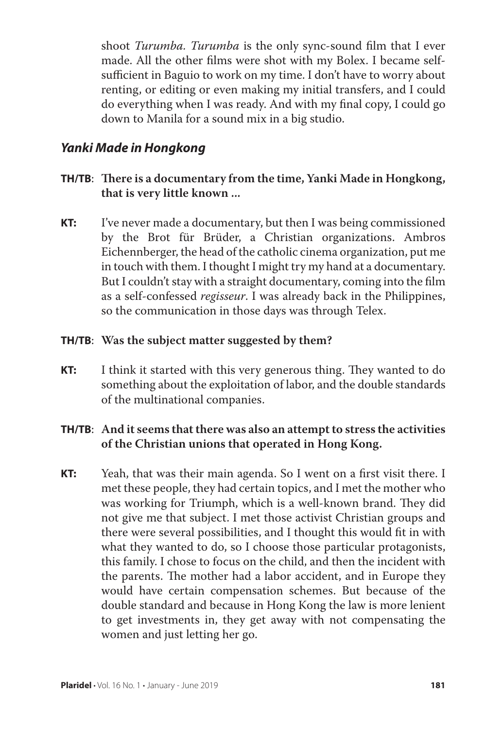shoot *Turumba*. *Turumba* is the only sync-sound film that I ever made. All the other films were shot with my Bolex. I became self-sufficient in Baguio to work on my time. I don't have to worry about renting, or editing or even making my initial transfers, and I could do everything when I was ready. And with my final copy, I could go down to Manila for a sound mix in a big studio.

## *Yanki Made in Hongkong*

**TH/TB**: **There is a documentary from the time, Yanki Made in Hongkong, that is very little known ...**

**KT:** I've never made a documentary, but then I was being commissioned by the Brot für Brüder, a Christian organizations. Ambros Eichennberger, the head of the catholic cinema organization, put me in touch with them. I thought I might try my hand at a documentary. But I couldn't stay with a straight documentary, coming into the film as a self-confessed *regisseur*. I was already back in the Philippines, so the communication in those days was through Telex.

**TH/TB**: **Was the subject matter suggested by them?**

**KT:** I think it started with this very generous thing. They wanted to do something about the exploitation of labor, and the double standards of the multinational companies.

**TH/TB**: **And it seems that there was also an attempt to stress the activities of the Christian unions that operated in Hong Kong.**

**KT:** Yeah, that was their main agenda. So I went on a first visit there. I met these people, they had certain topics, and I met the mother who was working for Triumph, which is a well-known brand. They did not give me that subject. I met those activist Christian groups and there were several possibilities, and I thought this would fit in with what they wanted to do, so I choose those particular protagonists, this family. I chose to focus on the child, and then the incident with the parents. The mother had a labor accident, and in Europe they would have certain compensation schemes. But because of the double standard and because in Hong Kong the law is more lenient to get investments in, they get away with not compensating the women and just letting her go.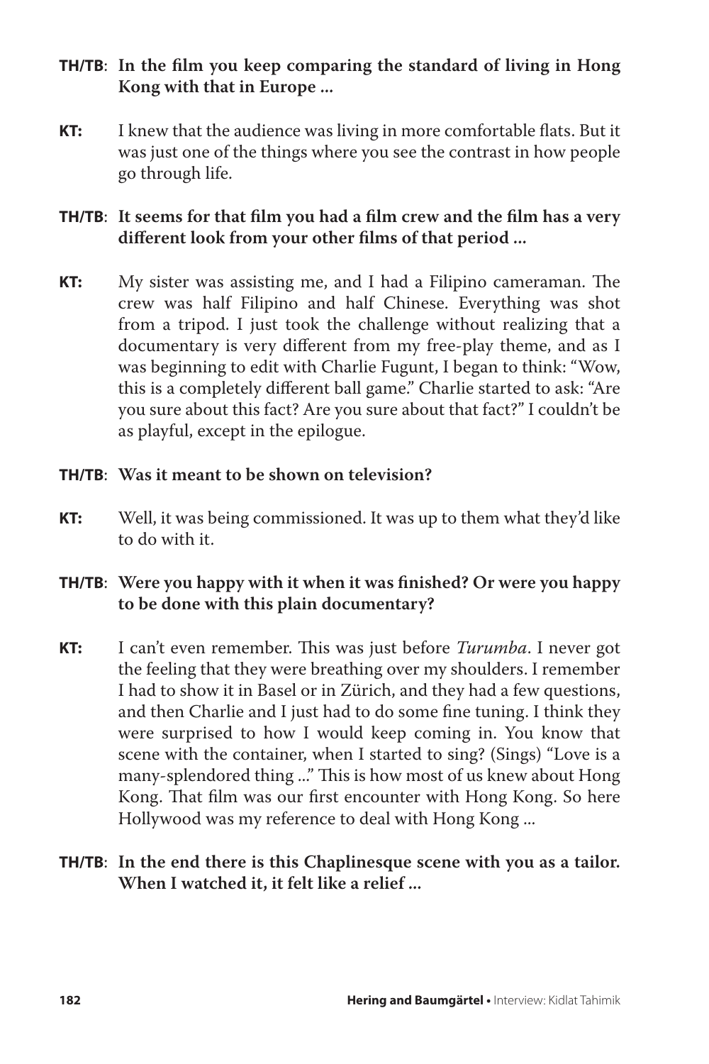**TH/TB**: **In the film you keep comparing the standard of living in Hong Kong with that in Europe ...**

**KT:** I knew that the audience was living in more comfortable flats. But it was just one of the things where you see the contrast in how people go through life.

**TH/TB**: **It seems for that film you had a film crew and the film has a very different look from your other films of that period ...**

**KT:** My sister was assisting me, and I had a Filipino cameraman. The crew was half Filipino and half Chinese. Everything was shot from a tripod. I just took the challenge without realizing that a documentary is very different from my free-play theme, and as I was beginning to edit with Charlie Fugunt, I began to think: "Wow, this is a completely different ball game." Charlie started to ask: "Are you sure about this fact? Are you sure about that fact?" I couldn't be as playful, except in the epilogue.

**TH/TB**: **Was it meant to be shown on television?**

**KT:** Well, it was being commissioned. It was up to them what they'd like to do with it.

**TH/TB**: **Were you happy with it when it was finished? Or were you happy to be done with this plain documentary?**

**KT:** I can't even remember. This was just before *Turumba*. I never got the feeling that they were breathing over my shoulders. I remember I had to show it in Basel or in Zürich, and they had a few questions, and then Charlie and I just had to do some fine tuning. I think they were surprised to how I would keep coming in. You know that scene with the container, when I started to sing? (Sings) "Love is a many-splendored thing ..." This is how most of us knew about Hong Kong. That film was our first encounter with Hong Kong. So here Hollywood was my reference to deal with Hong Kong ...

**TH/TB**: **In the end there is this Chaplinesque scene with you as a tailor. When I watched it, it felt like a relief ...**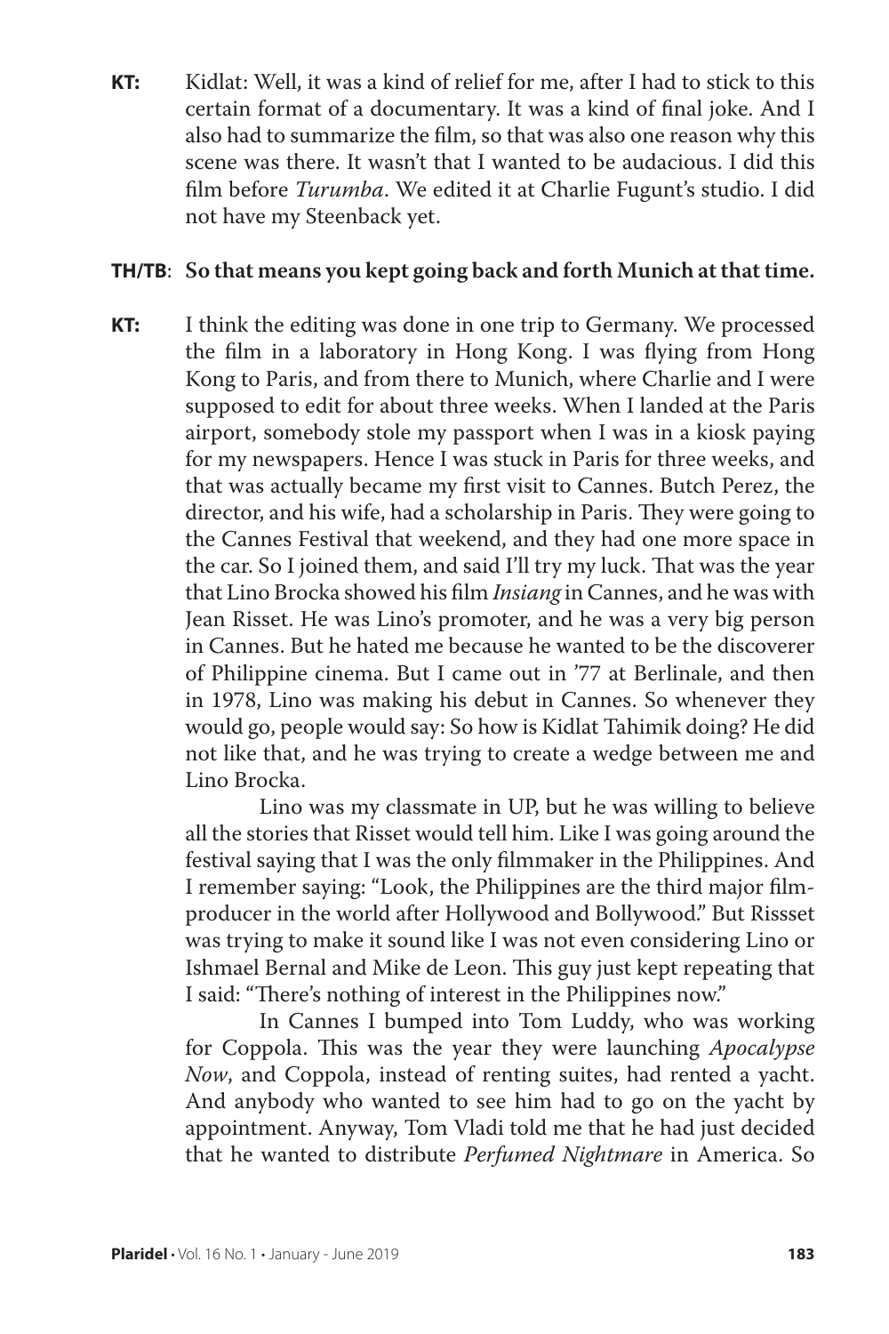**KT:** Kidlat: Well, it was a kind of relief for me, after I had to stick to this certain format of a documentary. It was a kind of final joke. And I also had to summarize the film, so that was also one reason why this scene was there. It wasn't that I wanted to be audacious. I did this film before *Turumba*. We edited it at Charlie Fugunt's studio. I did not have my Steenback yet.

**TH/TB**: **So that means you kept going back and forth Munich at that time.**

**KT:** I think the editing was done in one trip to Germany. We processed the film in a laboratory in Hong Kong. I was flying from Hong Kong to Paris, and from there to Munich, where Charlie and I were supposed to edit for about three weeks. When I landed at the Paris airport, somebody stole my passport when I was in a kiosk paying for my newspapers. Hence I was stuck in Paris for three weeks, and that was actually became my first visit to Cannes. Butch Perez, the director, and his wife, had a scholarship in Paris. They were going to the Cannes Festival that weekend, and they had one more space in the car. So I joined them, and said I'll try my luck. That was the year that Lino Brocka showed his film *Insiang* in Cannes, and he was with Jean Risset. He was Lino's promoter, and he was a very big person in Cannes. But he hated me because he wanted to be the discoverer of Philippine cinema. But I came out in '77 at Berlinale, and then in 1978, Lino was making his debut in Cannes. So whenever they would go, people would say: So how is Kidlat Tahimik doing? He did not like that, and he was trying to create a wedge between me and Lino Brocka.

Lino was my classmate in UP, but he was willing to believe all the stories that Risset would tell him. Like I was going around the festival saying that I was the only filmmaker in the Philippines. And I remember saying: "Look, the Philippines are the third major film-producer in the world after Hollywood and Bollywood." But Rissset was trying to make it sound like I was not even considering Lino or Ishmael Bernal and Mike de Leon. This guy just kept repeating that I said: "There's nothing of interest in the Philippines now."

In Cannes I bumped into Tom Luddy, who was working for Coppola. This was the year they were launching *Apocalypse Now*, and Coppola, instead of renting suites, had rented a yacht. And anybody who wanted to see him had to go on the yacht by appointment. Anyway, Tom Vladi told me that he had just decided that he wanted to distribute *Perfumed Nightmare* in America. So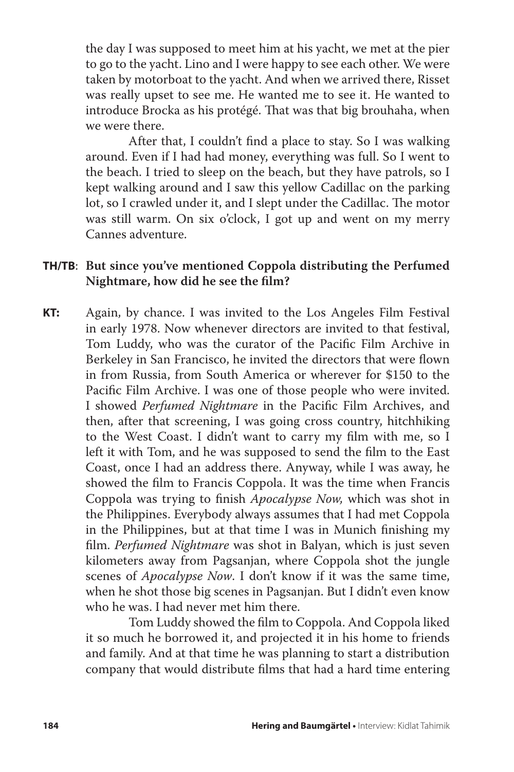the day I was supposed to meet him at his yacht, we met at the pier to go to the yacht. Lino and I were happy to see each other. We were taken by motorboat to the yacht. And when we arrived there, Risset was really upset to see me. He wanted me to see it. He wanted to introduce Brocka as his protégé. That was that big brouhaha, when we were there.

After that, I couldn't find a place to stay. So I was walking around. Even if I had had money, everything was full. So I went to the beach. I tried to sleep on the beach, but they have patrols, so I kept walking around and I saw this yellow Cadillac on the parking lot, so I crawled under it, and I slept under the Cadillac. The motor was still warm. On six o'clock, I got up and went on my merry Cannes adventure.

**TH/TB**: **But since you've mentioned Coppola distributing the Perfumed Nightmare, how did he see the film?**

**KT:** Again, by chance. I was invited to the Los Angeles Film Festival in early 1978. Now whenever directors are invited to that festival, Tom Luddy, who was the curator of the Pacific Film Archive in Berkeley in San Francisco, he invited the directors that were flown in from Russia, from South America or wherever for $150 to the Pacific Film Archive. I was one of those people who were invited. I showed *Perfumed Nightmare* in the Pacific Film Archives, and then, after that screening, I was going cross country, hitchhiking to the West Coast. I didn't want to carry my film with me, so I left it with Tom, and he was supposed to send the film to the East Coast, once I had an address there. Anyway, while I was away, he showed the film to Francis Coppola. It was the time when Francis Coppola was trying to finish *Apocalypse Now,* which was shot in the Philippines. Everybody always assumes that I had met Coppola in the Philippines, but at that time I was in Munich finishing my film. *Perfumed Nightmare* was shot in Balyan, which is just seven kilometers away from Pagsanjan, where Coppola shot the jungle scenes of *Apocalypse Now*. I don't know if it was the same time, when he shot those big scenes in Pagsanjan. But I didn't even know who he was. I had never met him there.

Tom Luddy showed the film to Coppola. And Coppola liked it so much he borrowed it, and projected it in his home to friends and family. And at that time he was planning to start a distribution company that would distribute films that had a hard time entering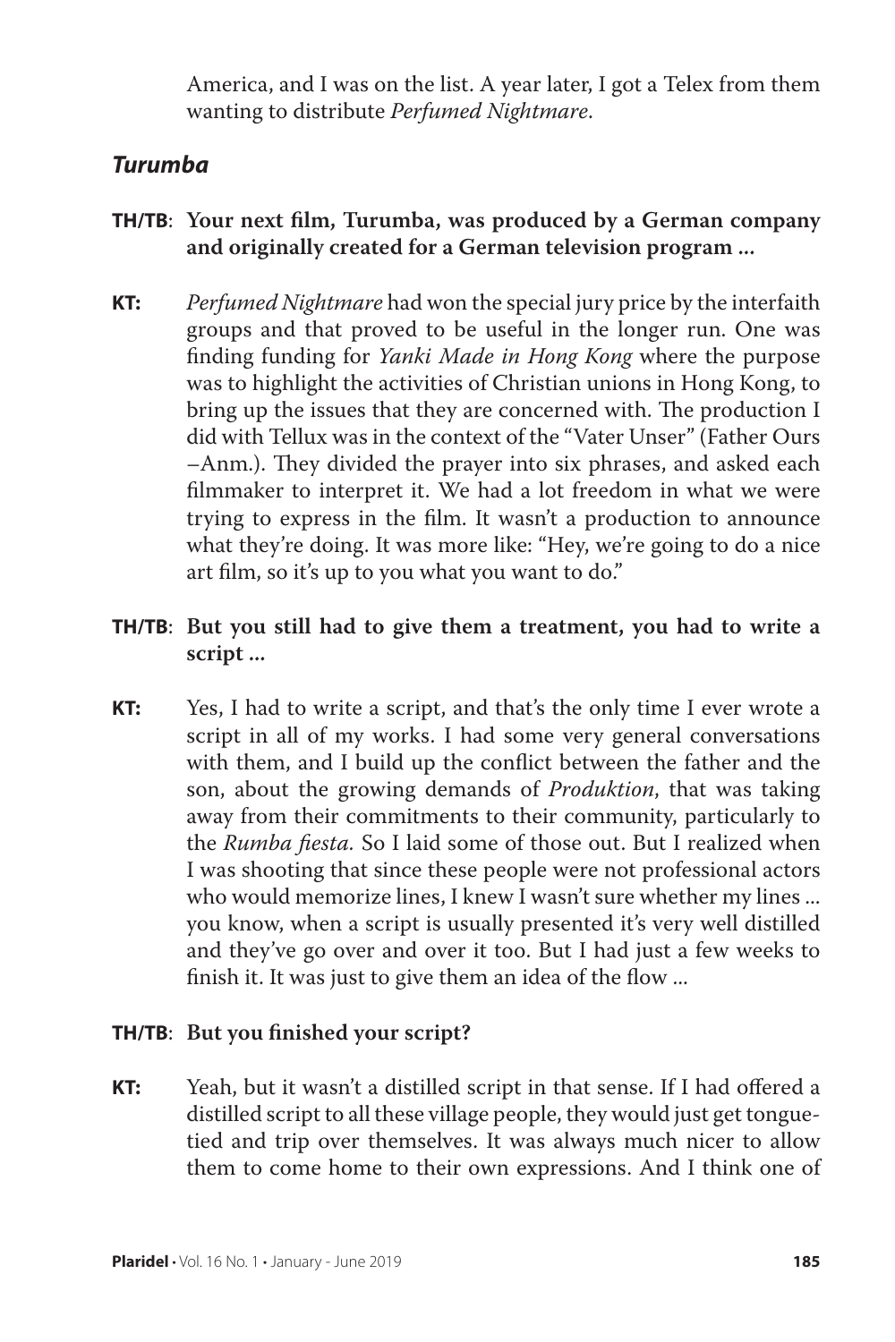America, and I was on the list. A year later, I got a Telex from them wanting to distribute *Perfumed Nightmare*.

### *Turumba*

**TH/TB**: **Your next film, Turumba, was produced by a German company and originally created for a German television program ...**

**KT:** *Perfumed Nightmare* had won the special jury price by the interfaith groups and that proved to be useful in the longer run. One was finding funding for *Yanki Made in Hong Kong* where the purpose was to highlight the activities of Christian unions in Hong Kong, to bring up the issues that they are concerned with. The production I did with Tellux was in the context of the "Vater Unser" (Father Ours –Anm.). They divided the prayer into six phrases, and asked each filmmaker to interpret it. We had a lot freedom in what we were trying to express in the film. It wasn't a production to announce what they're doing. It was more like: "Hey, we're going to do a nice art film, so it's up to you what you want to do."

**TH/TB**: **But you still had to give them a treatment, you had to write a script ...**

**KT:** Yes, I had to write a script, and that's the only time I ever wrote a script in all of my works. I had some very general conversations with them, and I build up the conflict between the father and the son, about the growing demands of *Produktion*, that was taking away from their commitments to their community, particularly to the *Rumba fiesta.* So I laid some of those out. But I realized when I was shooting that since these people were not professional actors who would memorize lines, I knew I wasn't sure whether my lines ... you know, when a script is usually presented it's very well distilled and they've go over and over it too. But I had just a few weeks to finish it. It was just to give them an idea of the flow ...

**TH/TB**: **But you finished your script?**

**KT:** Yeah, but it wasn't a distilled script in that sense. If I had offered a distilled script to all these village people, they would just get tongue-tied and trip over themselves. It was always much nicer to allow them to come home to their own expressions. And I think one of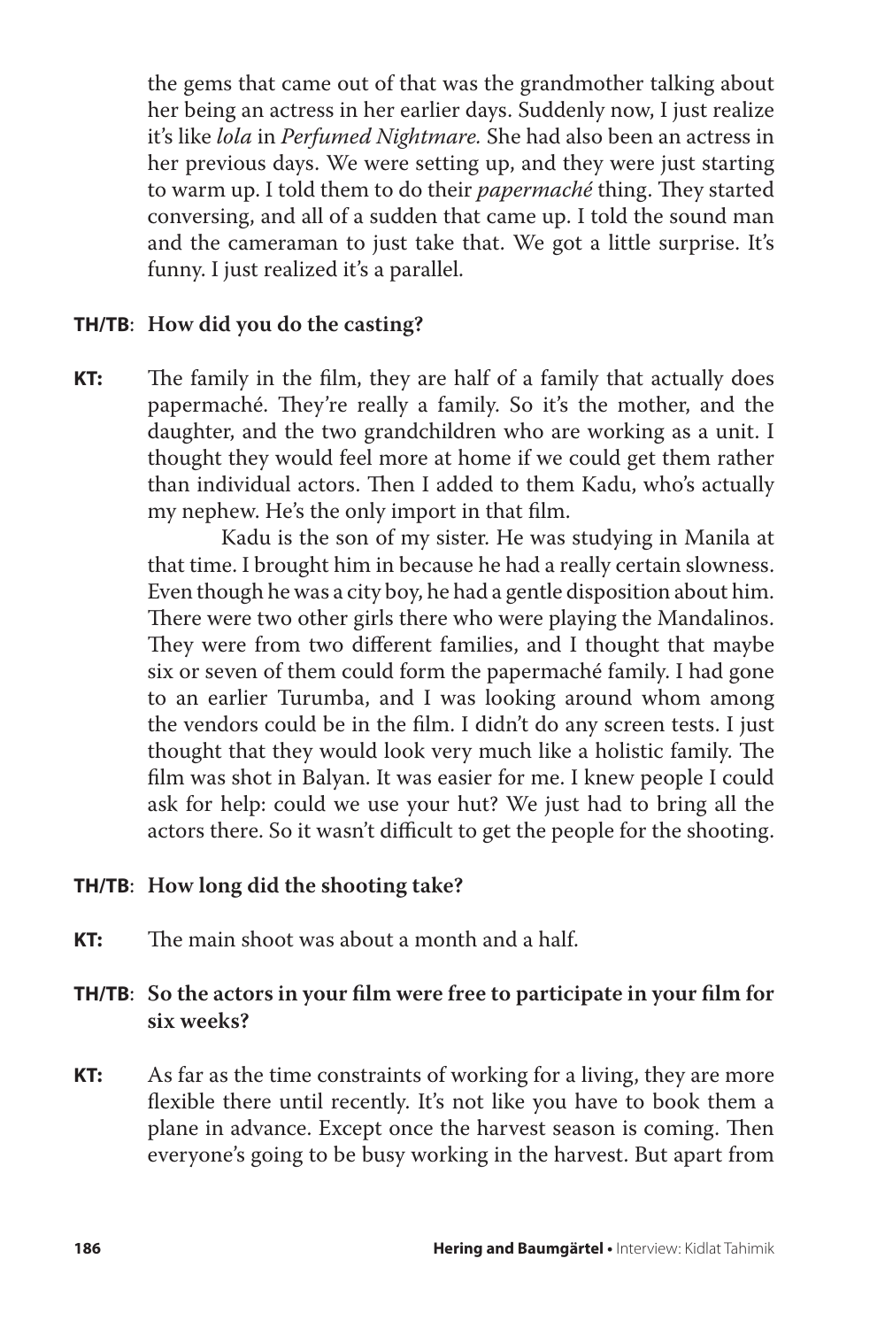the gems that came out of that was the grandmother talking about her being an actress in her earlier days. Suddenly now, I just realize it's like *lola* in *Perfumed Nightmare.* She had also been an actress in her previous days. We were setting up, and they were just starting to warm up. I told them to do their *papermaché* thing. They started conversing, and all of a sudden that came up. I told the sound man and the cameraman to just take that. We got a little surprise. It's funny. I just realized it's a parallel.

**TH/TB**: **How did you do the casting?**

**KT:** The family in the film, they are half of a family that actually does papermaché. They're really a family. So it's the mother, and the daughter, and the two grandchildren who are working as a unit. I thought they would feel more at home if we could get them rather than individual actors. Then I added to them Kadu, who's actually my nephew. He's the only import in that film.

Kadu is the son of my sister. He was studying in Manila at that time. I brought him in because he had a really certain slowness. Even though he was a city boy, he had a gentle disposition about him. There were two other girls there who were playing the Mandalinos. They were from two different families, and I thought that maybe six or seven of them could form the papermaché family. I had gone to an earlier Turumba, and I was looking around whom among the vendors could be in the film. I didn't do any screen tests. I just thought that they would look very much like a holistic family. The film was shot in Balyan. It was easier for me. I knew people I could ask for help: could we use your hut? We just had to bring all the actors there. So it wasn't difficult to get the people for the shooting.

**TH/TB**: **How long did the shooting take?**

**KT:** The main shoot was about a month and a half.

**TH/TB**: **So the actors in your film were free to participate in your film for six weeks?**

**KT:** As far as the time constraints of working for a living, they are more flexible there until recently. It's not like you have to book them a plane in advance. Except once the harvest season is coming. Then everyone's going to be busy working in the harvest. But apart from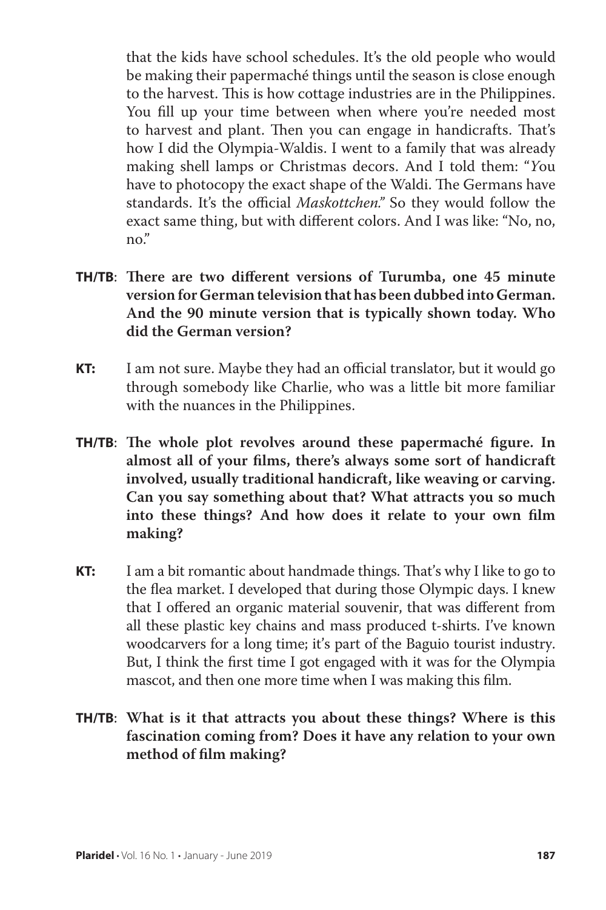that the kids have school schedules. It's the old people who would be making their papermaché things until the season is close enough to the harvest. This is how cottage industries are in the Philippines. You fill up your time between when where you're needed most to harvest and plant. Then you can engage in handicrafts. That's how I did the Olympia-Waldis. I went to a family that was already making shell lamps or Christmas decors. And I told them: "You have to photocopy the exact shape of the Waldi. The Germans have standards. It's the official *Maskottchen*." So they would follow the exact same thing, but with different colors. And I was like: "No, no, no."

**TH/TB**: **There are two different versions of Turumba, one 45 minute version for German television that has been dubbed into German. And the 90 minute version that is typically shown today. Who did the German version?**

**KT:** I am not sure. Maybe they had an official translator, but it would go through somebody like Charlie, who was a little bit more familiar with the nuances in the Philippines.

**TH/TB**: **The whole plot revolves around these papermaché figure. In almost all of your films, there's always some sort of handicraft involved, usually traditional handicraft, like weaving or carving. Can you say something about that? What attracts you so much into these things? And how does it relate to your own film making?**

**KT:** I am a bit romantic about handmade things. That's why I like to go to the flea market. I developed that during those Olympic days. I knew that I offered an organic material souvenir, that was different from all these plastic key chains and mass produced t-shirts. I've known woodcarvers for a long time; it's part of the Baguio tourist industry. But, I think the first time I got engaged with it was for the Olympia mascot, and then one more time when I was making this film.

**TH/TB**: **What is it that attracts you about these things? Where is this fascination coming from? Does it have any relation to your own method of film making?**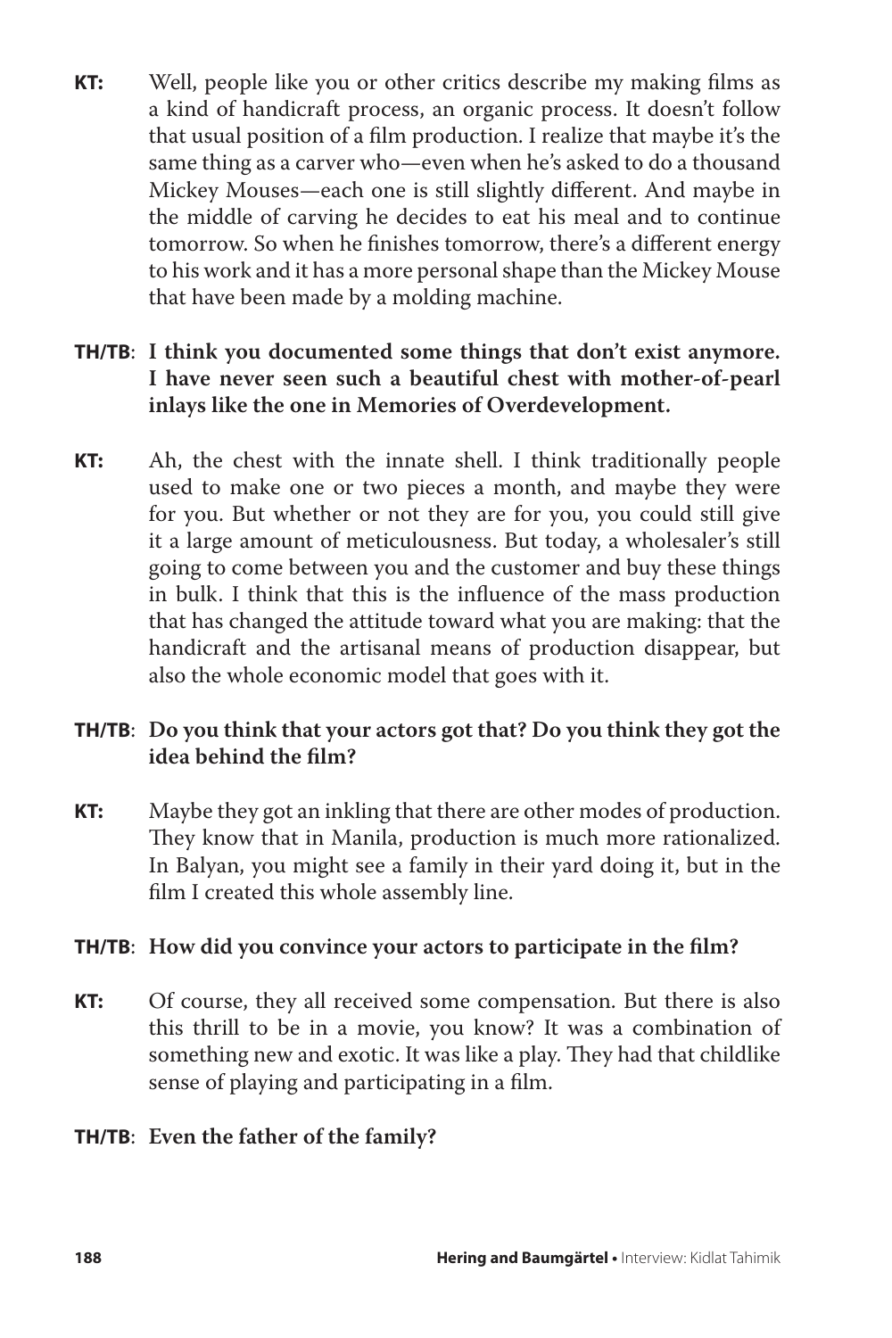**KT:** Well, people like you or other critics describe my making films as a kind of handicraft process, an organic process. It doesn't follow that usual position of a film production. I realize that maybe it's the same thing as a carver who—even when he's asked to do a thousand Mickey Mouses—each one is still slightly different. And maybe in the middle of carving he decides to eat his meal and to continue tomorrow. So when he finishes tomorrow, there's a different energy to his work and it has a more personal shape than the Mickey Mouse that have been made by a molding machine.

**TH/TB**: **I think you documented some things that don't exist anymore. I have never seen such a beautiful chest with mother-of-pearl inlays like the one in Memories of Overdevelopment.**

**KT:** Ah, the chest with the innate shell. I think traditionally people used to make one or two pieces a month, and maybe they were for you. But whether or not they are for you, you could still give it a large amount of meticulousness. But today, a wholesaler's still going to come between you and the customer and buy these things in bulk. I think that this is the influence of the mass production that has changed the attitude toward what you are making: that the handicraft and the artisanal means of production disappear, but also the whole economic model that goes with it.

**TH/TB**: **Do you think that your actors got that? Do you think they got the idea behind the film?**

**KT:** Maybe they got an inkling that there are other modes of production. They know that in Manila, production is much more rationalized. In Balyan, you might see a family in their yard doing it, but in the film I created this whole assembly line.

**TH/TB**: **How did you convince your actors to participate in the film?**

**KT:** Of course, they all received some compensation. But there is also this thrill to be in a movie, you know? It was a combination of something new and exotic. It was like a play. They had that childlike sense of playing and participating in a film.

**TH/TB**: **Even the father of the family?**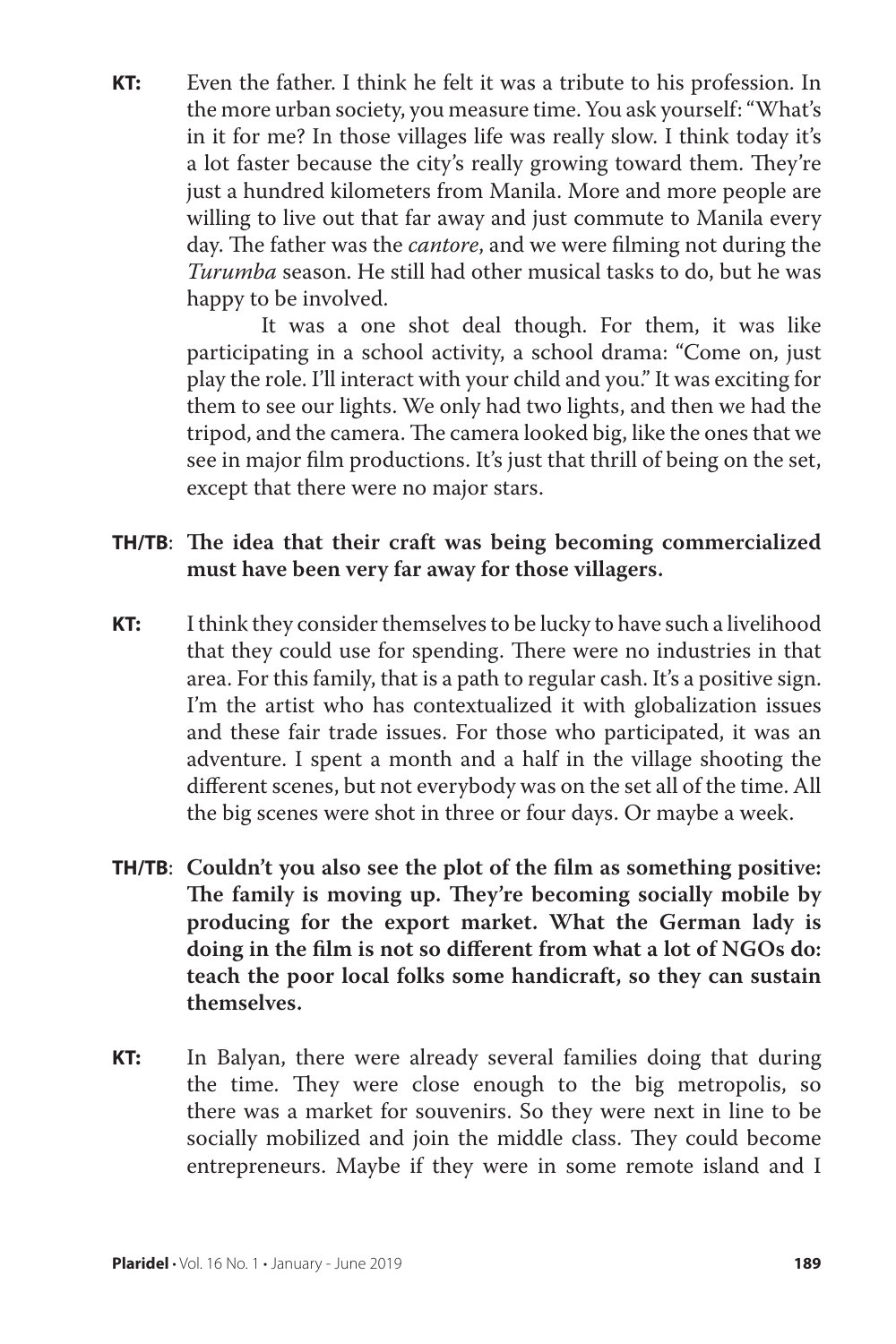**KT:** Even the father. I think he felt it was a tribute to his profession. In the more urban society, you measure time. You ask yourself: "What's in it for me? In those villages life was really slow. I think today it's a lot faster because the city's really growing toward them. They're just a hundred kilometers from Manila. More and more people are willing to live out that far away and just commute to Manila every day. The father was the *cantore*, and we were filming not during the *Turumba* season. He still had other musical tasks to do, but he was happy to be involved.

It was a one shot deal though. For them, it was like participating in a school activity, a school drama: "Come on, just play the role. I'll interact with your child and you." It was exciting for them to see our lights. We only had two lights, and then we had the tripod, and the camera. The camera looked big, like the ones that we see in major film productions. It's just that thrill of being on the set, except that there were no major stars.

**TH/TB**: **The idea that their craft was being becoming commercialized must have been very far away for those villagers.**

**KT:** I think they consider themselves to be lucky to have such a livelihood that they could use for spending. There were no industries in that area. For this family, that is a path to regular cash. It's a positive sign. I'm the artist who has contextualized it with globalization issues and these fair trade issues. For those who participated, it was an adventure. I spent a month and a half in the village shooting the different scenes, but not everybody was on the set all of the time. All the big scenes were shot in three or four days. Or maybe a week.

**TH/TB**: **Couldn't you also see the plot of the film as something positive: The family is moving up. They're becoming socially mobile by producing for the export market. What the German lady is doing in the film is not so different from what a lot of NGOs do: teach the poor local folks some handicraft, so they can sustain themselves.**

**KT:** In Balyan, there were already several families doing that during the time. They were close enough to the big metropolis, so there was a market for souvenirs. So they were next in line to be socially mobilized and join the middle class. They could become entrepreneurs. Maybe if they were in some remote island and I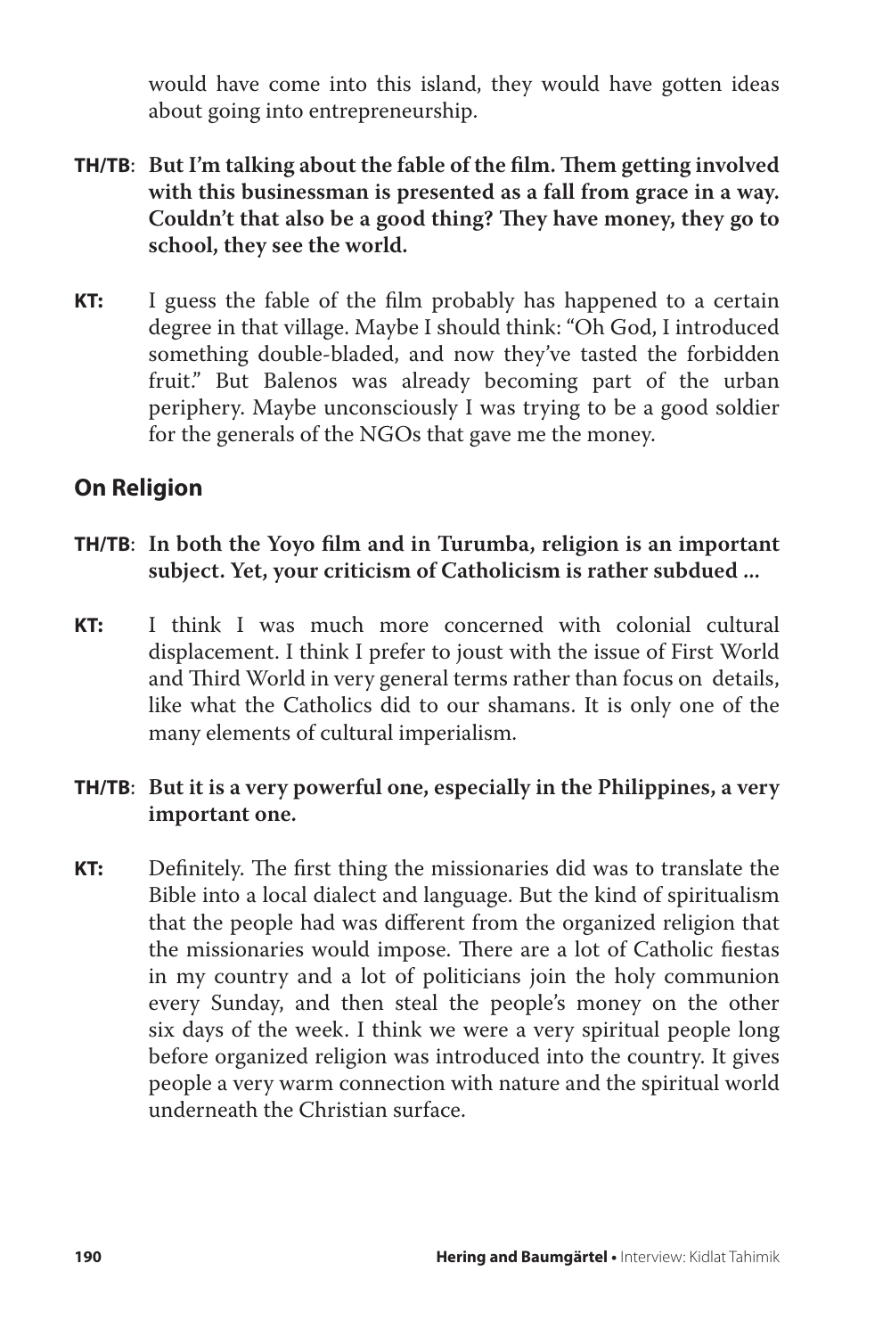would have come into this island, they would have gotten ideas about going into entrepreneurship.

**TH/TB**: **But I'm talking about the fable of the film. Them getting involved with this businessman is presented as a fall from grace in a way. Couldn't that also be a good thing? They have money, they go to school, they see the world.**

**KT:** I guess the fable of the film probably has happened to a certain degree in that village. Maybe I should think: "Oh God, I introduced something double-bladed, and now they've tasted the forbidden fruit." But Balenos was already becoming part of the urban periphery. Maybe unconsciously I was trying to be a good soldier for the generals of the NGOs that gave me the money.

## On Religion

**TH/TB**: **In both the Yoyo film and in Turumba, religion is an important subject. Yet, your criticism of Catholicism is rather subdued ...**

**KT:** I think I was much more concerned with colonial cultural displacement. I think I prefer to joust with the issue of First World and Third World in very general terms rather than focus on details, like what the Catholics did to our shamans. It is only one of the many elements of cultural imperialism.

**TH/TB**: **But it is a very powerful one, especially in the Philippines, a very important one.**

**KT:** Definitely. The first thing the missionaries did was to translate the Bible into a local dialect and language. But the kind of spiritualism that the people had was different from the organized religion that the missionaries would impose. There are a lot of Catholic fiestas in my country and a lot of politicians join the holy communion every Sunday, and then steal the people's money on the other six days of the week. I think we were a very spiritual people long before organized religion was introduced into the country. It gives people a very warm connection with nature and the spiritual world underneath the Christian surface.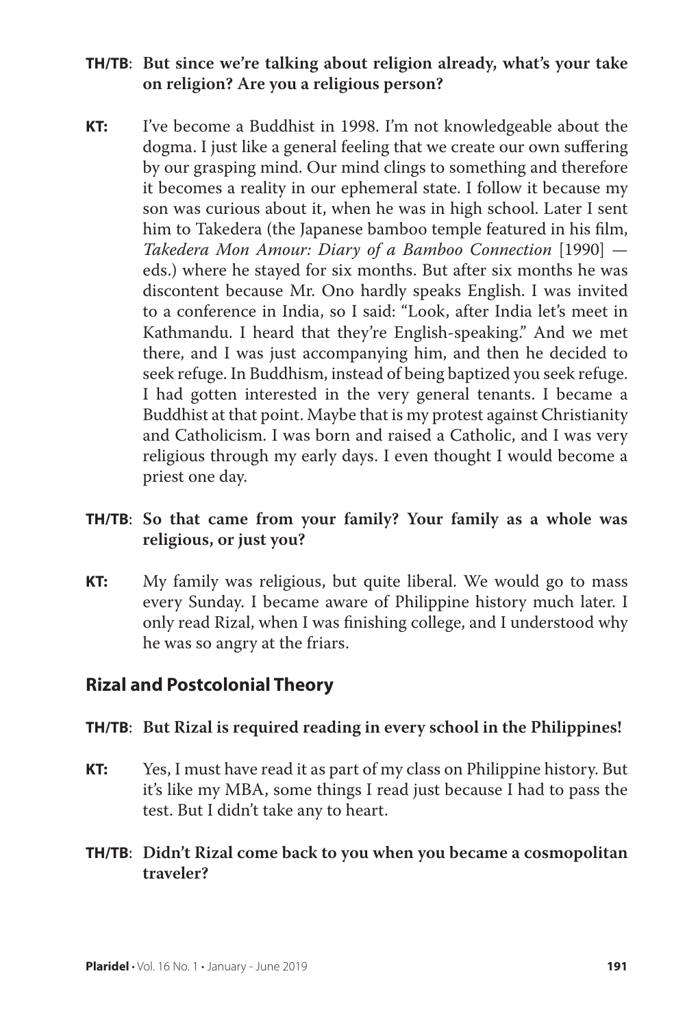**TH/TB**: **But since we're talking about religion already, what's your take on religion? Are you a religious person?**

**KT:** I've become a Buddhist in 1998. I'm not knowledgeable about the dogma. I just like a general feeling that we create our own suffering by our grasping mind. Our mind clings to something and therefore it becomes a reality in our ephemeral state. I follow it because my son was curious about it, when he was in high school. Later I sent him to Takedera (the Japanese bamboo temple featured in his film, *Takedera Mon Amour: Diary of a Bamboo Connection* [1990] — eds.) where he stayed for six months. But after six months he was discontent because Mr. Ono hardly speaks English. I was invited to a conference in India, so I said: "Look, after India let's meet in Kathmandu. I heard that they're English-speaking." And we met there, and I was just accompanying him, and then he decided to seek refuge. In Buddhism, instead of being baptized you seek refuge. I had gotten interested in the very general tenants. I became a Buddhist at that point. Maybe that is my protest against Christianity and Catholicism. I was born and raised a Catholic, and I was very religious through my early days. I even thought I would become a priest one day.

**TH/TB**: **So that came from your family? Your family as a whole was religious, or just you?**

**KT:** My family was religious, but quite liberal. We would go to mass every Sunday. I became aware of Philippine history much later. I only read Rizal, when I was finishing college, and I understood why he was so angry at the friars.

## Rizal and Postcolonial Theory

**TH/TB**: **But Rizal is required reading in every school in the Philippines!**

**KT:** Yes, I must have read it as part of my class on Philippine history. But it's like my MBA, some things I read just because I had to pass the test. But I didn't take any to heart.

**TH/TB**: **Didn't Rizal come back to you when you became a cosmopolitan traveler?**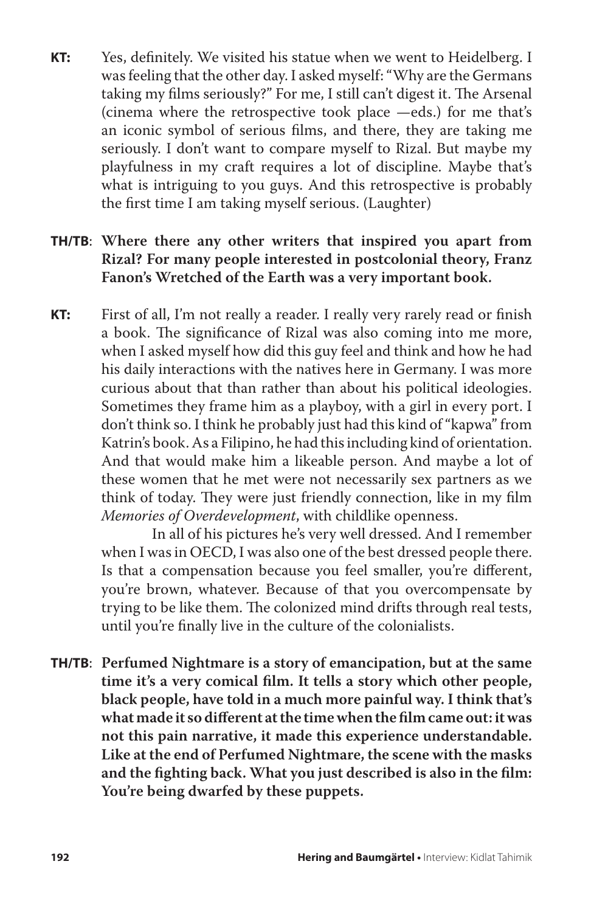**KT:** Yes, definitely. We visited his statue when we went to Heidelberg. I was feeling that the other day. I asked myself: "Why are the Germans taking my films seriously?" For me, I still can't digest it. The Arsenal (cinema where the retrospective took place —eds.) for me that's an iconic symbol of serious films, and there, they are taking me seriously. I don't want to compare myself to Rizal. But maybe my playfulness in my craft requires a lot of discipline. Maybe that's what is intriguing to you guys. And this retrospective is probably the first time I am taking myself serious. (Laughter)

**TH/TB: Where there any other writers that inspired you apart from Rizal? For many people interested in postcolonial theory, Franz Fanon's Wretched of the Earth was a very important book.**

**KT:** First of all, I'm not really a reader. I really very rarely read or finish a book. The significance of Rizal was also coming into me more, when I asked myself how did this guy feel and think and how he had his daily interactions with the natives here in Germany. I was more curious about that than rather than about his political ideologies. Sometimes they frame him as a playboy, with a girl in every port. I don't think so. I think he probably just had this kind of "kapwa" from Katrin's book. As a Filipino, he had this including kind of orientation. And that would make him a likeable person. And maybe a lot of these women that he met were not necessarily sex partners as we think of today. They were just friendly connection, like in my film *Memories of Overdevelopment*, with childlike openness.

In all of his pictures he's very well dressed. And I remember when I was in OECD, I was also one of the best dressed people there. Is that a compensation because you feel smaller, you're different, you're brown, whatever. Because of that you overcompensate by trying to be like them. The colonized mind drifts through real tests, until you're finally live in the culture of the colonialists.

**TH/TB: Perfumed Nightmare is a story of emancipation, but at the same time it's a very comical film. It tells a story which other people, black people, have told in a much more painful way. I think that's what made it so different at the time when the film came out: it was not this pain narrative, it made this experience understandable. Like at the end of Perfumed Nightmare, the scene with the masks and the fighting back. What you just described is also in the film: You're being dwarfed by these puppets.**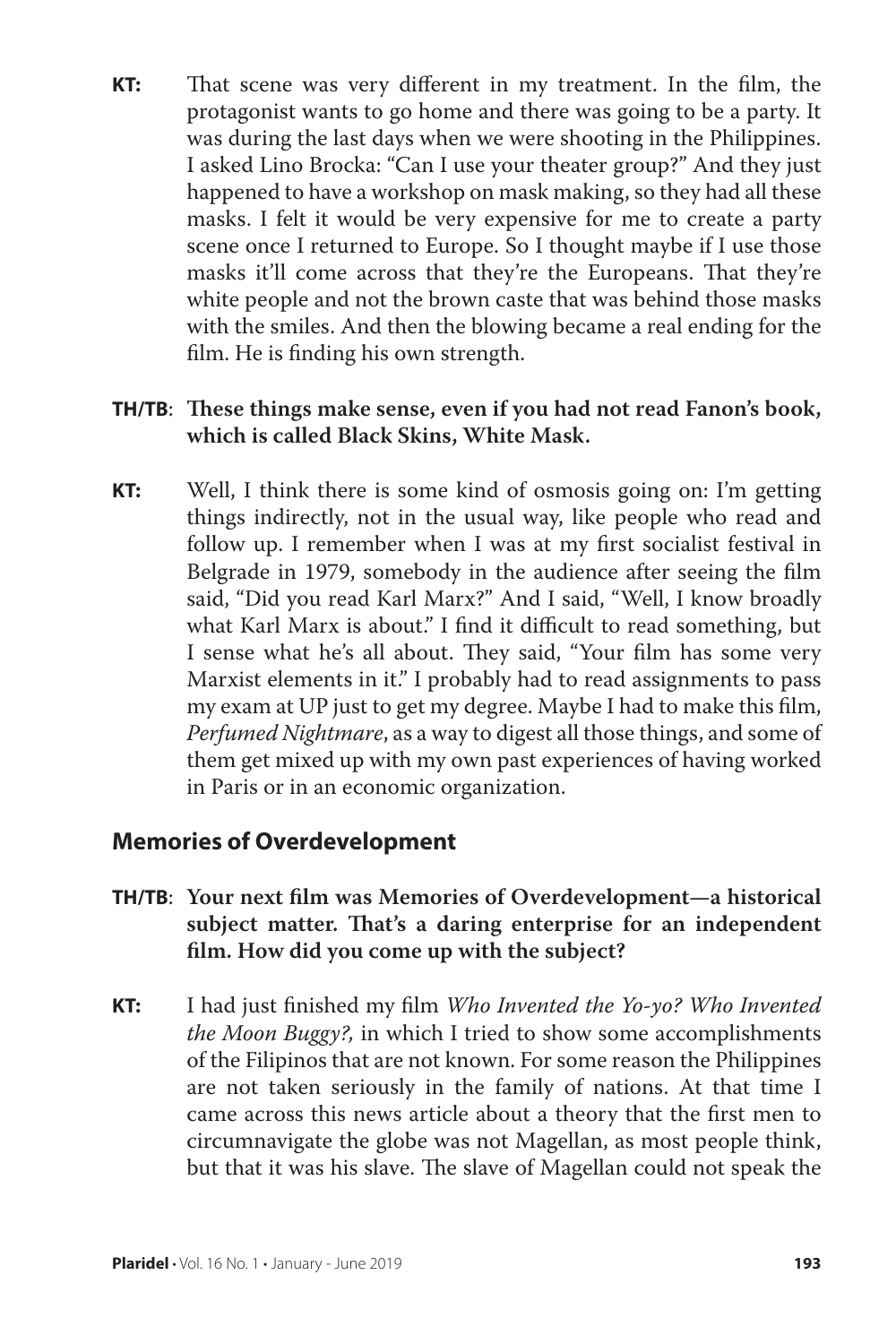**KT:** That scene was very different in my treatment. In the film, the protagonist wants to go home and there was going to be a party. It was during the last days when we were shooting in the Philippines. I asked Lino Brocka: "Can I use your theater group?" And they just happened to have a workshop on mask making, so they had all these masks. I felt it would be very expensive for me to create a party scene once I returned to Europe. So I thought maybe if I use those masks it'll come across that they're the Europeans. That they're white people and not the brown caste that was behind those masks with the smiles. And then the blowing became a real ending for the film. He is finding his own strength.

**TH/TB**: **These things make sense, even if you had not read Fanon's book, which is called Black Skins, White Mask.**

**KT:** Well, I think there is some kind of osmosis going on: I'm getting things indirectly, not in the usual way, like people who read and follow up. I remember when I was at my first socialist festival in Belgrade in 1979, somebody in the audience after seeing the film said, "Did you read Karl Marx?" And I said, "Well, I know broadly what Karl Marx is about." I find it difficult to read something, but I sense what he's all about. They said, "Your film has some very Marxist elements in it." I probably had to read assignments to pass my exam at UP just to get my degree. Maybe I had to make this film, *Perfumed Nightmare*, as a way to digest all those things, and some of them get mixed up with my own past experiences of having worked in Paris or in an economic organization.

## Memories of Overdevelopment

**TH/TB**: **Your next film was Memories of Overdevelopment—a historical subject matter. That's a daring enterprise for an independent film. How did you come up with the subject?**

**KT:** I had just finished my film *Who Invented the Yo-yo? Who Invented the Moon Buggy?,* in which I tried to show some accomplishments of the Filipinos that are not known. For some reason the Philippines are not taken seriously in the family of nations. At that time I came across this news article about a theory that the first men to circumnavigate the globe was not Magellan, as most people think, but that it was his slave. The slave of Magellan could not speak the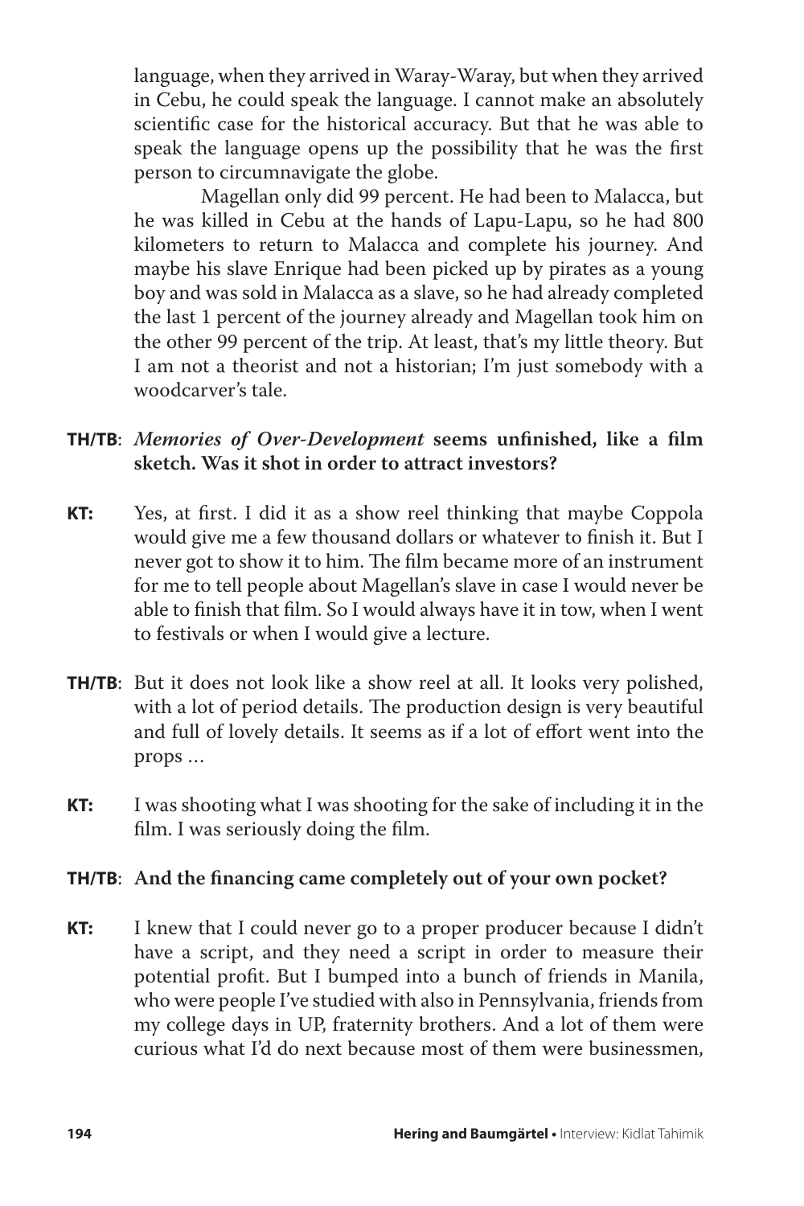language, when they arrived in Waray-Waray, but when they arrived in Cebu, he could speak the language. I cannot make an absolutely scientific case for the historical accuracy. But that he was able to speak the language opens up the possibility that he was the first person to circumnavigate the globe.

Magellan only did 99 percent. He had been to Malacca, but he was killed in Cebu at the hands of Lapu-Lapu, so he had 800 kilometers to return to Malacca and complete his journey. And maybe his slave Enrique had been picked up by pirates as a young boy and was sold in Malacca as a slave, so he had already completed the last 1 percent of the journey already and Magellan took him on the other 99 percent of the trip. At least, that's my little theory. But I am not a theorist and not a historian; I'm just somebody with a woodcarver's tale.

**TH/TB**: ***Memories of Over-Development*** **seems unfinished, like a film sketch. Was it shot in order to attract investors?**

**KT:** Yes, at first. I did it as a show reel thinking that maybe Coppola would give me a few thousand dollars or whatever to finish it. But I never got to show it to him. The film became more of an instrument for me to tell people about Magellan's slave in case I would never be able to finish that film. So I would always have it in tow, when I went to festivals or when I would give a lecture.

**TH/TB**: But it does not look like a show reel at all. It looks very polished, with a lot of period details. The production design is very beautiful and full of lovely details. It seems as if a lot of effort went into the props …

**KT:** I was shooting what I was shooting for the sake of including it in the film. I was seriously doing the film.

**TH/TB**: **And the financing came completely out of your own pocket?**

**KT:** I knew that I could never go to a proper producer because I didn't have a script, and they need a script in order to measure their potential profit. But I bumped into a bunch of friends in Manila, who were people I've studied with also in Pennsylvania, friends from my college days in UP, fraternity brothers. And a lot of them were curious what I'd do next because most of them were businessmen,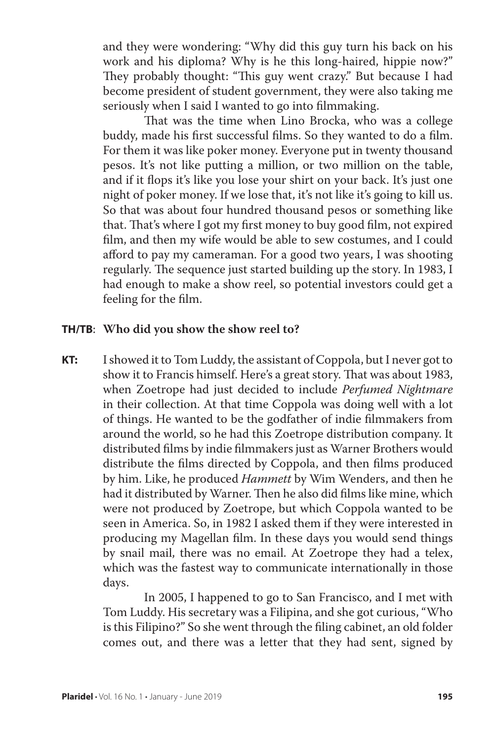and they were wondering: "Why did this guy turn his back on his work and his diploma? Why is he this long-haired, hippie now?" They probably thought: "This guy went crazy." But because I had become president of student government, they were also taking me seriously when I said I wanted to go into filmmaking.

That was the time when Lino Brocka, who was a college buddy, made his first successful films. So they wanted to do a film. For them it was like poker money. Everyone put in twenty thousand pesos. It's not like putting a million, or two million on the table, and if it flops it's like you lose your shirt on your back. It's just one night of poker money. If we lose that, it's not like it's going to kill us. So that was about four hundred thousand pesos or something like that. That's where I got my first money to buy good film, not expired film, and then my wife would be able to sew costumes, and I could afford to pay my cameraman. For a good two years, I was shooting regularly. The sequence just started building up the story. In 1983, I had enough to make a show reel, so potential investors could get a feeling for the film.

**TH/TB**: **Who did you show the show reel to?**

**KT:** I showed it to Tom Luddy, the assistant of Coppola, but I never got to show it to Francis himself. Here's a great story. That was about 1983, when Zoetrope had just decided to include *Perfumed Nightmare* in their collection. At that time Coppola was doing well with a lot of things. He wanted to be the godfather of indie filmmakers from around the world, so he had this Zoetrope distribution company. It distributed films by indie filmmakers just as Warner Brothers would distribute the films directed by Coppola, and then films produced by him. Like, he produced *Hammett* by Wim Wenders, and then he had it distributed by Warner. Then he also did films like mine, which were not produced by Zoetrope, but which Coppola wanted to be seen in America. So, in 1982 I asked them if they were interested in producing my Magellan film. In these days you would send things by snail mail, there was no email. At Zoetrope they had a telex, which was the fastest way to communicate internationally in those days.

In 2005, I happened to go to San Francisco, and I met with Tom Luddy. His secretary was a Filipina, and she got curious, "Who is this Filipino?" So she went through the filing cabinet, an old folder comes out, and there was a letter that they had sent, signed by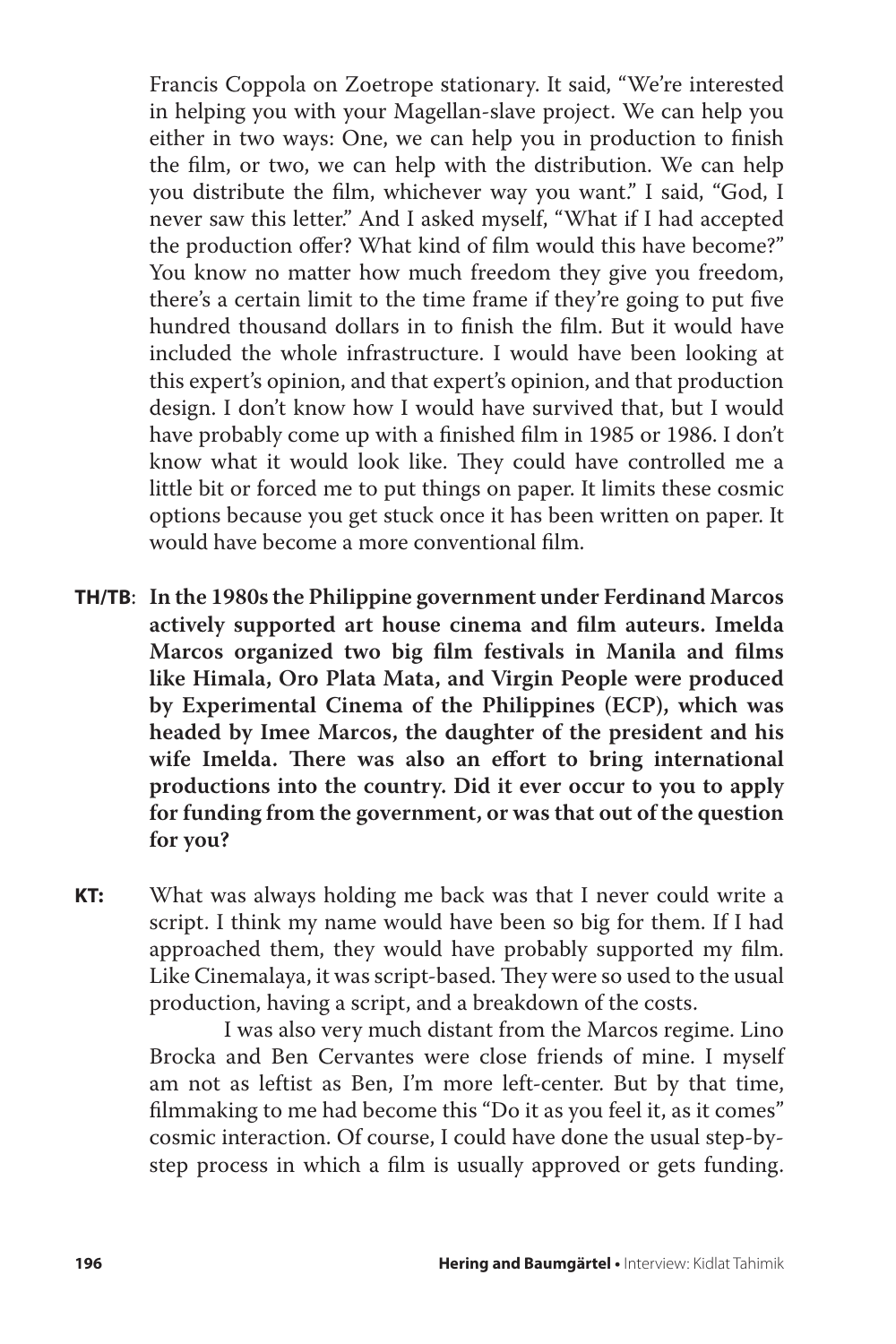Francis Coppola on Zoetrope stationary. It said, "We're interested in helping you with your Magellan-slave project. We can help you either in two ways: One, we can help you in production to finish the film, or two, we can help with the distribution. We can help you distribute the film, whichever way you want." I said, "God, I never saw this letter." And I asked myself, "What if I had accepted the production offer? What kind of film would this have become?" You know no matter how much freedom they give you freedom, there's a certain limit to the time frame if they're going to put five hundred thousand dollars in to finish the film. But it would have included the whole infrastructure. I would have been looking at this expert's opinion, and that expert's opinion, and that production design. I don't know how I would have survived that, but I would have probably come up with a finished film in 1985 or 1986. I don't know what it would look like. They could have controlled me a little bit or forced me to put things on paper. It limits these cosmic options because you get stuck once it has been written on paper. It would have become a more conventional film.

**TH/TB**: **In the 1980s the Philippine government under Ferdinand Marcos actively supported art house cinema and film auteurs. Imelda Marcos organized two big film festivals in Manila and films like Himala, Oro Plata Mata, and Virgin People were produced by Experimental Cinema of the Philippines (ECP), which was headed by Imee Marcos, the daughter of the president and his wife Imelda. There was also an effort to bring international productions into the country. Did it ever occur to you to apply for funding from the government, or was that out of the question for you?**

**KT:** What was always holding me back was that I never could write a script. I think my name would have been so big for them. If I had approached them, they would have probably supported my film. Like Cinemalaya, it was script-based. They were so used to the usual production, having a script, and a breakdown of the costs.

I was also very much distant from the Marcos regime. Lino Brocka and Ben Cervantes were close friends of mine. I myself am not as leftist as Ben, I'm more left-center. But by that time, filmmaking to me had become this "Do it as you feel it, as it comes" cosmic interaction. Of course, I could have done the usual step-by-step process in which a film is usually approved or gets funding.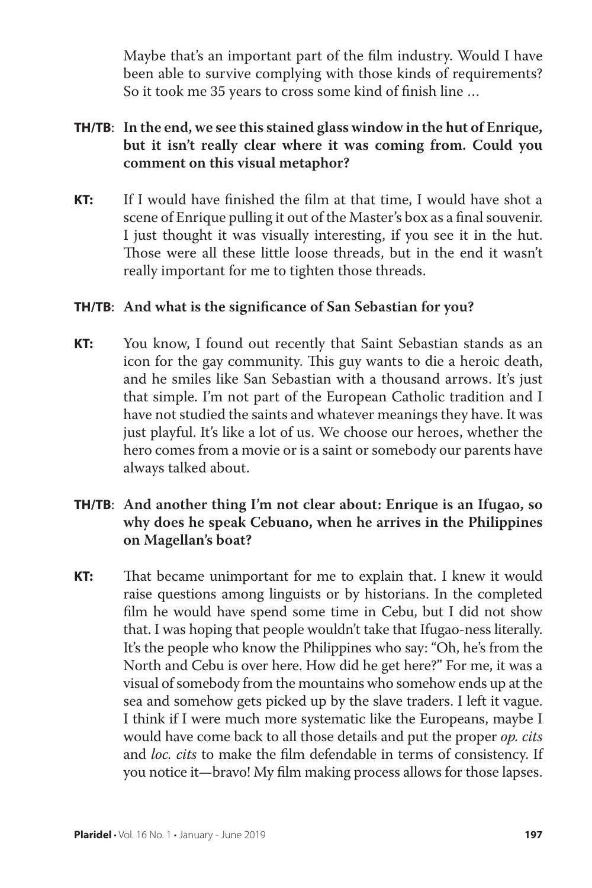Maybe that's an important part of the film industry. Would I have been able to survive complying with those kinds of requirements? So it took me 35 years to cross some kind of finish line …

**TH/TB**: **In the end, we see this stained glass window in the hut of Enrique, but it isn't really clear where it was coming from. Could you comment on this visual metaphor?**

**KT:** If I would have finished the film at that time, I would have shot a scene of Enrique pulling it out of the Master's box as a final souvenir. I just thought it was visually interesting, if you see it in the hut. Those were all these little loose threads, but in the end it wasn't really important for me to tighten those threads.

**TH/TB**: **And what is the significance of San Sebastian for you?**

**KT:** You know, I found out recently that Saint Sebastian stands as an icon for the gay community. This guy wants to die a heroic death, and he smiles like San Sebastian with a thousand arrows. It's just that simple. I'm not part of the European Catholic tradition and I have not studied the saints and whatever meanings they have. It was just playful. It's like a lot of us. We choose our heroes, whether the hero comes from a movie or is a saint or somebody our parents have always talked about.

**TH/TB**: **And another thing I'm not clear about: Enrique is an Ifugao, so why does he speak Cebuano, when he arrives in the Philippines on Magellan's boat?**

**KT:** That became unimportant for me to explain that. I knew it would raise questions among linguists or by historians. In the completed film he would have spend some time in Cebu, but I did not show that. I was hoping that people wouldn't take that Ifugao-ness literally. It's the people who know the Philippines who say: "Oh, he's from the North and Cebu is over here. How did he get here?" For me, it was a visual of somebody from the mountains who somehow ends up at the sea and somehow gets picked up by the slave traders. I left it vague. I think if I were much more systematic like the Europeans, maybe I would have come back to all those details and put the proper *op. cits* and *loc. cits* to make the film defendable in terms of consistency. If you notice it—bravo! My film making process allows for those lapses.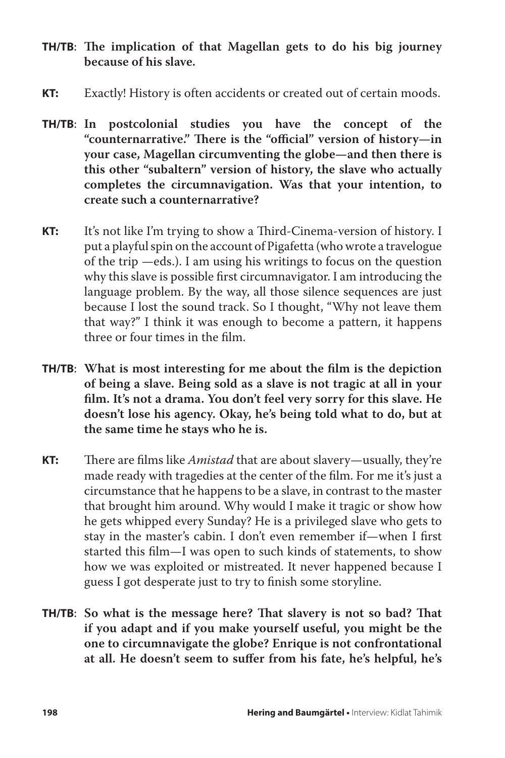**TH/TB**: **The implication of that Magellan gets to do his big journey because of his slave.**

**KT:** Exactly! History is often accidents or created out of certain moods.

**TH/TB**: **In postcolonial studies you have the concept of the "counternarrative." There is the "official" version of history—in your case, Magellan circumventing the globe—and then there is this other "subaltern" version of history, the slave who actually completes the circumnavigation. Was that your intention, to create such a counternarrative?**

**KT:** It's not like I'm trying to show a Third-Cinema-version of history. I put a playful spin on the account of Pigafetta (who wrote a travelogue of the trip —eds.). I am using his writings to focus on the question why this slave is possible first circumnavigator. I am introducing the language problem. By the way, all those silence sequences are just because I lost the sound track. So I thought, "Why not leave them that way?" I think it was enough to become a pattern, it happens three or four times in the film.

**TH/TB**: **What is most interesting for me about the film is the depiction of being a slave. Being sold as a slave is not tragic at all in your film. It's not a drama. You don't feel very sorry for this slave. He doesn't lose his agency. Okay, he's being told what to do, but at the same time he stays who he is.**

**KT:** There are films like *Amistad* that are about slavery—usually, they're made ready with tragedies at the center of the film. For me it's just a circumstance that he happens to be a slave, in contrast to the master that brought him around. Why would I make it tragic or show how he gets whipped every Sunday? He is a privileged slave who gets to stay in the master's cabin. I don't even remember if—when I first started this film—I was open to such kinds of statements, to show how we was exploited or mistreated. It never happened because I guess I got desperate just to try to finish some storyline.

**TH/TB**: **So what is the message here? That slavery is not so bad? That if you adapt and if you make yourself useful, you might be the one to circumnavigate the globe? Enrique is not confrontational at all. He doesn't seem to suffer from his fate, he's helpful, he's**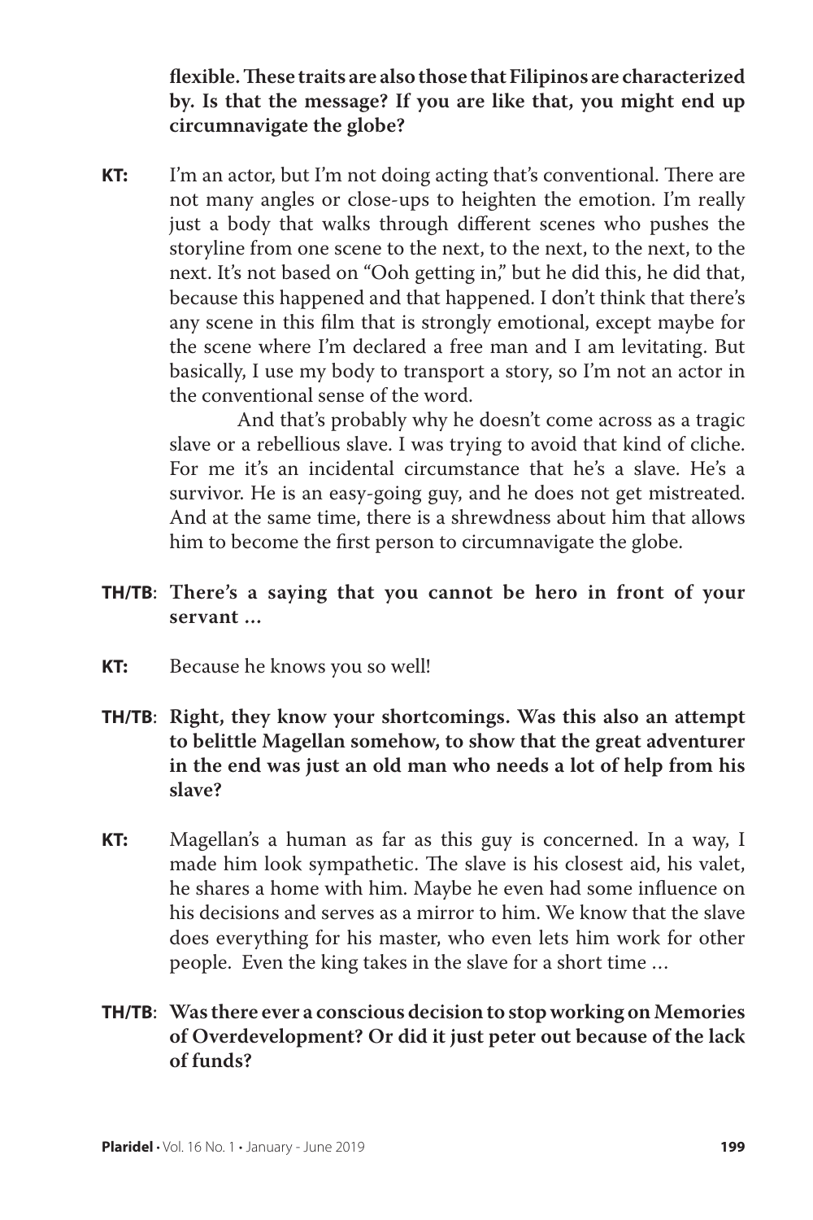**flexible. These traits are also those that Filipinos are characterized by. Is that the message? If you are like that, you might end up circumnavigate the globe?**

**KT:** I'm an actor, but I'm not doing acting that's conventional. There are not many angles or close-ups to heighten the emotion. I'm really just a body that walks through different scenes who pushes the storyline from one scene to the next, to the next, to the next, to the next. It's not based on "Ooh getting in," but he did this, he did that, because this happened and that happened. I don't think that there's any scene in this film that is strongly emotional, except maybe for the scene where I'm declared a free man and I am levitating. But basically, I use my body to transport a story, so I'm not an actor in the conventional sense of the word.

And that's probably why he doesn't come across as a tragic slave or a rebellious slave. I was trying to avoid that kind of cliche. For me it's an incidental circumstance that he's a slave. He's a survivor. He is an easy-going guy, and he does not get mistreated. And at the same time, there is a shrewdness about him that allows him to become the first person to circumnavigate the globe.

**TH/TB**: **There's a saying that you cannot be hero in front of your servant …**

**KT:** Because he knows you so well!

**TH/TB**: **Right, they know your shortcomings. Was this also an attempt to belittle Magellan somehow, to show that the great adventurer in the end was just an old man who needs a lot of help from his slave?**

**KT:** Magellan's a human as far as this guy is concerned. In a way, I made him look sympathetic. The slave is his closest aid, his valet, he shares a home with him. Maybe he even had some influence on his decisions and serves as a mirror to him. We know that the slave does everything for his master, who even lets him work for other people. Even the king takes in the slave for a short time …

**TH/TB**: **Was there ever a conscious decision to stop working on Memories of Overdevelopment? Or did it just peter out because of the lack of funds?**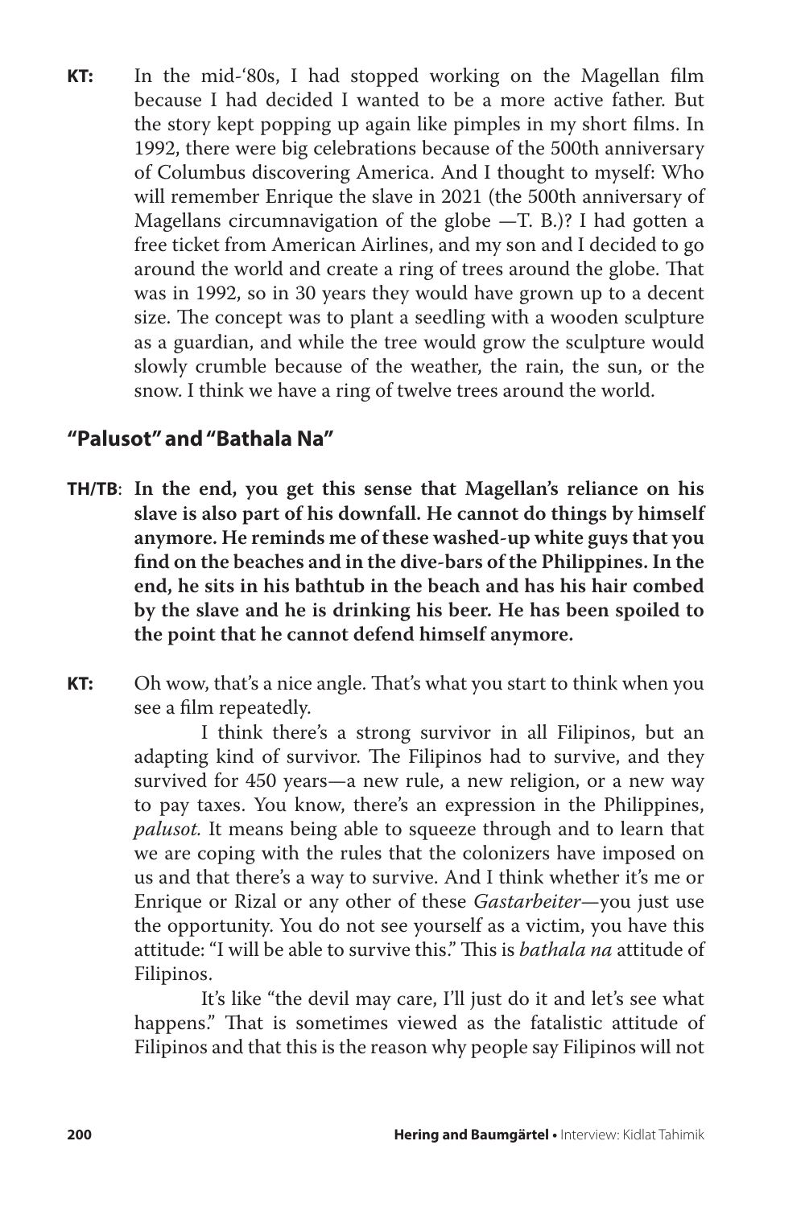**KT:** In the mid-'80s, I had stopped working on the Magellan film because I had decided I wanted to be a more active father. But the story kept popping up again like pimples in my short films. In 1992, there were big celebrations because of the 500th anniversary of Columbus discovering America. And I thought to myself: Who will remember Enrique the slave in 2021 (the 500th anniversary of Magellans circumnavigation of the globe —T. B.)? I had gotten a free ticket from American Airlines, and my son and I decided to go around the world and create a ring of trees around the globe. That was in 1992, so in 30 years they would have grown up to a decent size. The concept was to plant a seedling with a wooden sculpture as a guardian, and while the tree would grow the sculpture would slowly crumble because of the weather, the rain, the sun, or the snow. I think we have a ring of twelve trees around the world.

## "Palusot" and "Bathala Na"

**TH/TB: In the end, you get this sense that Magellan's reliance on his slave is also part of his downfall. He cannot do things by himself anymore. He reminds me of these washed-up white guys that you find on the beaches and in the dive-bars of the Philippines. In the end, he sits in his bathtub in the beach and has his hair combed by the slave and he is drinking his beer. He has been spoiled to the point that he cannot defend himself anymore.**

**KT:** Oh wow, that's a nice angle. That's what you start to think when you see a film repeatedly.

I think there's a strong survivor in all Filipinos, but an adapting kind of survivor. The Filipinos had to survive, and they survived for 450 years—a new rule, a new religion, or a new way to pay taxes. You know, there's an expression in the Philippines, *palusot.* It means being able to squeeze through and to learn that we are coping with the rules that the colonizers have imposed on us and that there's a way to survive. And I think whether it's me or Enrique or Rizal or any other of these *Gastarbeiter*—you just use the opportunity. You do not see yourself as a victim, you have this attitude: "I will be able to survive this." This is *bathala na* attitude of Filipinos.

It's like "the devil may care, I'll just do it and let's see what happens." That is sometimes viewed as the fatalistic attitude of Filipinos and that this is the reason why people say Filipinos will not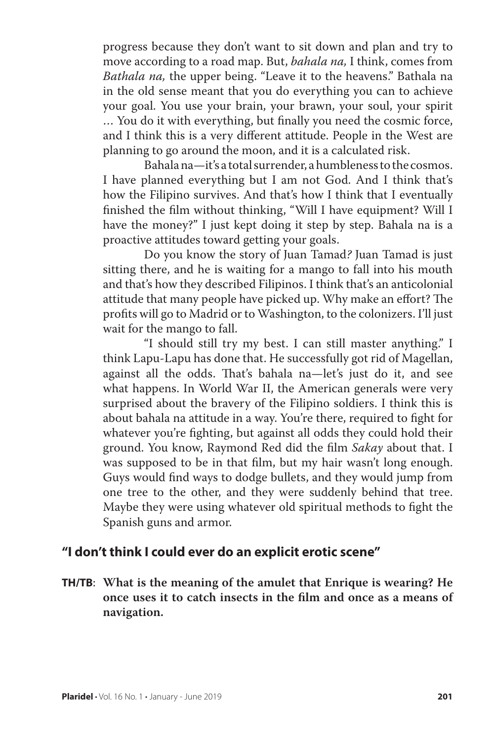progress because they don't want to sit down and plan and try to move according to a road map. But, *bahala na,* I think, comes from *Bathala na,* the upper being. "Leave it to the heavens." Bathala na in the old sense meant that you do everything you can to achieve your goal. You use your brain, your brawn, your soul, your spirit … You do it with everything, but finally you need the cosmic force, and I think this is a very different attitude. People in the West are planning to go around the moon, and it is a calculated risk.

Bahala na—it's a total surrender, a humbleness to the cosmos. I have planned everything but I am not God. And I think that's how the Filipino survives. And that's how I think that I eventually finished the film without thinking, "Will I have equipment? Will I have the money?" I just kept doing it step by step. Bahala na is a proactive attitudes toward getting your goals.

Do you know the story of Juan Tamad*?* Juan Tamad is just sitting there, and he is waiting for a mango to fall into his mouth and that's how they described Filipinos. I think that's an anticolonial attitude that many people have picked up. Why make an effort? The profits will go to Madrid or to Washington, to the colonizers. I'll just wait for the mango to fall.

"I should still try my best. I can still master anything." I think Lapu-Lapu has done that. He successfully got rid of Magellan, against all the odds. That's bahala na—let's just do it, and see what happens. In World War II, the American generals were very surprised about the bravery of the Filipino soldiers. I think this is about bahala na attitude in a way. You're there, required to fight for whatever you're fighting, but against all odds they could hold their ground. You know, Raymond Red did the film *Sakay* about that. I was supposed to be in that film, but my hair wasn't long enough. Guys would find ways to dodge bullets, and they would jump from one tree to the other, and they were suddenly behind that tree. Maybe they were using whatever old spiritual methods to fight the Spanish guns and armor.

## "I don't think I could ever do an explicit erotic scene"

**TH/TB**: **What is the meaning of the amulet that Enrique is wearing? He once uses it to catch insects in the film and once as a means of navigation.**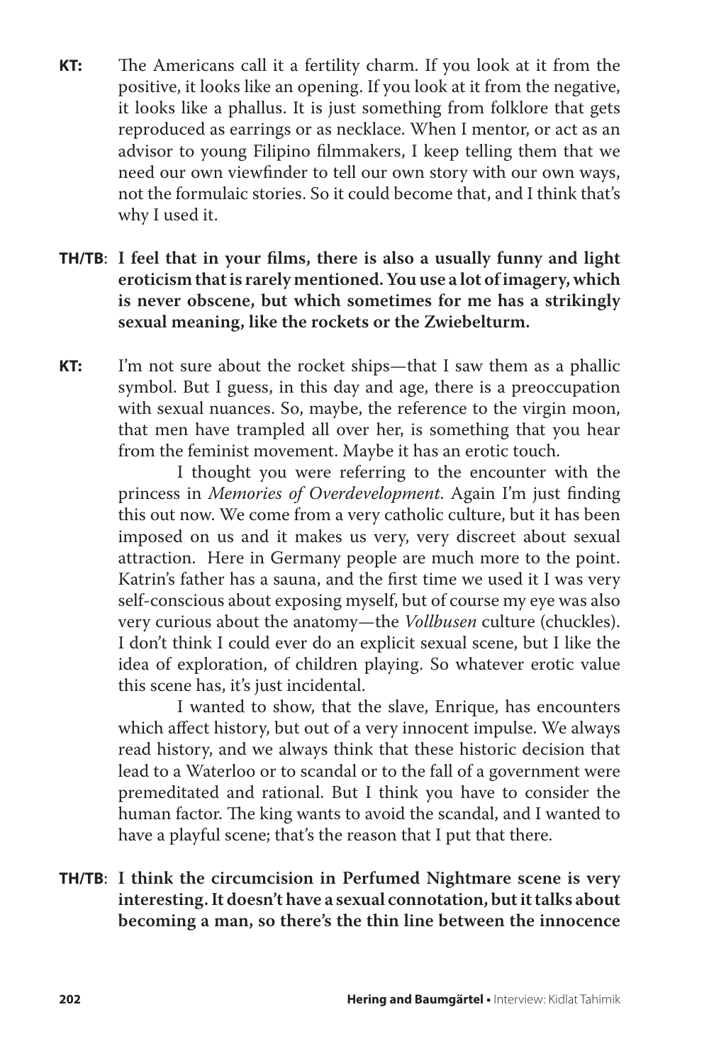**KT:** The Americans call it a fertility charm. If you look at it from the positive, it looks like an opening. If you look at it from the negative, it looks like a phallus. It is just something from folklore that gets reproduced as earrings or as necklace. When I mentor, or act as an advisor to young Filipino filmmakers, I keep telling them that we need our own viewfinder to tell our own story with our own ways, not the formulaic stories. So it could become that, and I think that's why I used it.

**TH/TB**: **I feel that in your films, there is also a usually funny and light eroticism that is rarely mentioned. You use a lot of imagery, which is never obscene, but which sometimes for me has a strikingly sexual meaning, like the rockets or the Zwiebelturm.**

**KT:** I'm not sure about the rocket ships—that I saw them as a phallic symbol. But I guess, in this day and age, there is a preoccupation with sexual nuances. So, maybe, the reference to the virgin moon, that men have trampled all over her, is something that you hear from the feminist movement. Maybe it has an erotic touch.

I thought you were referring to the encounter with the princess in *Memories of Overdevelopment*. Again I'm just finding this out now. We come from a very catholic culture, but it has been imposed on us and it makes us very, very discreet about sexual attraction. Here in Germany people are much more to the point. Katrin's father has a sauna, and the first time we used it I was very self-conscious about exposing myself, but of course my eye was also very curious about the anatomy—the *Vollbusen* culture (chuckles). I don't think I could ever do an explicit sexual scene, but I like the idea of exploration, of children playing. So whatever erotic value this scene has, it's just incidental.

I wanted to show, that the slave, Enrique, has encounters which affect history, but out of a very innocent impulse. We always read history, and we always think that these historic decision that lead to a Waterloo or to scandal or to the fall of a government were premeditated and rational. But I think you have to consider the human factor. The king wants to avoid the scandal, and I wanted to have a playful scene; that's the reason that I put that there.

**TH/TB**: **I think the circumcision in Perfumed Nightmare scene is very interesting. It doesn't have a sexual connotation, but it talks about becoming a man, so there's the thin line between the innocence**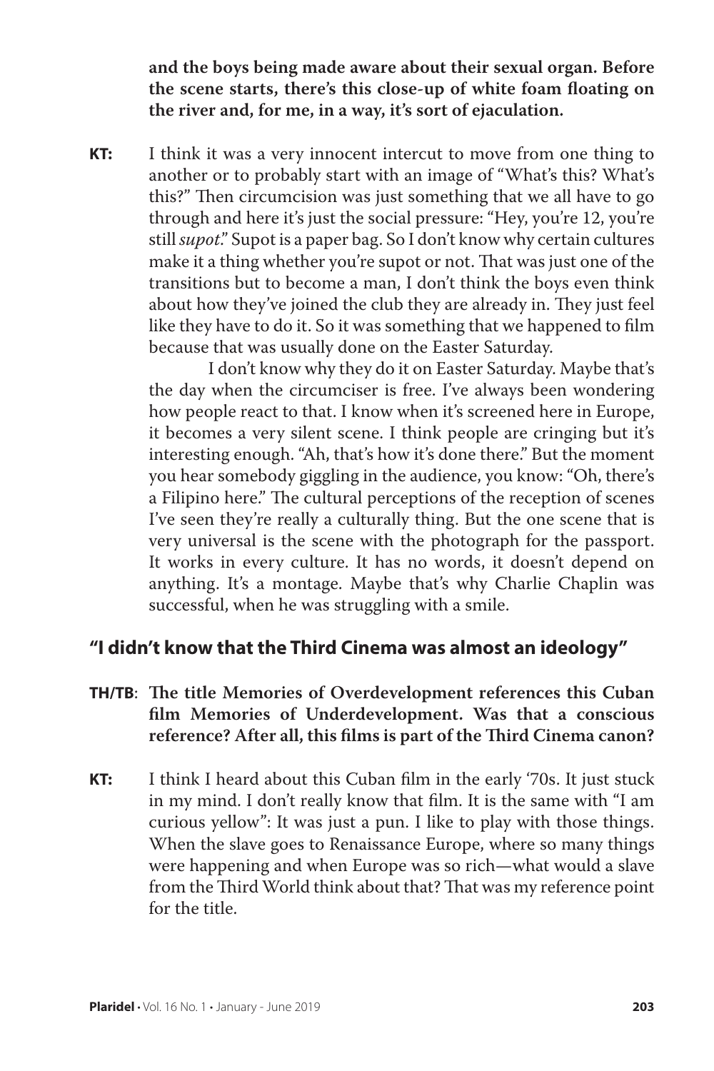**and the boys being made aware about their sexual organ. Before the scene starts, there's this close-up of white foam floating on the river and, for me, in a way, it's sort of ejaculation.**

**KT:** I think it was a very innocent intercut to move from one thing to another or to probably start with an image of "What's this? What's this?" Then circumcision was just something that we all have to go through and here it's just the social pressure: "Hey, you're 12, you're still *supot*." Supot is a paper bag. So I don't know why certain cultures make it a thing whether you're supot or not. That was just one of the transitions but to become a man, I don't think the boys even think about how they've joined the club they are already in. They just feel like they have to do it. So it was something that we happened to film because that was usually done on the Easter Saturday.

I don't know why they do it on Easter Saturday. Maybe that's the day when the circumciser is free. I've always been wondering how people react to that. I know when it's screened here in Europe, it becomes a very silent scene. I think people are cringing but it's interesting enough. "Ah, that's how it's done there." But the moment you hear somebody giggling in the audience, you know: "Oh, there's a Filipino here." The cultural perceptions of the reception of scenes I've seen they're really a culturally thing. But the one scene that is very universal is the scene with the photograph for the passport. It works in every culture. It has no words, it doesn't depend on anything. It's a montage. Maybe that's why Charlie Chaplin was successful, when he was struggling with a smile.

## "I didn't know that the Third Cinema was almost an ideology"

**TH/TB**: **The title Memories of Overdevelopment references this Cuban film Memories of Underdevelopment. Was that a conscious reference? After all, this films is part of the Third Cinema canon?**

**KT:** I think I heard about this Cuban film in the early '70s. It just stuck in my mind. I don't really know that film. It is the same with "I am curious yellow": It was just a pun. I like to play with those things. When the slave goes to Renaissance Europe, where so many things were happening and when Europe was so rich—what would a slave from the Third World think about that? That was my reference point for the title.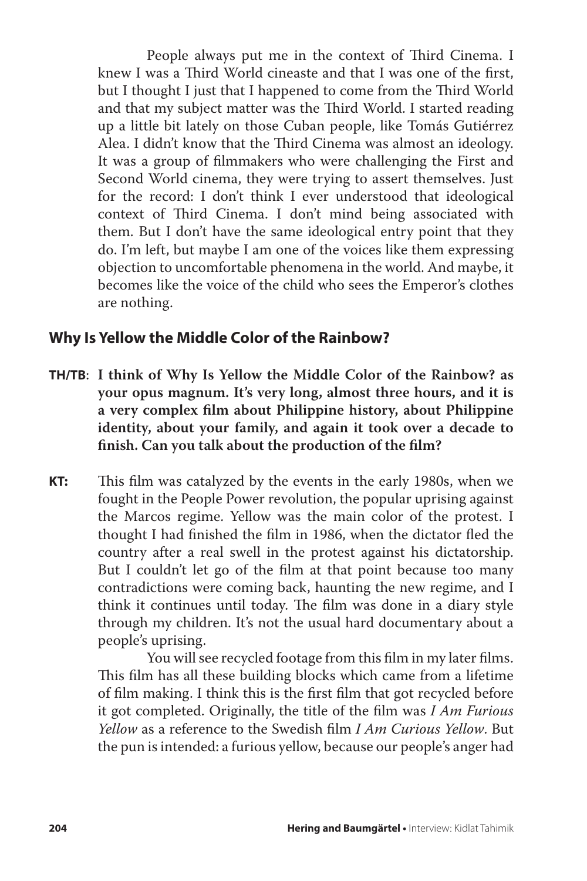People always put me in the context of Third Cinema. I knew I was a Third World cineaste and that I was one of the first, but I thought I just that I happened to come from the Third World and that my subject matter was the Third World. I started reading up a little bit lately on those Cuban people, like Tomás Gutiérrez Alea. I didn't know that the Third Cinema was almost an ideology. It was a group of filmmakers who were challenging the First and Second World cinema, they were trying to assert themselves. Just for the record: I don't think I ever understood that ideological context of Third Cinema. I don't mind being associated with them. But I don't have the same ideological entry point that they do. I'm left, but maybe I am one of the voices like them expressing objection to uncomfortable phenomena in the world. And maybe, it becomes like the voice of the child who sees the Emperor's clothes are nothing.

## Why Is Yellow the Middle Color of the Rainbow?

**TH/TB**: **I think of Why Is Yellow the Middle Color of the Rainbow? as your opus magnum. It's very long, almost three hours, and it is a very complex film about Philippine history, about Philippine identity, about your family, and again it took over a decade to finish. Can you talk about the production of the film?**

**KT:** This film was catalyzed by the events in the early 1980s, when we fought in the People Power revolution, the popular uprising against the Marcos regime. Yellow was the main color of the protest. I thought I had finished the film in 1986, when the dictator fled the country after a real swell in the protest against his dictatorship. But I couldn't let go of the film at that point because too many contradictions were coming back, haunting the new regime, and I think it continues until today. The film was done in a diary style through my children. It's not the usual hard documentary about a people's uprising.

You will see recycled footage from this film in my later films. This film has all these building blocks which came from a lifetime of film making. I think this is the first film that got recycled before it got completed. Originally, the title of the film was *I Am Furious Yellow* as a reference to the Swedish film *I Am Curious Yellow*. But the pun is intended: a furious yellow, because our people's anger had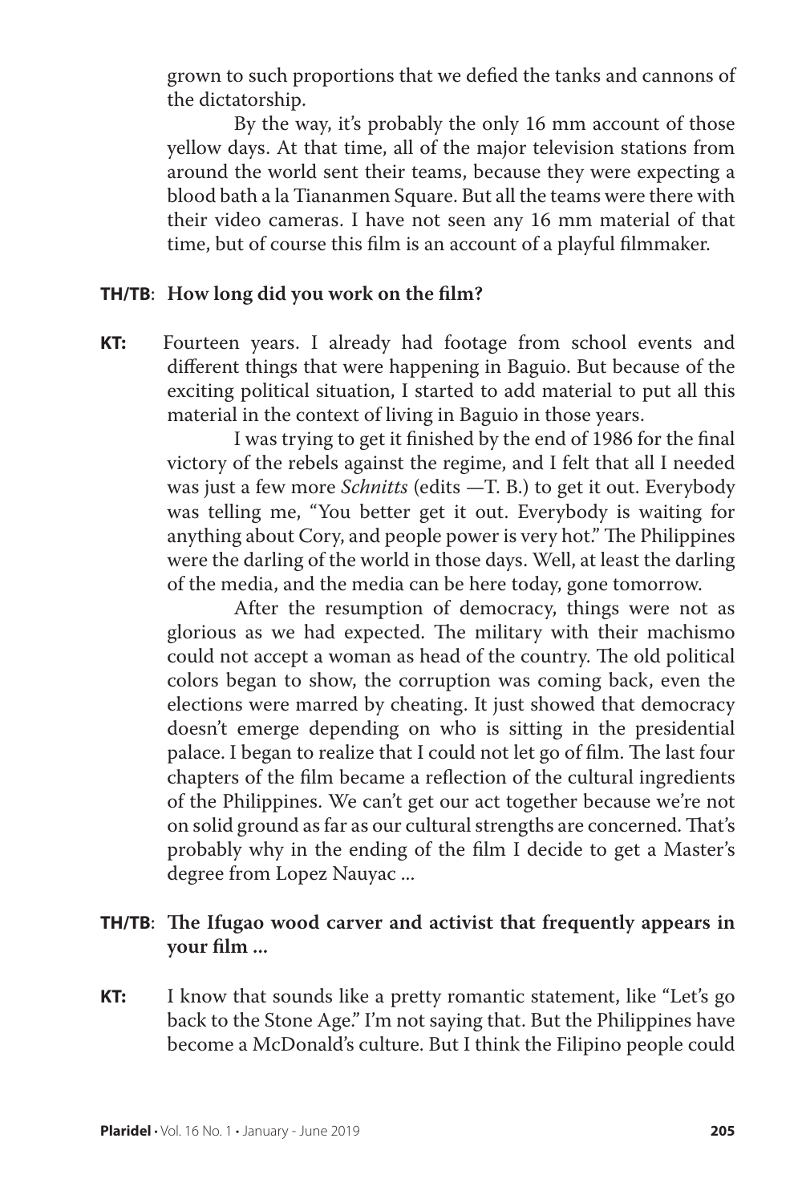grown to such proportions that we defied the tanks and cannons of the dictatorship.

By the way, it's probably the only 16 mm account of those yellow days. At that time, all of the major television stations from around the world sent their teams, because they were expecting a blood bath a la Tiananmen Square. But all the teams were there with their video cameras. I have not seen any 16 mm material of that time, but of course this film is an account of a playful filmmaker.

**TH/TB**: **How long did you work on the film?**

**KT:** Fourteen years. I already had footage from school events and different things that were happening in Baguio. But because of the exciting political situation, I started to add material to put all this material in the context of living in Baguio in those years.

I was trying to get it finished by the end of 1986 for the final victory of the rebels against the regime, and I felt that all I needed was just a few more *Schnitts* (edits —T. B.) to get it out. Everybody was telling me, "You better get it out. Everybody is waiting for anything about Cory, and people power is very hot." The Philippines were the darling of the world in those days. Well, at least the darling of the media, and the media can be here today, gone tomorrow.

After the resumption of democracy, things were not as glorious as we had expected. The military with their machismo could not accept a woman as head of the country. The old political colors began to show, the corruption was coming back, even the elections were marred by cheating. It just showed that democracy doesn't emerge depending on who is sitting in the presidential palace. I began to realize that I could not let go of film. The last four chapters of the film became a reflection of the cultural ingredients of the Philippines. We can't get our act together because we're not on solid ground as far as our cultural strengths are concerned. That's probably why in the ending of the film I decide to get a Master's degree from Lopez Nauyac ...

**TH/TB**: **The Ifugao wood carver and activist that frequently appears in your film ...**

**KT:** I know that sounds like a pretty romantic statement, like "Let's go back to the Stone Age." I'm not saying that. But the Philippines have become a McDonald's culture. But I think the Filipino people could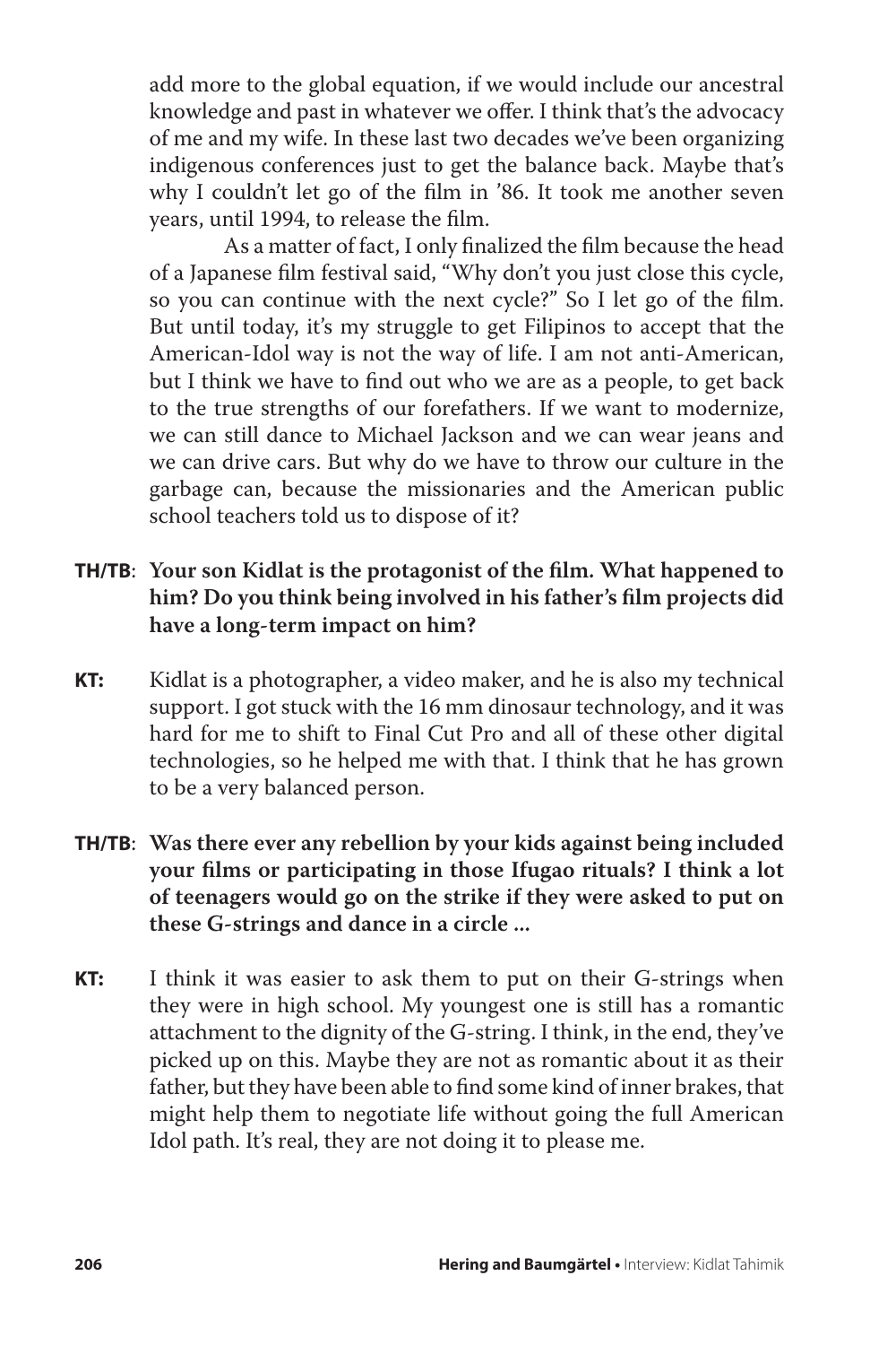add more to the global equation, if we would include our ancestral knowledge and past in whatever we offer. I think that's the advocacy of me and my wife. In these last two decades we've been organizing indigenous conferences just to get the balance back. Maybe that's why I couldn't let go of the film in '86. It took me another seven years, until 1994, to release the film.

As a matter of fact, I only finalized the film because the head of a Japanese film festival said, "Why don't you just close this cycle, so you can continue with the next cycle?" So I let go of the film. But until today, it's my struggle to get Filipinos to accept that the American-Idol way is not the way of life. I am not anti-American, but I think we have to find out who we are as a people, to get back to the true strengths of our forefathers. If we want to modernize, we can still dance to Michael Jackson and we can wear jeans and we can drive cars. But why do we have to throw our culture in the garbage can, because the missionaries and the American public school teachers told us to dispose of it?

**TH/TB**: **Your son Kidlat is the protagonist of the film. What happened to him? Do you think being involved in his father's film projects did have a long-term impact on him?**

**KT:** Kidlat is a photographer, a video maker, and he is also my technical support. I got stuck with the 16 mm dinosaur technology, and it was hard for me to shift to Final Cut Pro and all of these other digital technologies, so he helped me with that. I think that he has grown to be a very balanced person.

**TH/TB**: **Was there ever any rebellion by your kids against being included your films or participating in those Ifugao rituals? I think a lot of teenagers would go on the strike if they were asked to put on these G-strings and dance in a circle ...**

**KT:** I think it was easier to ask them to put on their G-strings when they were in high school. My youngest one is still has a romantic attachment to the dignity of the G-string. I think, in the end, they've picked up on this. Maybe they are not as romantic about it as their father, but they have been able to find some kind of inner brakes, that might help them to negotiate life without going the full American Idol path. It's real, they are not doing it to please me.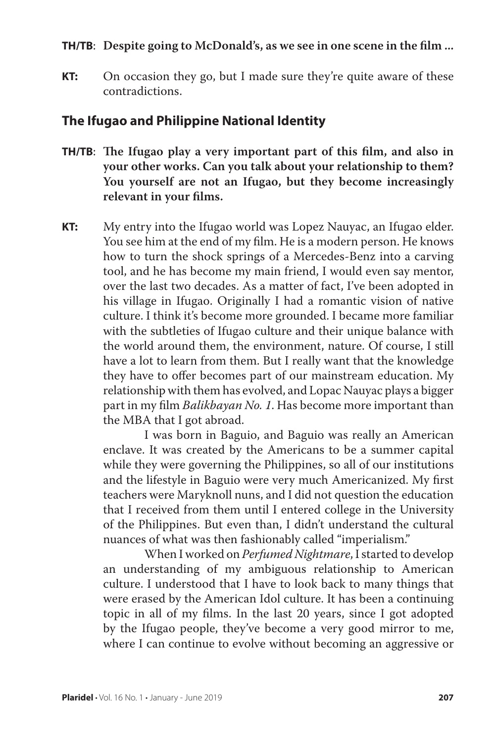**TH/TB**: **Despite going to McDonald's, as we see in one scene in the film ...**

**KT:** On occasion they go, but I made sure they're quite aware of these contradictions.

## The Ifugao and Philippine National Identity

**TH/TB**: **The Ifugao play a very important part of this film, and also in your other works. Can you talk about your relationship to them? You yourself are not an Ifugao, but they become increasingly relevant in your films.**

**KT:** My entry into the Ifugao world was Lopez Nauyac, an Ifugao elder. You see him at the end of my film. He is a modern person. He knows how to turn the shock springs of a Mercedes-Benz into a carving tool, and he has become my main friend, I would even say mentor, over the last two decades. As a matter of fact, I've been adopted in his village in Ifugao. Originally I had a romantic vision of native culture. I think it's become more grounded. I became more familiar with the subtleties of Ifugao culture and their unique balance with the world around them, the environment, nature. Of course, I still have a lot to learn from them. But I really want that the knowledge they have to offer becomes part of our mainstream education. My relationship with them has evolved, and Lopac Nauyac plays a bigger part in my film *Balikbayan No. 1*. Has become more important than the MBA that I got abroad.

I was born in Baguio, and Baguio was really an American enclave. It was created by the Americans to be a summer capital while they were governing the Philippines, so all of our institutions and the lifestyle in Baguio were very much Americanized. My first teachers were Maryknoll nuns, and I did not question the education that I received from them until I entered college in the University of the Philippines. But even than, I didn't understand the cultural nuances of what was then fashionably called "imperialism."

When I worked on *Perfumed Nightmare*, I started to develop an understanding of my ambiguous relationship to American culture. I understood that I have to look back to many things that were erased by the American Idol culture. It has been a continuing topic in all of my films. In the last 20 years, since I got adopted by the Ifugao people, they've become a very good mirror to me, where I can continue to evolve without becoming an aggressive or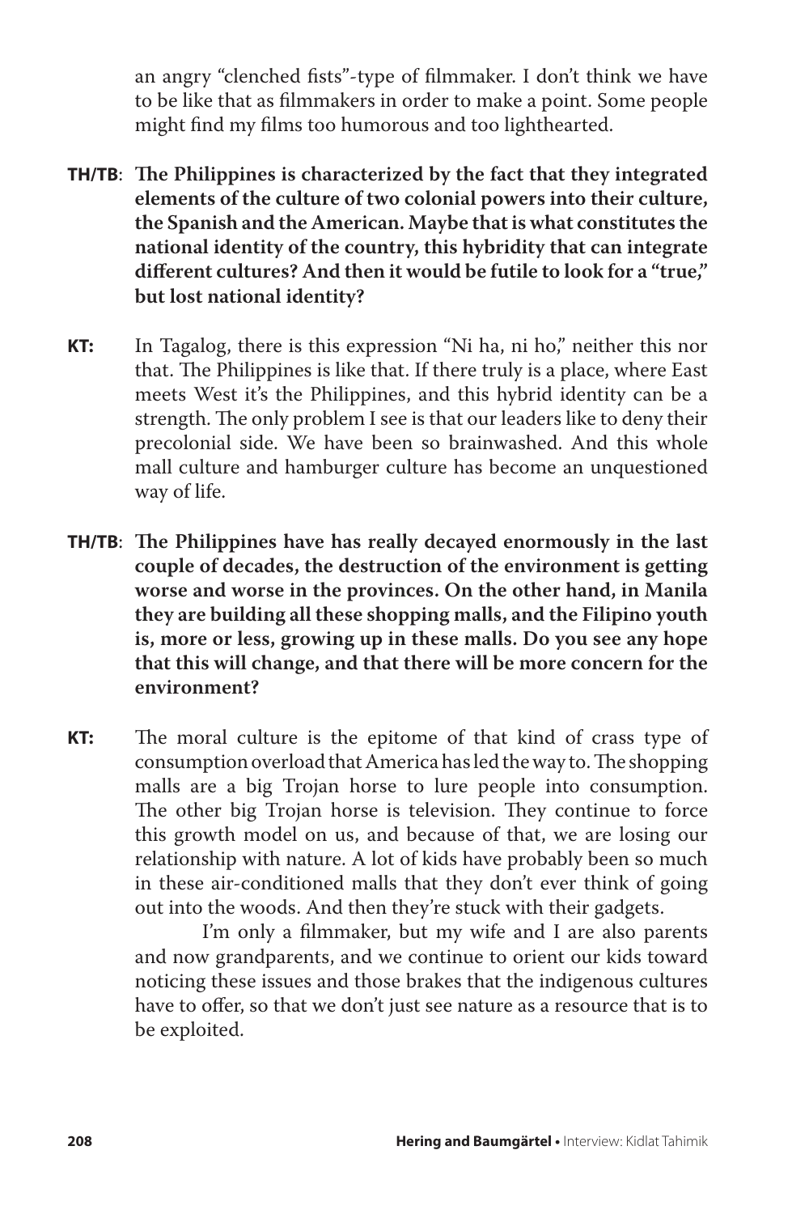an angry "clenched fists"-type of filmmaker. I don't think we have to be like that as filmmakers in order to make a point. Some people might find my films too humorous and too lighthearted.

**TH/TB**: **The Philippines is characterized by the fact that they integrated elements of the culture of two colonial powers into their culture, the Spanish and the American. Maybe that is what constitutes the national identity of the country, this hybridity that can integrate different cultures? And then it would be futile to look for a "true," but lost national identity?**

**KT:** In Tagalog, there is this expression "Ni ha, ni ho," neither this nor that. The Philippines is like that. If there truly is a place, where East meets West it's the Philippines, and this hybrid identity can be a strength. The only problem I see is that our leaders like to deny their precolonial side. We have been so brainwashed. And this whole mall culture and hamburger culture has become an unquestioned way of life.

**TH/TB**: **The Philippines have has really decayed enormously in the last couple of decades, the destruction of the environment is getting worse and worse in the provinces. On the other hand, in Manila they are building all these shopping malls, and the Filipino youth is, more or less, growing up in these malls. Do you see any hope that this will change, and that there will be more concern for the environment?**

**KT:** The moral culture is the epitome of that kind of crass type of consumption overload that America has led the way to. The shopping malls are a big Trojan horse to lure people into consumption. The other big Trojan horse is television. They continue to force this growth model on us, and because of that, we are losing our relationship with nature. A lot of kids have probably been so much in these air-conditioned malls that they don't ever think of going out into the woods. And then they're stuck with their gadgets.

I'm only a filmmaker, but my wife and I are also parents and now grandparents, and we continue to orient our kids toward noticing these issues and those brakes that the indigenous cultures have to offer, so that we don't just see nature as a resource that is to be exploited.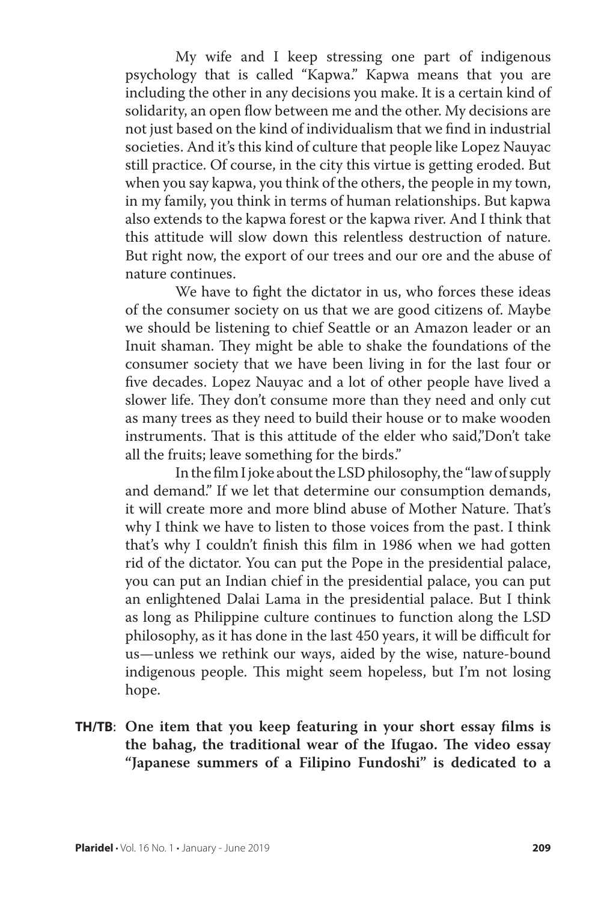My wife and I keep stressing one part of indigenous psychology that is called "Kapwa." Kapwa means that you are including the other in any decisions you make. It is a certain kind of solidarity, an open flow between me and the other. My decisions are not just based on the kind of individualism that we find in industrial societies. And it's this kind of culture that people like Lopez Nauyac still practice. Of course, in the city this virtue is getting eroded. But when you say kapwa, you think of the others, the people in my town, in my family, you think in terms of human relationships. But kapwa also extends to the kapwa forest or the kapwa river. And I think that this attitude will slow down this relentless destruction of nature. But right now, the export of our trees and our ore and the abuse of nature continues.

We have to fight the dictator in us, who forces these ideas of the consumer society on us that we are good citizens of. Maybe we should be listening to chief Seattle or an Amazon leader or an Inuit shaman. They might be able to shake the foundations of the consumer society that we have been living in for the last four or five decades. Lopez Nauyac and a lot of other people have lived a slower life. They don't consume more than they need and only cut as many trees as they need to build their house or to make wooden instruments. That is this attitude of the elder who said,"Don't take all the fruits; leave something for the birds."

In the film I joke about the LSD philosophy, the "law of supply and demand." If we let that determine our consumption demands, it will create more and more blind abuse of Mother Nature. That's why I think we have to listen to those voices from the past. I think that's why I couldn't finish this film in 1986 when we had gotten rid of the dictator. You can put the Pope in the presidential palace, you can put an Indian chief in the presidential palace, you can put an enlightened Dalai Lama in the presidential palace. But I think as long as Philippine culture continues to function along the LSD philosophy, as it has done in the last 450 years, it will be difficult for us—unless we rethink our ways, aided by the wise, nature-bound indigenous people. This might seem hopeless, but I'm not losing hope.

**TH/TB**: **One item that you keep featuring in your short essay films is the bahag, the traditional wear of the Ifugao. The video essay "Japanese summers of a Filipino Fundoshi" is dedicated to a**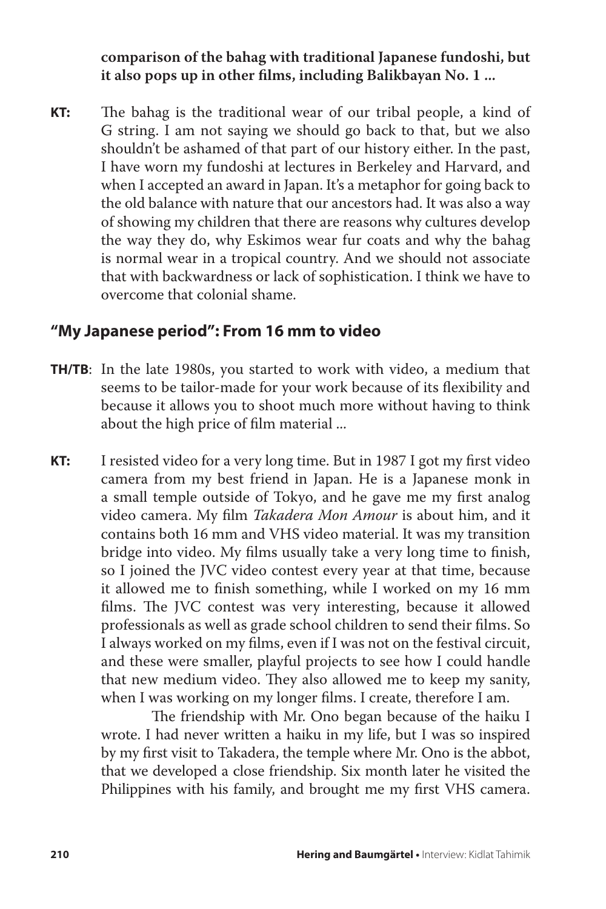**comparison of the bahag with traditional Japanese fundoshi, but it also pops up in other films, including Balikbayan No. 1 ...**

**KT:** The bahag is the traditional wear of our tribal people, a kind of G string. I am not saying we should go back to that, but we also shouldn't be ashamed of that part of our history either. In the past, I have worn my fundoshi at lectures in Berkeley and Harvard, and when I accepted an award in Japan. It's a metaphor for going back to the old balance with nature that our ancestors had. It was also a way of showing my children that there are reasons why cultures develop the way they do, why Eskimos wear fur coats and why the bahag is normal wear in a tropical country. And we should not associate that with backwardness or lack of sophistication. I think we have to overcome that colonial shame.

## "My Japanese period": From 16 mm to video

**TH/TB**: In the late 1980s, you started to work with video, a medium that seems to be tailor-made for your work because of its flexibility and because it allows you to shoot much more without having to think about the high price of film material ...

**KT:** I resisted video for a very long time. But in 1987 I got my first video camera from my best friend in Japan. He is a Japanese monk in a small temple outside of Tokyo, and he gave me my first analog video camera. My film *Takadera Mon Amour* is about him, and it contains both 16 mm and VHS video material. It was my transition bridge into video. My films usually take a very long time to finish, so I joined the JVC video contest every year at that time, because it allowed me to finish something, while I worked on my 16 mm films. The JVC contest was very interesting, because it allowed professionals as well as grade school children to send their films. So I always worked on my films, even if I was not on the festival circuit, and these were smaller, playful projects to see how I could handle that new medium video. They also allowed me to keep my sanity, when I was working on my longer films. I create, therefore I am.

The friendship with Mr. Ono began because of the haiku I wrote. I had never written a haiku in my life, but I was so inspired by my first visit to Takadera, the temple where Mr. Ono is the abbot, that we developed a close friendship. Six month later he visited the Philippines with his family, and brought me my first VHS camera.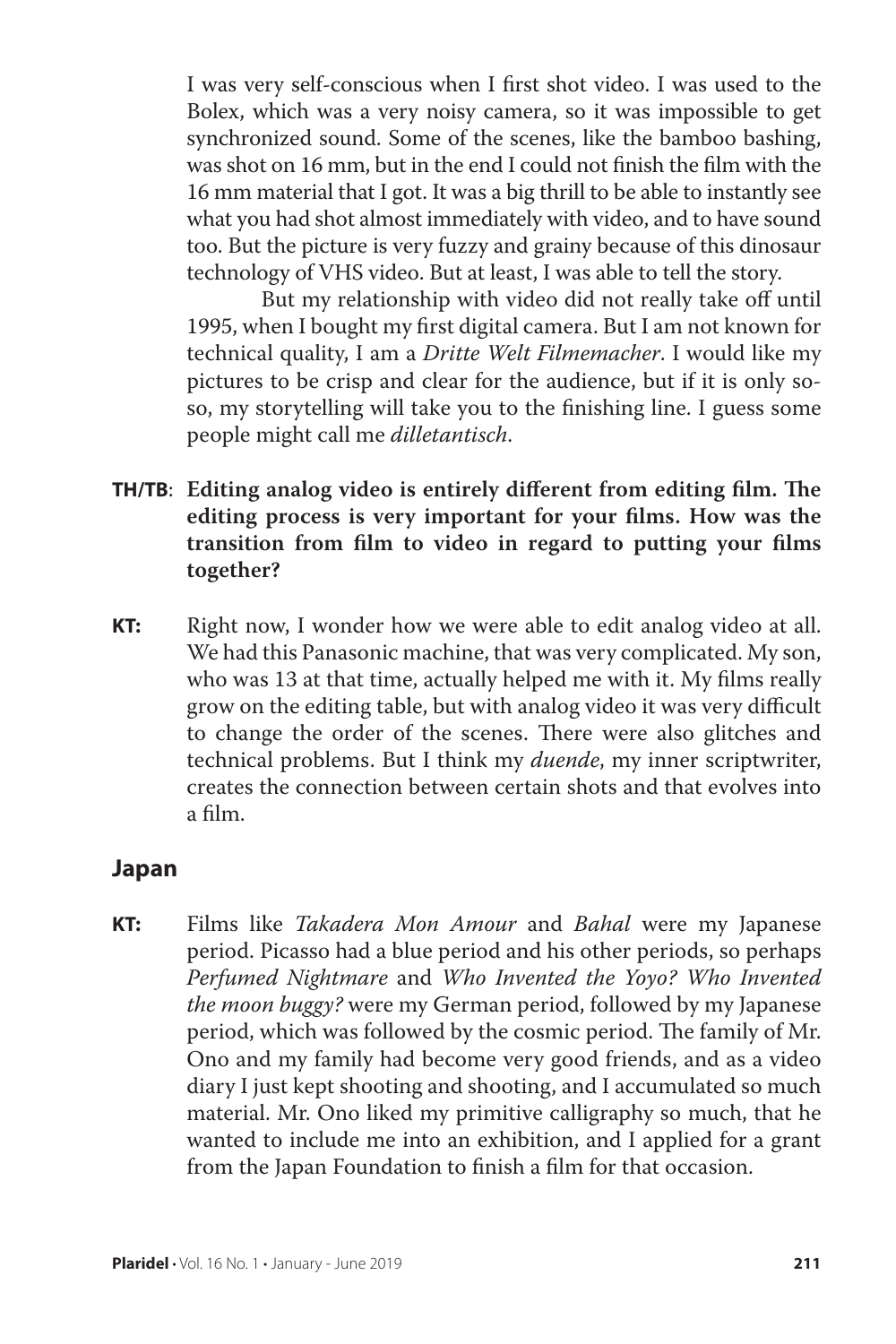I was very self-conscious when I first shot video. I was used to the Bolex, which was a very noisy camera, so it was impossible to get synchronized sound. Some of the scenes, like the bamboo bashing, was shot on 16 mm, but in the end I could not finish the film with the 16 mm material that I got. It was a big thrill to be able to instantly see what you had shot almost immediately with video, and to have sound too. But the picture is very fuzzy and grainy because of this dinosaur technology of VHS video. But at least, I was able to tell the story.

But my relationship with video did not really take off until 1995, when I bought my first digital camera. But I am not known for technical quality, I am a *Dritte Welt Filmemacher*. I would like my pictures to be crisp and clear for the audience, but if it is only so-so, my storytelling will take you to the finishing line. I guess some people might call me *dilletantisch*.

**TH/TB**: **Editing analog video is entirely different from editing film. The editing process is very important for your films. How was the transition from film to video in regard to putting your films together?**

**KT:** Right now, I wonder how we were able to edit analog video at all. We had this Panasonic machine, that was very complicated. My son, who was 13 at that time, actually helped me with it. My films really grow on the editing table, but with analog video it was very difficult to change the order of the scenes. There were also glitches and technical problems. But I think my *duende*, my inner scriptwriter, creates the connection between certain shots and that evolves into a film.

## Japan

**KT:** Films like *Takadera Mon Amour* and *Bahal* were my Japanese period. Picasso had a blue period and his other periods, so perhaps *Perfumed Nightmare* and *Who Invented the Yoyo? Who Invented the moon buggy?* were my German period, followed by my Japanese period, which was followed by the cosmic period. The family of Mr. Ono and my family had become very good friends, and as a video diary I just kept shooting and shooting, and I accumulated so much material. Mr. Ono liked my primitive calligraphy so much, that he wanted to include me into an exhibition, and I applied for a grant from the Japan Foundation to finish a film for that occasion.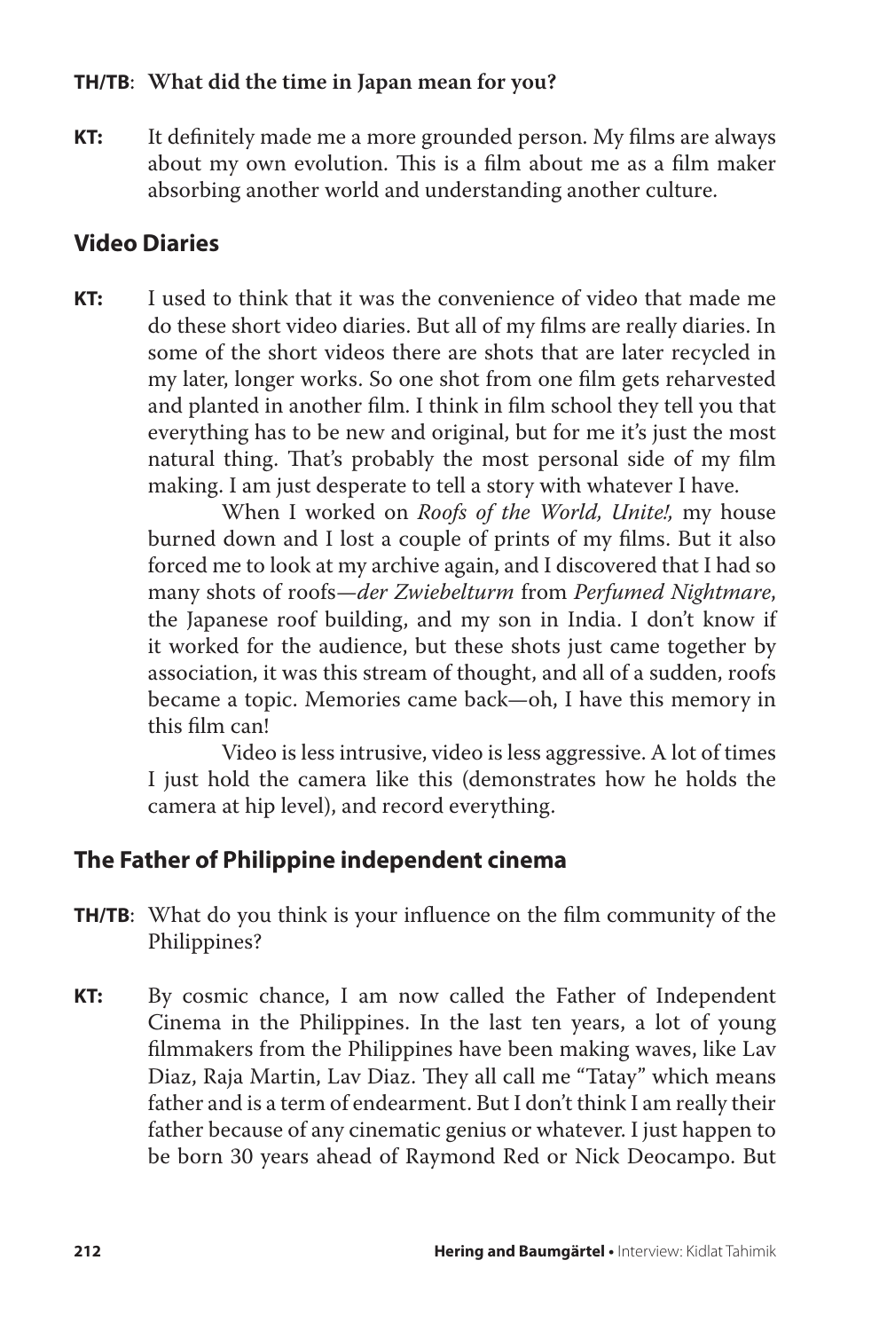**TH/TB**: **What did the time in Japan mean for you?**

**KT:** It definitely made me a more grounded person. My films are always about my own evolution. This is a film about me as a film maker absorbing another world and understanding another culture.

## Video Diaries

**KT:** I used to think that it was the convenience of video that made me do these short video diaries. But all of my films are really diaries. In some of the short videos there are shots that are later recycled in my later, longer works. So one shot from one film gets reharvested and planted in another film. I think in film school they tell you that everything has to be new and original, but for me it's just the most natural thing. That's probably the most personal side of my film making. I am just desperate to tell a story with whatever I have.

When I worked on *Roofs of the World, Unite!,* my house burned down and I lost a couple of prints of my films. But it also forced me to look at my archive again, and I discovered that I had so many shots of roofs—*der Zwiebelturm* from *Perfumed Nightmare*, the Japanese roof building, and my son in India. I don't know if it worked for the audience, but these shots just came together by association, it was this stream of thought, and all of a sudden, roofs became a topic. Memories came back—oh, I have this memory in this film can!

Video is less intrusive, video is less aggressive. A lot of times I just hold the camera like this (demonstrates how he holds the camera at hip level), and record everything.

## The Father of Philippine independent cinema

**TH/TB**: What do you think is your influence on the film community of the Philippines?

**KT:** By cosmic chance, I am now called the Father of Independent Cinema in the Philippines. In the last ten years, a lot of young filmmakers from the Philippines have been making waves, like Lav Diaz, Raja Martin, Lav Diaz. They all call me "Tatay" which means father and is a term of endearment. But I don't think I am really their father because of any cinematic genius or whatever. I just happen to be born 30 years ahead of Raymond Red or Nick Deocampo. But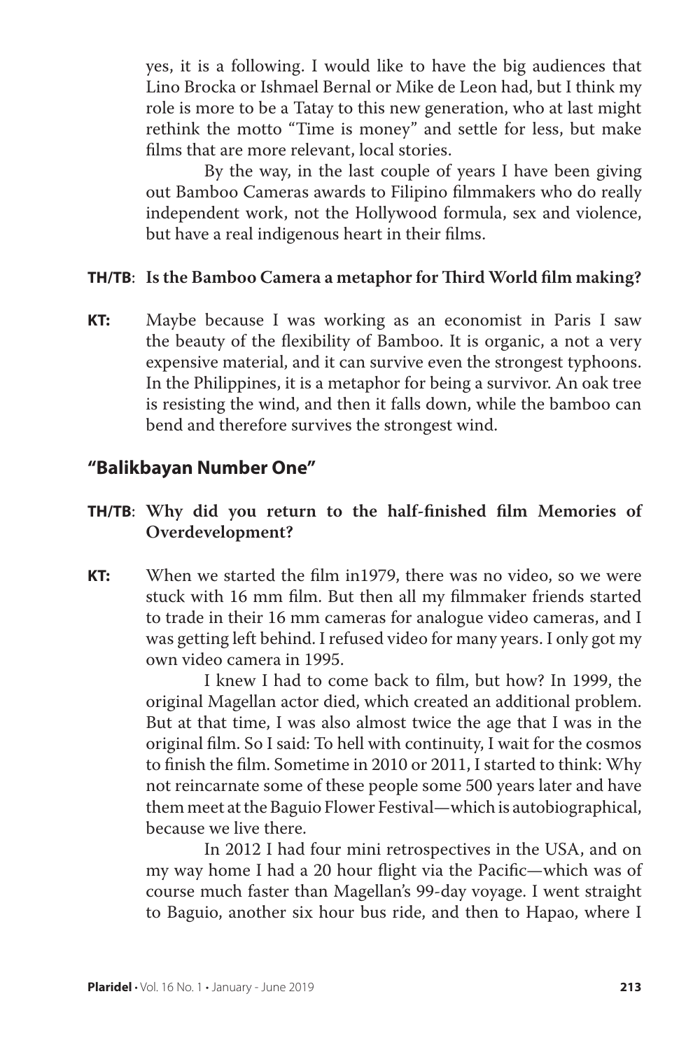yes, it is a following. I would like to have the big audiences that Lino Brocka or Ishmael Bernal or Mike de Leon had, but I think my role is more to be a Tatay to this new generation, who at last might rethink the motto "Time is money" and settle for less, but make films that are more relevant, local stories.

By the way, in the last couple of years I have been giving out Bamboo Cameras awards to Filipino filmmakers who do really independent work, not the Hollywood formula, sex and violence, but have a real indigenous heart in their films.

**TH/TB**: **Is the Bamboo Camera a metaphor for Third World film making?**

**KT:** Maybe because I was working as an economist in Paris I saw the beauty of the flexibility of Bamboo. It is organic, a not a very expensive material, and it can survive even the strongest typhoons. In the Philippines, it is a metaphor for being a survivor. An oak tree is resisting the wind, and then it falls down, while the bamboo can bend and therefore survives the strongest wind.

## "Balikbayan Number One"

**TH/TB**: **Why did you return to the half-finished film Memories of Overdevelopment?**

**KT:** When we started the film in1979, there was no video, so we were stuck with 16 mm film. But then all my filmmaker friends started to trade in their 16 mm cameras for analogue video cameras, and I was getting left behind. I refused video for many years. I only got my own video camera in 1995.

I knew I had to come back to film, but how? In 1999, the original Magellan actor died, which created an additional problem. But at that time, I was also almost twice the age that I was in the original film. So I said: To hell with continuity, I wait for the cosmos to finish the film. Sometime in 2010 or 2011, I started to think: Why not reincarnate some of these people some 500 years later and have them meet at the Baguio Flower Festival—which is autobiographical, because we live there.

In 2012 I had four mini retrospectives in the USA, and on my way home I had a 20 hour flight via the Pacific—which was of course much faster than Magellan's 99-day voyage. I went straight to Baguio, another six hour bus ride, and then to Hapao, where I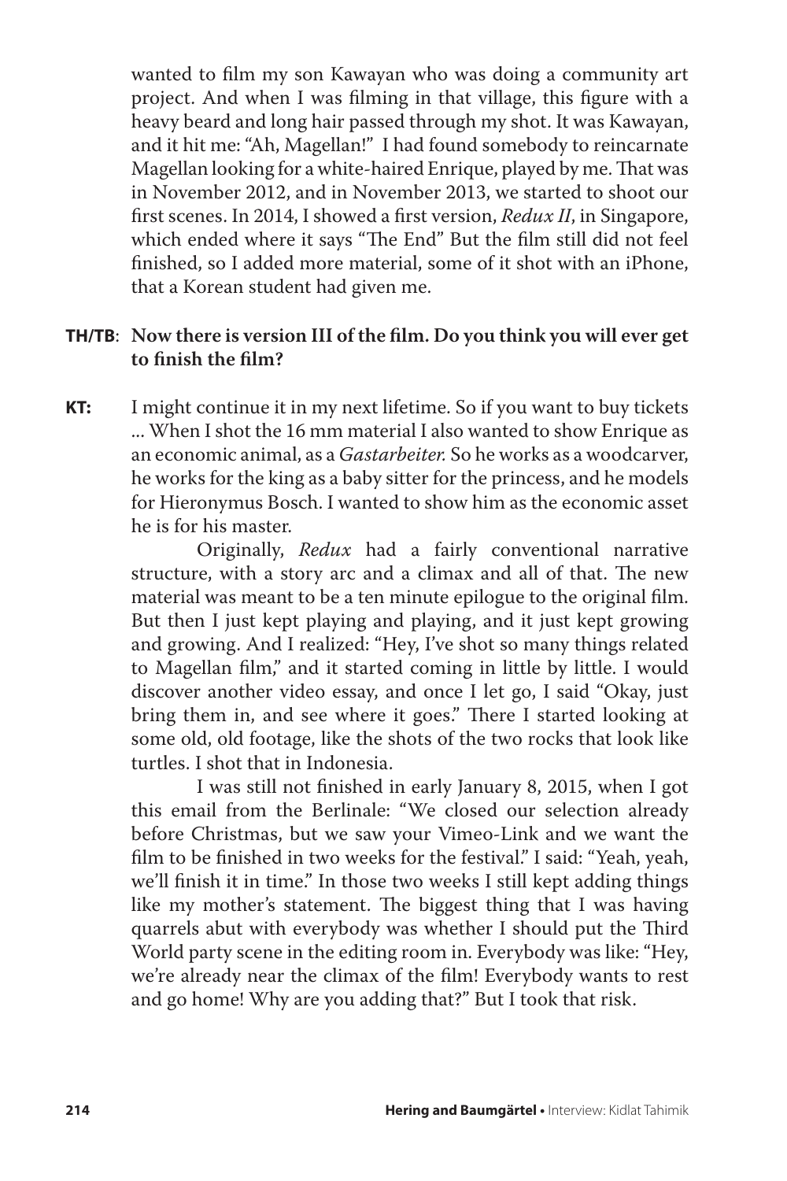wanted to film my son Kawayan who was doing a community art project. And when I was filming in that village, this figure with a heavy beard and long hair passed through my shot. It was Kawayan, and it hit me: "Ah, Magellan!" I had found somebody to reincarnate Magellan looking for a white-haired Enrique, played by me. That was in November 2012, and in November 2013, we started to shoot our first scenes. In 2014, I showed a first version, *Redux II*, in Singapore, which ended where it says "The End" But the film still did not feel finished, so I added more material, some of it shot with an iPhone, that a Korean student had given me.

**TH/TB**: **Now there is version III of the film. Do you think you will ever get to finish the film?**

**KT:** I might continue it in my next lifetime. So if you want to buy tickets ... When I shot the 16 mm material I also wanted to show Enrique as an economic animal, as a *Gastarbeiter.* So he works as a woodcarver, he works for the king as a baby sitter for the princess, and he models for Hieronymus Bosch. I wanted to show him as the economic asset he is for his master.

Originally, *Redux* had a fairly conventional narrative structure, with a story arc and a climax and all of that. The new material was meant to be a ten minute epilogue to the original film. But then I just kept playing and playing, and it just kept growing and growing. And I realized: "Hey, I've shot so many things related to Magellan film," and it started coming in little by little. I would discover another video essay, and once I let go, I said "Okay, just bring them in, and see where it goes." There I started looking at some old, old footage, like the shots of the two rocks that look like turtles. I shot that in Indonesia.

I was still not finished in early January 8, 2015, when I got this email from the Berlinale: "We closed our selection already before Christmas, but we saw your Vimeo-Link and we want the film to be finished in two weeks for the festival." I said: "Yeah, yeah, we'll finish it in time." In those two weeks I still kept adding things like my mother's statement. The biggest thing that I was having quarrels abut with everybody was whether I should put the Third World party scene in the editing room in. Everybody was like: "Hey, we're already near the climax of the film! Everybody wants to rest and go home! Why are you adding that?" But I took that risk.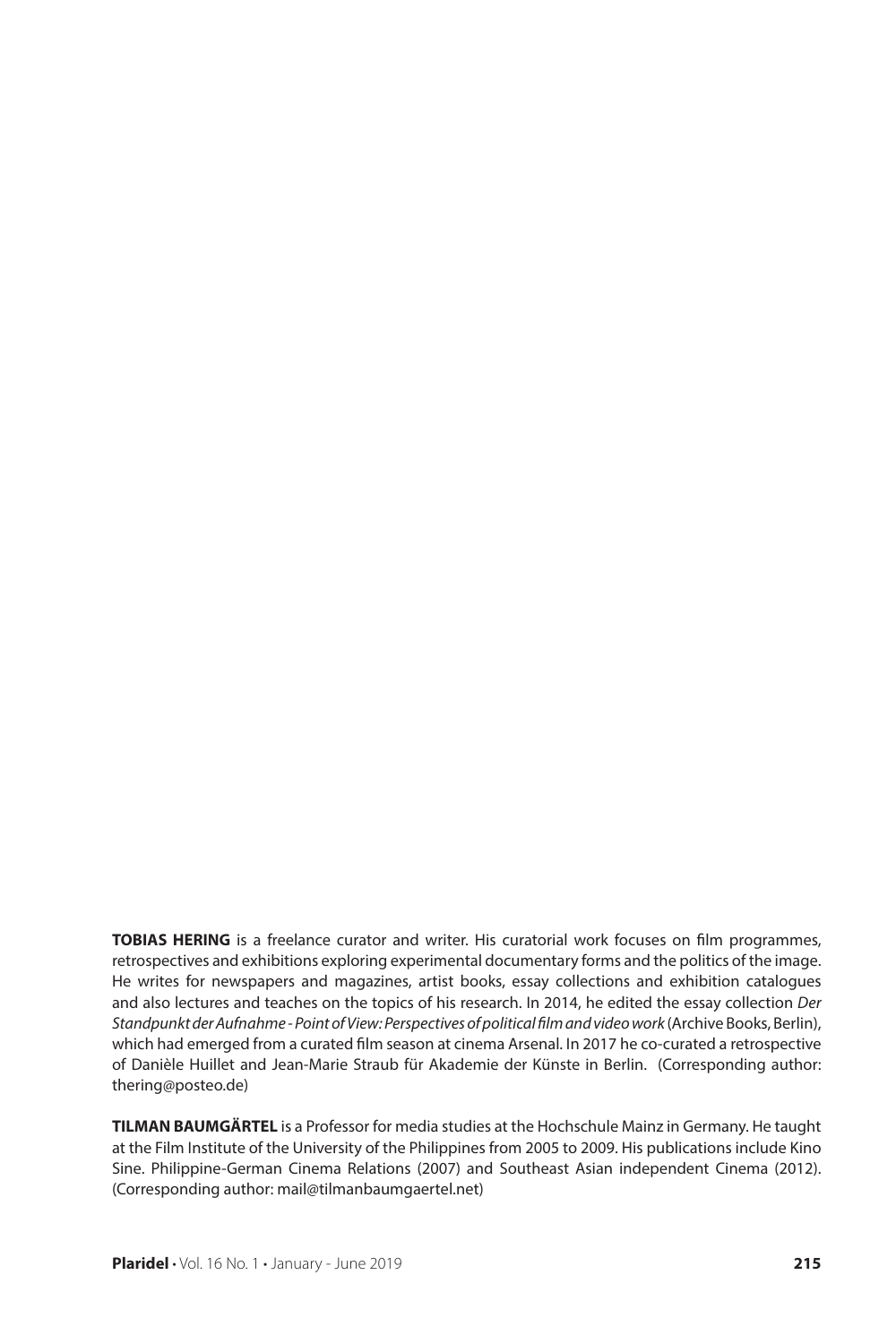**TOBIAS HERING** is a freelance curator and writer. His curatorial work focuses on film programmes, retrospectives and exhibitions exploring experimental documentary forms and the politics of the image. He writes for newspapers and magazines, artist books, essay collections and exhibition catalogues and also lectures and teaches on the topics of his research. In 2014, he edited the essay collection *Der Standpunkt der Aufnahme - Point of View: Perspectives of political film and video work* (Archive Books, Berlin), which had emerged from a curated film season at cinema Arsenal. In 2017 he co-curated a retrospective of Danièle Huillet and Jean-Marie Straub für Akademie der Künste in Berlin. (Corresponding author: thering@posteo.de)

**TILMAN BAUMGÄRTEL** is a Professor for media studies at the Hochschule Mainz in Germany. He taught at the Film Institute of the University of the Philippines from 2005 to 2009. His publications include Kino Sine. Philippine-German Cinema Relations (2007) and Southeast Asian independent Cinema (2012). (Corresponding author: mail@tilmanbaumgaertel.net)